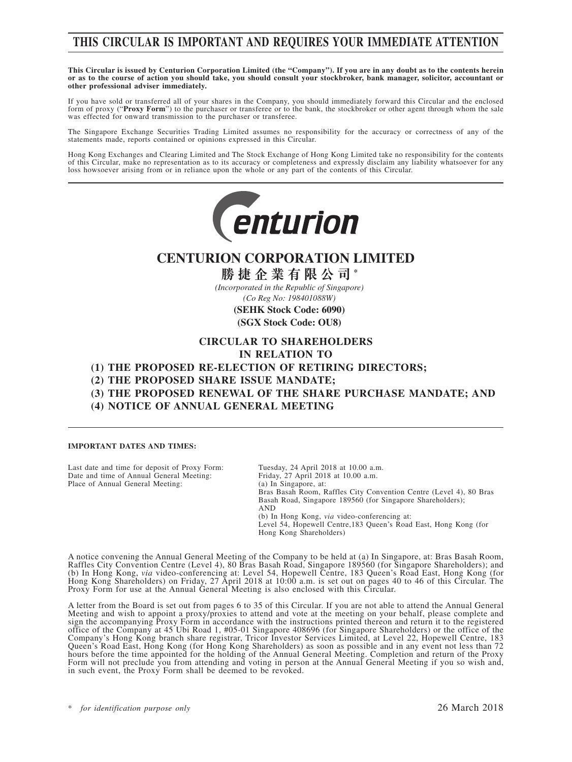# THIS CIRCULAR IS IMPORTANT AND REQUIRES YOUR IMMEDIATE ATTENTION

**This Circular is issued by Centurion Corporation Limited (the "Company"). If you are in any doubt as to the contents herein or as to the course of action you should take, you should consult your stockbroker, bank manager, solicitor, accountant or other professional adviser immediately.**

If you have sold or transferred all of your shares in the Company, you should immediately forward this Circular and the enclosed form of proxy ("**Proxy Form**") to the purchaser or transferee or to the bank, the stockbroker or other agent through whom the sale was effected for onward transmission to the purchaser or transferee.

The Singapore Exchange Securities Trading Limited assumes no responsibility for the accuracy or correctness of any of the statements made, reports contained or opinions expressed in this Circular.

Hong Kong Exchanges and Clearing Limited and The Stock Exchange of Hong Kong Limited take no responsibility for the contents of this Circular, make no representation as to its accuracy or completeness and expressly disclaim any liability whatsoever for any loss howsoever arising from or in reliance upon the whole or any part of the contents of this Circular.

Centurion

## CENTURION CORPORATION LIMITED

**勝捷企業有限公司** *

*(Incorporated in the Republic of Singapore)*

*(Co Reg No: 198401088W)*

**(SEHK Stock Code: 6090)**

**(SGX Stock Code: OU8)**

## CIRCULAR TO SHAREHOLDERS IN RELATION TO

## (1) THE PROPOSED RE-ELECTION OF RETIRING DIRECTORS;
## (2) THE PROPOSED SHARE ISSUE MANDATE;
## (3) THE PROPOSED RENEWAL OF THE SHARE PURCHASE MANDATE; AND
## (4) NOTICE OF ANNUAL GENERAL MEETING

**IMPORTANT DATES AND TIMES:**

| | |
|---|---|
| Last date and time for deposit of Proxy Form: | Tuesday, 24 April 2018 at 10.00 a.m. |
| Date and time of Annual General Meeting: | Friday, 27 April 2018 at 10.00 a.m. |
| Place of Annual General Meeting: | (a) In Singapore, at: Bras Basah Room, Raffles City Convention Centre (Level 4), 80 Bras Basah Road, Singapore 189560 (for Singapore Shareholders); AND (b) In Hong Kong, *via* video-conferencing at: Level 54, Hopewell Centre,183 Queen's Road East, Hong Kong (for Hong Kong Shareholders) |

A notice convening the Annual General Meeting of the Company to be held at (a) In Singapore, at: Bras Basah Room, Raffles City Convention Centre (Level 4), 80 Bras Basah Road, Singapore 189560 (for Singapore Shareholders); and (b) In Hong Kong, *via* video-conferencing at: Level 54, Hopewell Centre, 183 Queen's Road East, Hong Kong (for Hong Kong Shareholders) on Friday, 27 April 2018 at 10:00 a.m. is set out on pages 40 to 46 of this Circular. The Proxy Form for use at the Annual General Meeting is also enclosed with this Circular.

A letter from the Board is set out from pages 6 to 35 of this Circular. If you are not able to attend the Annual General Meeting and wish to appoint a proxy/proxies to attend and vote at the meeting on your behalf, please complete and sign the accompanying Proxy Form in accordance with the instructions printed thereon and return it to the registered office of the Company at 45 Ubi Road 1, #05-01 Singapore 408696 (for Singapore Shareholders) or the office of the Company's Hong Kong branch share registrar, Tricor Investor Services Limited, at Level 22, Hopewell Centre, 183 Queen's Road East, Hong Kong (for Hong Kong Shareholders) as soon as possible and in any event not less than 72 hours before the time appointed for the holding of the Annual General Meeting. Completion and return of the Proxy Form will not preclude you from attending and voting in person at the Annual General Meeting if you so wish and, in such event, the Proxy Form shall be deemed to be revoked.

\* *for identification purpose only*

26 March 2018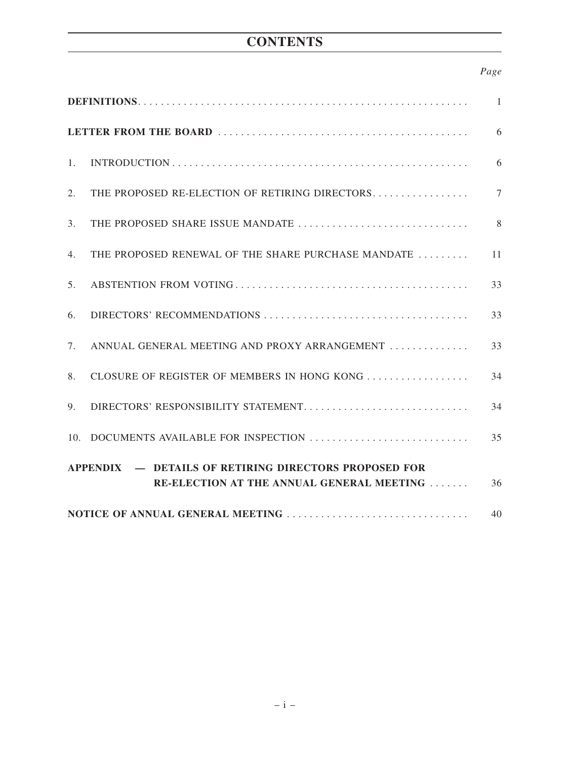# CONTENTS

| | *Page* |
|---|---|
| **DEFINITIONS** | 1 |
| **LETTER FROM THE BOARD** | 6 |
| 1. INTRODUCTION | 6 |
| 2. THE PROPOSED RE-ELECTION OF RETIRING DIRECTORS | 7 |
| 3. THE PROPOSED SHARE ISSUE MANDATE | 8 |
| 4. THE PROPOSED RENEWAL OF THE SHARE PURCHASE MANDATE | 11 |
| 5. ABSTENTION FROM VOTING | 33 |
| 6. DIRECTORS' RECOMMENDATIONS | 33 |
| 7. ANNUAL GENERAL MEETING AND PROXY ARRANGEMENT | 33 |
| 8. CLOSURE OF REGISTER OF MEMBERS IN HONG KONG | 34 |
| 9. DIRECTORS' RESPONSIBILITY STATEMENT | 34 |
| 10. DOCUMENTS AVAILABLE FOR INSPECTION | 35 |
| **APPENDIX — DETAILS OF RETIRING DIRECTORS PROPOSED FOR RE-ELECTION AT THE ANNUAL GENERAL MEETING** | 36 |
| **NOTICE OF ANNUAL GENERAL MEETING** | 40 |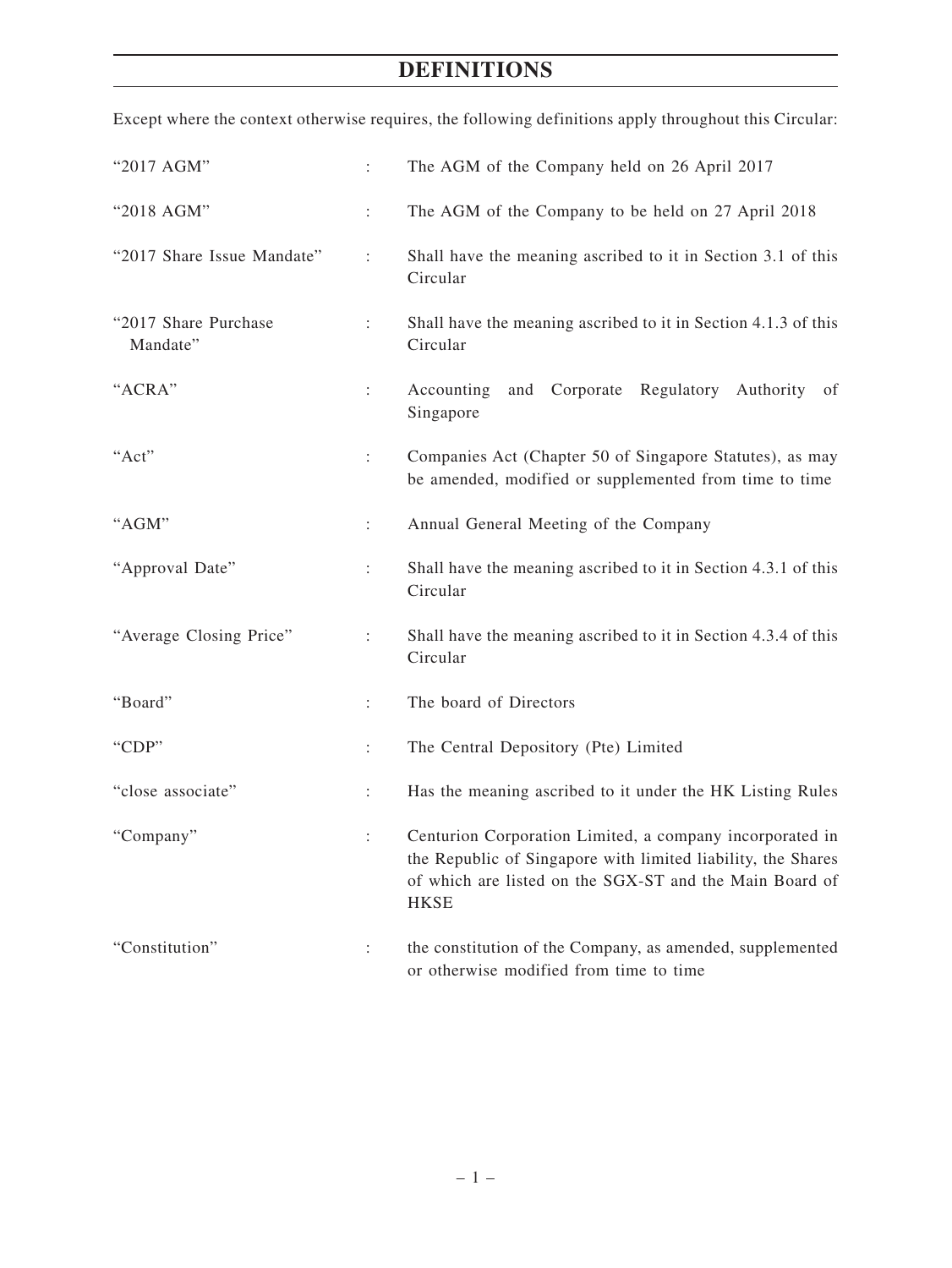# DEFINITIONS

Except where the context otherwise requires, the following definitions apply throughout this Circular:

| | | |
|---|---|---|
| "2017 AGM" | : | The AGM of the Company held on 26 April 2017 |
| "2018 AGM" | : | The AGM of the Company to be held on 27 April 2018 |
| "2017 Share Issue Mandate" | : | Shall have the meaning ascribed to it in Section 3.1 of this Circular |
| "2017 Share Purchase Mandate" | : | Shall have the meaning ascribed to it in Section 4.1.3 of this Circular |
| "ACRA" | : | Accounting and Corporate Regulatory Authority of Singapore |
| "Act" | : | Companies Act (Chapter 50 of Singapore Statutes), as may be amended, modified or supplemented from time to time |
| "AGM" | : | Annual General Meeting of the Company |
| "Approval Date" | : | Shall have the meaning ascribed to it in Section 4.3.1 of this Circular |
| "Average Closing Price" | : | Shall have the meaning ascribed to it in Section 4.3.4 of this Circular |
| "Board" | : | The board of Directors |
| "CDP" | : | The Central Depository (Pte) Limited |
| "close associate" | : | Has the meaning ascribed to it under the HK Listing Rules |
| "Company" | : | Centurion Corporation Limited, a company incorporated in the Republic of Singapore with limited liability, the Shares of which are listed on the SGX-ST and the Main Board of HKSE |
| "Constitution" | : | the constitution of the Company, as amended, supplemented or otherwise modified from time to time |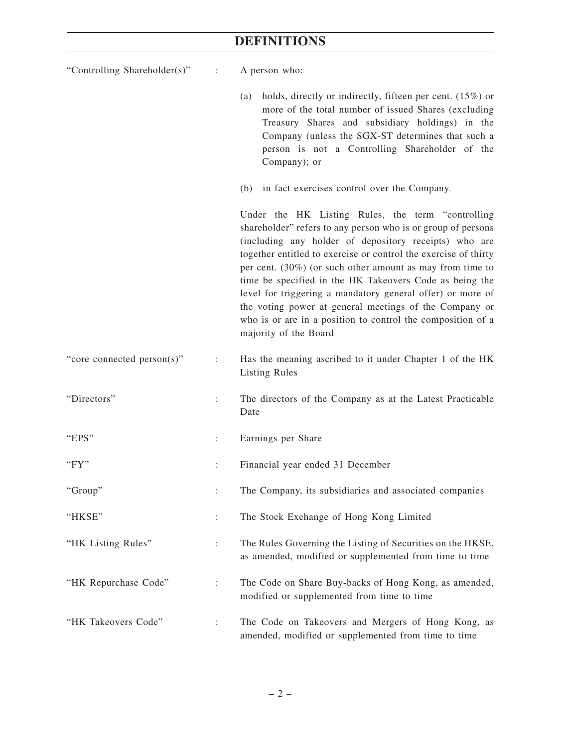# DEFINITIONS

| | | |
|---|---|---|
| "Controlling Shareholder(s)" | : | A person who:<br><br>(a) holds, directly or indirectly, fifteen per cent. (15%) or more of the total number of issued Shares (excluding Treasury Shares and subsidiary holdings) in the Company (unless the SGX-ST determines that such a person is not a Controlling Shareholder of the Company); or<br><br>(b) in fact exercises control over the Company.<br><br>Under the HK Listing Rules, the term "controlling shareholder" refers to any person who is or group of persons (including any holder of depository receipts) who are together entitled to exercise or control the exercise of thirty per cent. (30%) (or such other amount as may from time to time be specified in the HK Takeovers Code as being the level for triggering a mandatory general offer) or more of the voting power at general meetings of the Company or who is or are in a position to control the composition of a majority of the Board |
| "core connected person(s)" | : | Has the meaning ascribed to it under Chapter 1 of the HK Listing Rules |
| "Directors" | : | The directors of the Company as at the Latest Practicable Date |
| "EPS" | : | Earnings per Share |
| "FY" | : | Financial year ended 31 December |
| "Group" | : | The Company, its subsidiaries and associated companies |
| "HKSE" | : | The Stock Exchange of Hong Kong Limited |
| "HK Listing Rules" | : | The Rules Governing the Listing of Securities on the HKSE, as amended, modified or supplemented from time to time |
| "HK Repurchase Code" | : | The Code on Share Buy-backs of Hong Kong, as amended, modified or supplemented from time to time |
| "HK Takeovers Code" | : | The Code on Takeovers and Mergers of Hong Kong, as amended, modified or supplemented from time to time |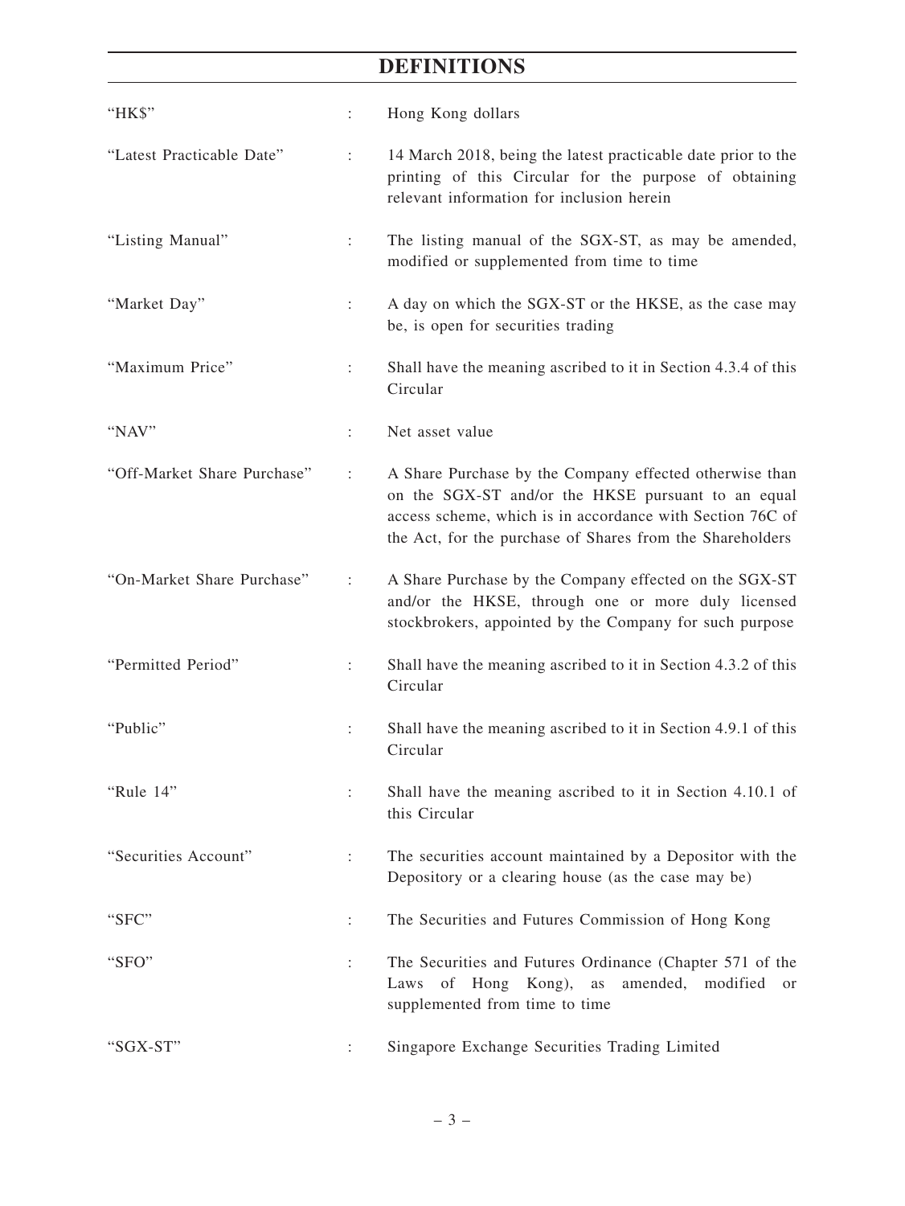## DEFINITIONS

| | | |
|---|---|---|
| "HK$" | : | Hong Kong dollars |
| "Latest Practicable Date" | : | 14 March 2018, being the latest practicable date prior to the printing of this Circular for the purpose of obtaining relevant information for inclusion herein |
| "Listing Manual" | : | The listing manual of the SGX-ST, as may be amended, modified or supplemented from time to time |
| "Market Day" | : | A day on which the SGX-ST or the HKSE, as the case may be, is open for securities trading |
| "Maximum Price" | : | Shall have the meaning ascribed to it in Section 4.3.4 of this Circular |
| "NAV" | : | Net asset value |
| "Off-Market Share Purchase" | : | A Share Purchase by the Company effected otherwise than on the SGX-ST and/or the HKSE pursuant to an equal access scheme, which is in accordance with Section 76C of the Act, for the purchase of Shares from the Shareholders |
| "On-Market Share Purchase" | : | A Share Purchase by the Company effected on the SGX-ST and/or the HKSE, through one or more duly licensed stockbrokers, appointed by the Company for such purpose |
| "Permitted Period" | : | Shall have the meaning ascribed to it in Section 4.3.2 of this Circular |
| "Public" | : | Shall have the meaning ascribed to it in Section 4.9.1 of this Circular |
| "Rule 14" | : | Shall have the meaning ascribed to it in Section 4.10.1 of this Circular |
| "Securities Account" | : | The securities account maintained by a Depositor with the Depository or a clearing house (as the case may be) |
| "SFC" | : | The Securities and Futures Commission of Hong Kong |
| "SFO" | : | The Securities and Futures Ordinance (Chapter 571 of the Laws of Hong Kong), as amended, modified or supplemented from time to time |
| "SGX-ST" | : | Singapore Exchange Securities Trading Limited |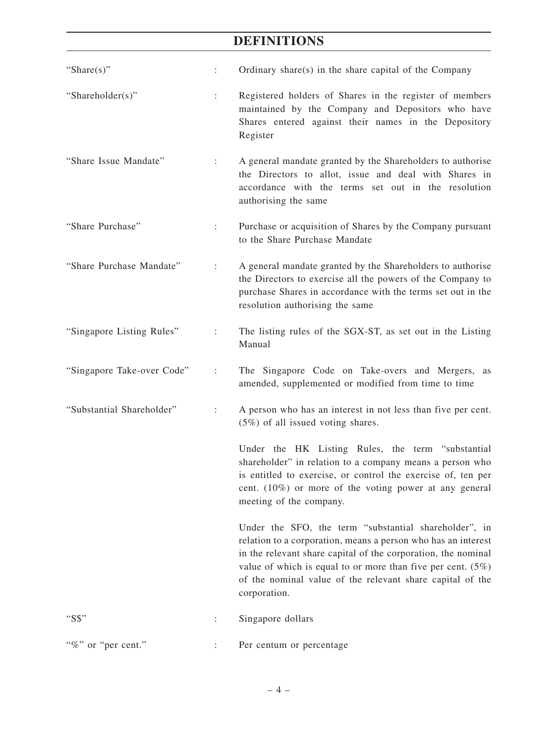# DEFINITIONS

| | | |
|---|---|---|
| "Share(s)" | : | Ordinary share(s) in the share capital of the Company |
| "Shareholder(s)" | : | Registered holders of Shares in the register of members maintained by the Company and Depositors who have Shares entered against their names in the Depository Register |
| "Share Issue Mandate" | : | A general mandate granted by the Shareholders to authorise the Directors to allot, issue and deal with Shares in accordance with the terms set out in the resolution authorising the same |
| "Share Purchase" | : | Purchase or acquisition of Shares by the Company pursuant to the Share Purchase Mandate |
| "Share Purchase Mandate" | : | A general mandate granted by the Shareholders to authorise the Directors to exercise all the powers of the Company to purchase Shares in accordance with the terms set out in the resolution authorising the same |
| "Singapore Listing Rules" | : | The listing rules of the SGX-ST, as set out in the Listing Manual |
| "Singapore Take-over Code" | : | The Singapore Code on Take-overs and Mergers, as amended, supplemented or modified from time to time |
| "Substantial Shareholder" | : | A person who has an interest in not less than five per cent. (5%) of all issued voting shares.<br><br>Under the HK Listing Rules, the term "substantial shareholder" in relation to a company means a person who is entitled to exercise, or control the exercise of, ten per cent. (10%) or more of the voting power at any general meeting of the company.<br><br>Under the SFO, the term "substantial shareholder", in relation to a corporation, means a person who has an interest in the relevant share capital of the corporation, the nominal value of which is equal to or more than five per cent. (5%) of the nominal value of the relevant share capital of the corporation. |
| "S$" | : | Singapore dollars |
| "%" or "per cent." | : | Per centum or percentage |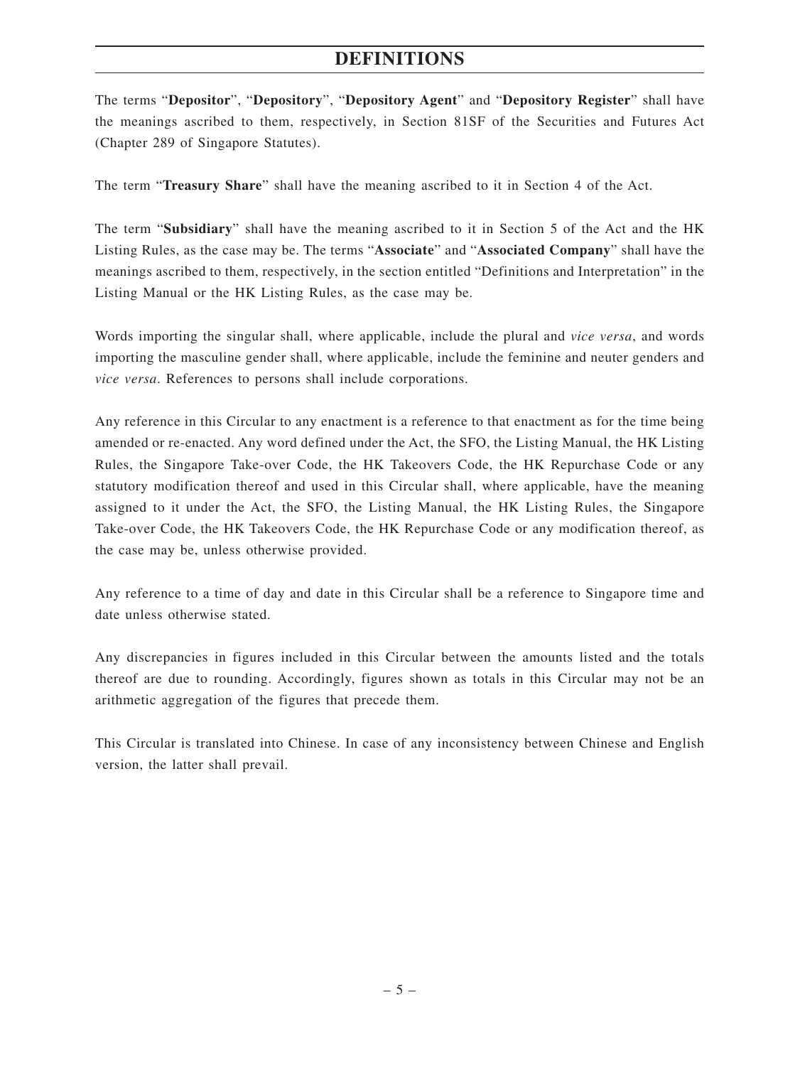# DEFINITIONS

The terms "**Depositor**", "**Depository**", "**Depository Agent**" and "**Depository Register**" shall have the meanings ascribed to them, respectively, in Section 81SF of the Securities and Futures Act (Chapter 289 of Singapore Statutes).

The term "**Treasury Share**" shall have the meaning ascribed to it in Section 4 of the Act.

The term "**Subsidiary**" shall have the meaning ascribed to it in Section 5 of the Act and the HK Listing Rules, as the case may be. The terms "**Associate**" and "**Associated Company**" shall have the meanings ascribed to them, respectively, in the section entitled "Definitions and Interpretation" in the Listing Manual or the HK Listing Rules, as the case may be.

Words importing the singular shall, where applicable, include the plural and *vice versa*, and words importing the masculine gender shall, where applicable, include the feminine and neuter genders and *vice versa*. References to persons shall include corporations.

Any reference in this Circular to any enactment is a reference to that enactment as for the time being amended or re-enacted. Any word defined under the Act, the SFO, the Listing Manual, the HK Listing Rules, the Singapore Take-over Code, the HK Takeovers Code, the HK Repurchase Code or any statutory modification thereof and used in this Circular shall, where applicable, have the meaning assigned to it under the Act, the SFO, the Listing Manual, the HK Listing Rules, the Singapore Take-over Code, the HK Takeovers Code, the HK Repurchase Code or any modification thereof, as the case may be, unless otherwise provided.

Any reference to a time of day and date in this Circular shall be a reference to Singapore time and date unless otherwise stated.

Any discrepancies in figures included in this Circular between the amounts listed and the totals thereof are due to rounding. Accordingly, figures shown as totals in this Circular may not be an arithmetic aggregation of the figures that precede them.

This Circular is translated into Chinese. In case of any inconsistency between Chinese and English version, the latter shall prevail.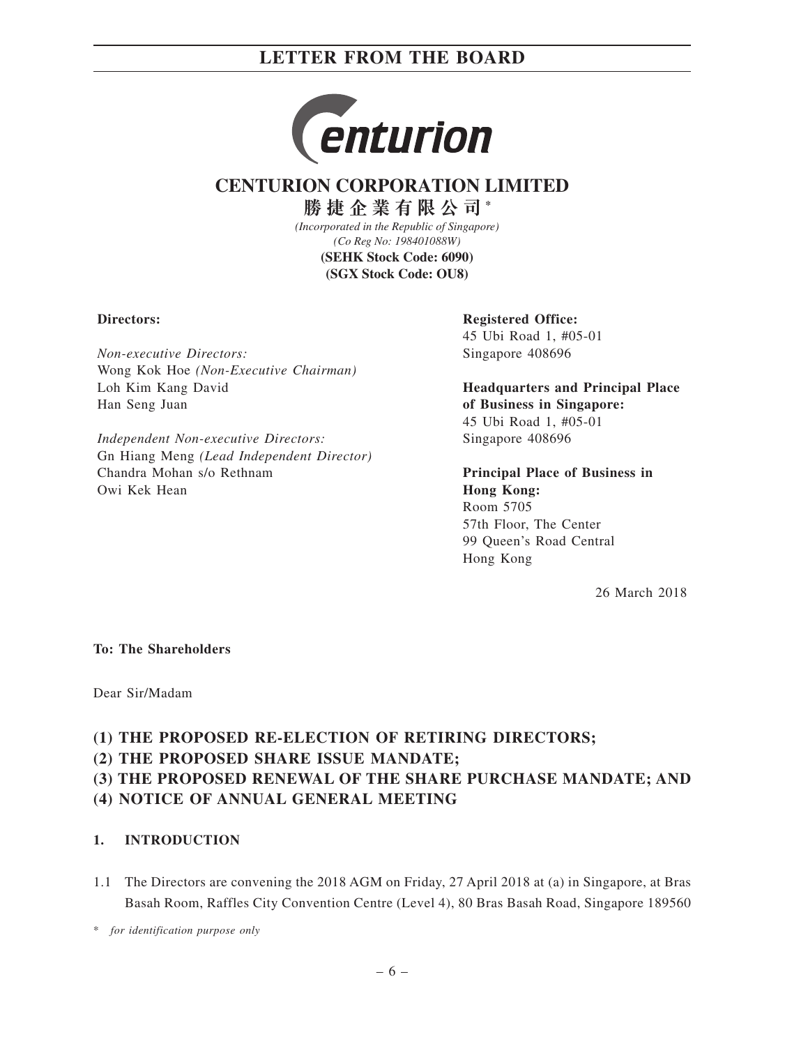# CENTURION CORPORATION LIMITED

**勝捷企業有限公司** *

*(Incorporated in the Republic of Singapore)*
*(Co Reg No: 198401088W)*
**(SEHK Stock Code: 6090)**
**(SGX Stock Code: OU8)**

**Directors:**

*Non-executive Directors:*
Wong Kok Hoe *(Non-Executive Chairman)*
Loh Kim Kang David
Han Seng Juan

*Independent Non-executive Directors:*
Gn Hiang Meng *(Lead Independent Director)*
Chandra Mohan s/o Rethnam
Owi Kek Hean

**Registered Office:**
45 Ubi Road 1, #05-01
Singapore 408696

**Headquarters and Principal Place of Business in Singapore:**
45 Ubi Road 1, #05-01
Singapore 408696

**Principal Place of Business in Hong Kong:**
Room 5705
57th Floor, The Center
99 Queen's Road Central
Hong Kong

26 March 2018

**To: The Shareholders**

Dear Sir/Madam

**(1) THE PROPOSED RE-ELECTION OF RETIRING DIRECTORS;**
**(2) THE PROPOSED SHARE ISSUE MANDATE;**
**(3) THE PROPOSED RENEWAL OF THE SHARE PURCHASE MANDATE; AND**
**(4) NOTICE OF ANNUAL GENERAL MEETING**

## 1. INTRODUCTION

1.1 The Directors are convening the 2018 AGM on Friday, 27 April 2018 at (a) in Singapore, at Bras Basah Room, Raffles City Convention Centre (Level 4), 80 Bras Basah Road, Singapore 189560

\* *for identification purpose only*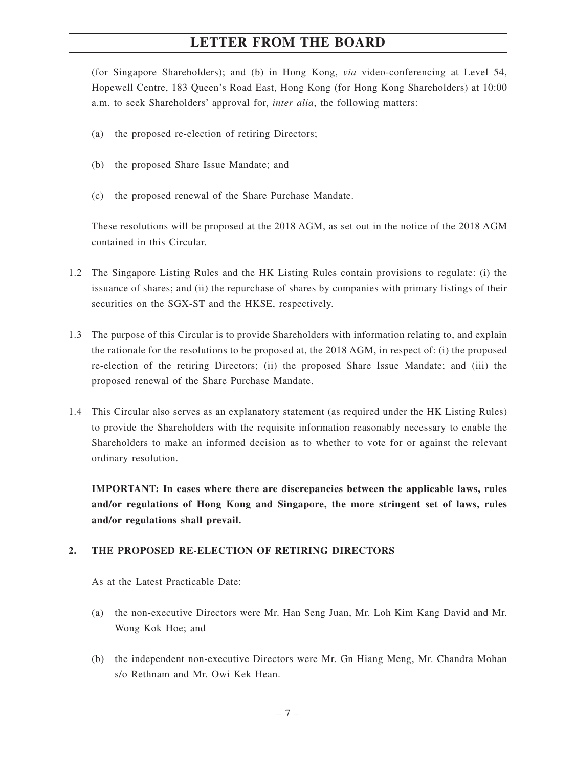(for Singapore Shareholders); and (b) in Hong Kong, *via* video-conferencing at Level 54, Hopewell Centre, 183 Queen's Road East, Hong Kong (for Hong Kong Shareholders) at 10:00 a.m. to seek Shareholders' approval for, *inter alia*, the following matters:

(a) the proposed re-election of retiring Directors;

(b) the proposed Share Issue Mandate; and

(c) the proposed renewal of the Share Purchase Mandate.

These resolutions will be proposed at the 2018 AGM, as set out in the notice of the 2018 AGM contained in this Circular.

1.2 The Singapore Listing Rules and the HK Listing Rules contain provisions to regulate: (i) the issuance of shares; and (ii) the repurchase of shares by companies with primary listings of their securities on the SGX-ST and the HKSE, respectively.

1.3 The purpose of this Circular is to provide Shareholders with information relating to, and explain the rationale for the resolutions to be proposed at, the 2018 AGM, in respect of: (i) the proposed re-election of the retiring Directors; (ii) the proposed Share Issue Mandate; and (iii) the proposed renewal of the Share Purchase Mandate.

1.4 This Circular also serves as an explanatory statement (as required under the HK Listing Rules) to provide the Shareholders with the requisite information reasonably necessary to enable the Shareholders to make an informed decision as to whether to vote for or against the relevant ordinary resolution.

**IMPORTANT: In cases where there are discrepancies between the applicable laws, rules and/or regulations of Hong Kong and Singapore, the more stringent set of laws, rules and/or regulations shall prevail.**

## 2. THE PROPOSED RE-ELECTION OF RETIRING DIRECTORS

As at the Latest Practicable Date:

(a) the non-executive Directors were Mr. Han Seng Juan, Mr. Loh Kim Kang David and Mr. Wong Kok Hoe; and

(b) the independent non-executive Directors were Mr. Gn Hiang Meng, Mr. Chandra Mohan s/o Rethnam and Mr. Owi Kek Hean.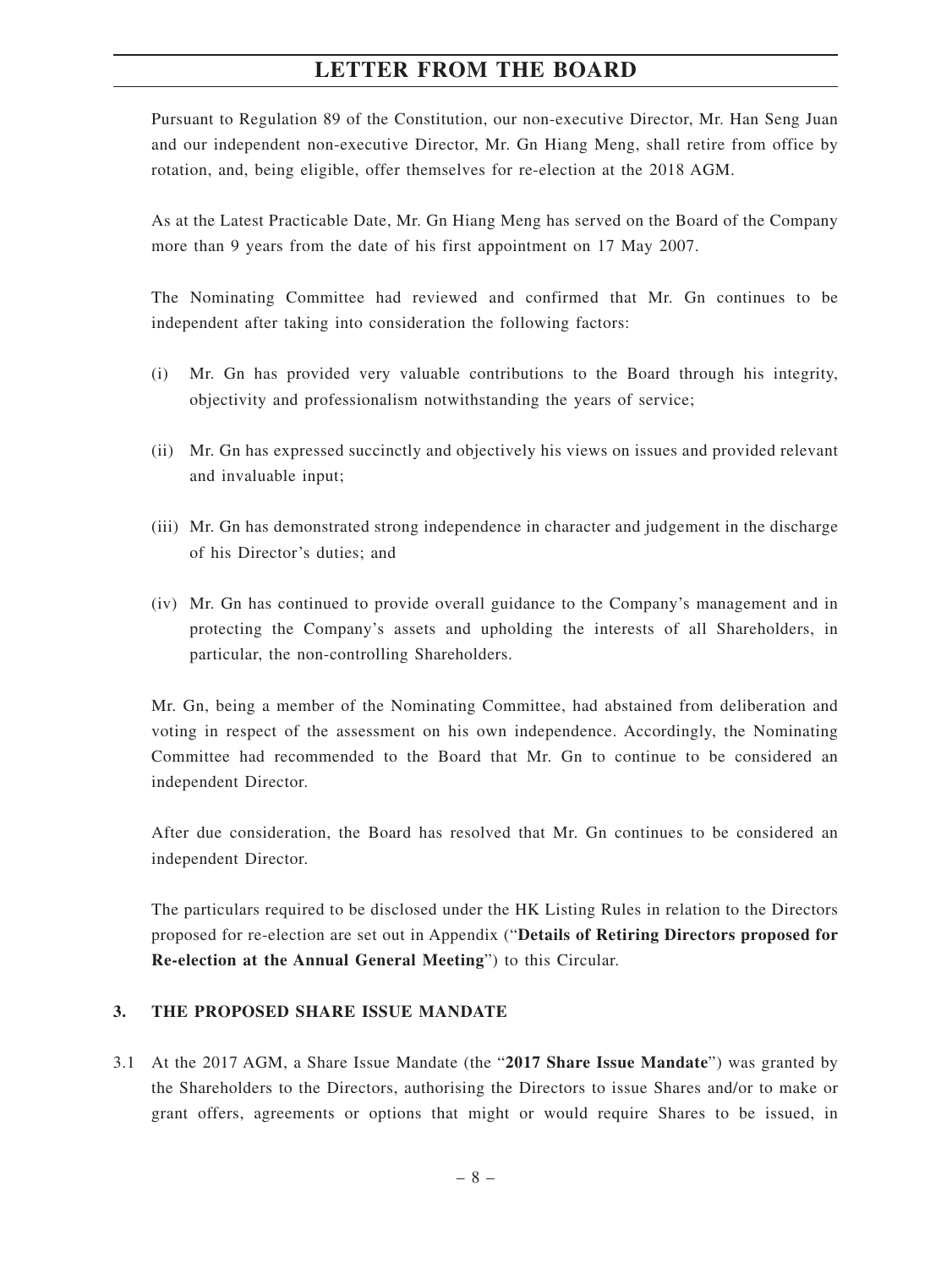Pursuant to Regulation 89 of the Constitution, our non-executive Director, Mr. Han Seng Juan and our independent non-executive Director, Mr. Gn Hiang Meng, shall retire from office by rotation, and, being eligible, offer themselves for re-election at the 2018 AGM.

As at the Latest Practicable Date, Mr. Gn Hiang Meng has served on the Board of the Company more than 9 years from the date of his first appointment on 17 May 2007.

The Nominating Committee had reviewed and confirmed that Mr. Gn continues to be independent after taking into consideration the following factors:

(i) Mr. Gn has provided very valuable contributions to the Board through his integrity, objectivity and professionalism notwithstanding the years of service;

(ii) Mr. Gn has expressed succinctly and objectively his views on issues and provided relevant and invaluable input;

(iii) Mr. Gn has demonstrated strong independence in character and judgement in the discharge of his Director's duties; and

(iv) Mr. Gn has continued to provide overall guidance to the Company's management and in protecting the Company's assets and upholding the interests of all Shareholders, in particular, the non-controlling Shareholders.

Mr. Gn, being a member of the Nominating Committee, had abstained from deliberation and voting in respect of the assessment on his own independence. Accordingly, the Nominating Committee had recommended to the Board that Mr. Gn to continue to be considered an independent Director.

After due consideration, the Board has resolved that Mr. Gn continues to be considered an independent Director.

The particulars required to be disclosed under the HK Listing Rules in relation to the Directors proposed for re-election are set out in Appendix ("**Details of Retiring Directors proposed for Re-election at the Annual General Meeting**") to this Circular.

## 3. THE PROPOSED SHARE ISSUE MANDATE

3.1 At the 2017 AGM, a Share Issue Mandate (the "**2017 Share Issue Mandate**") was granted by the Shareholders to the Directors, authorising the Directors to issue Shares and/or to make or grant offers, agreements or options that might or would require Shares to be issued, in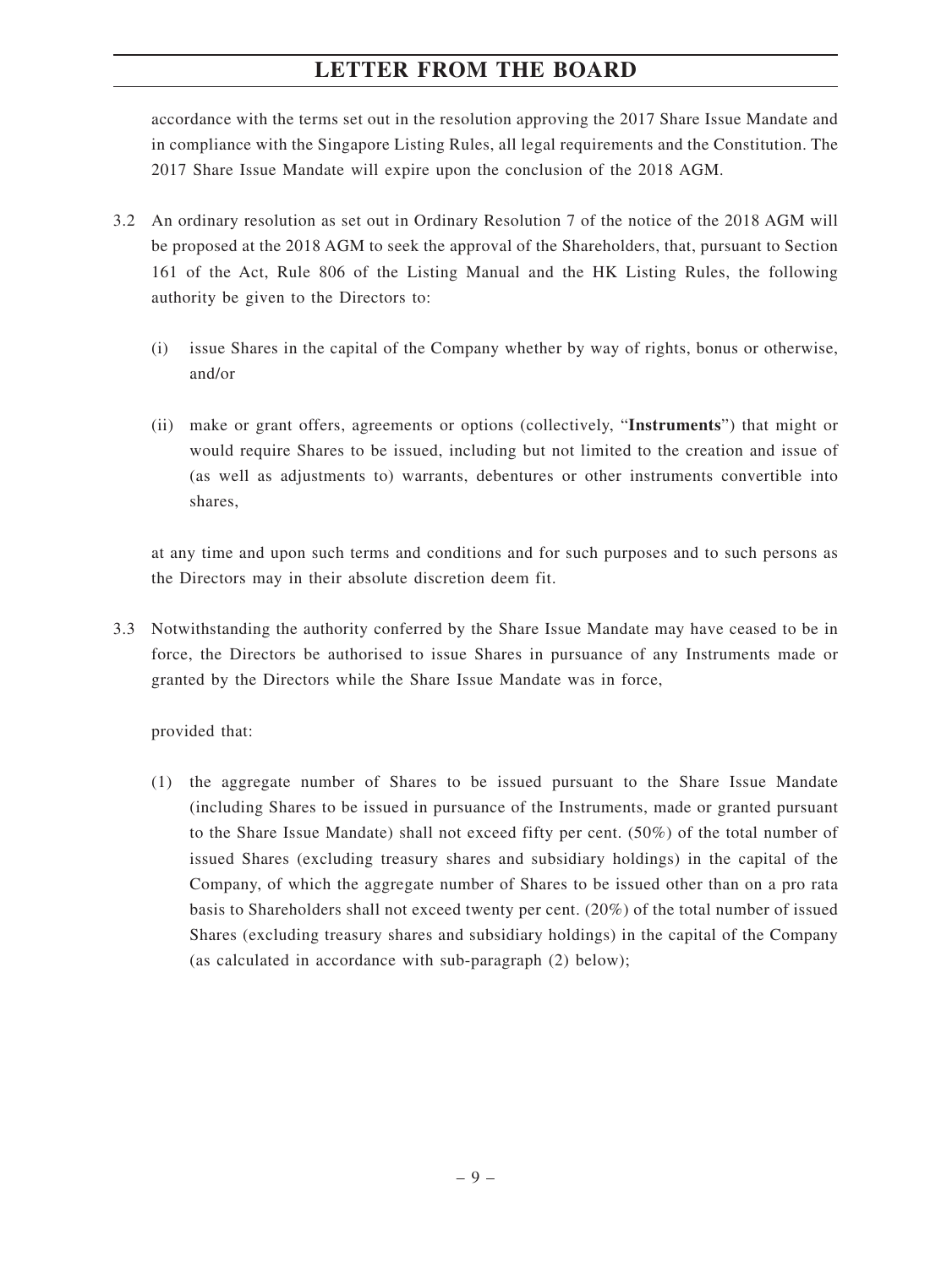accordance with the terms set out in the resolution approving the 2017 Share Issue Mandate and in compliance with the Singapore Listing Rules, all legal requirements and the Constitution. The 2017 Share Issue Mandate will expire upon the conclusion of the 2018 AGM.

3.2 An ordinary resolution as set out in Ordinary Resolution 7 of the notice of the 2018 AGM will be proposed at the 2018 AGM to seek the approval of the Shareholders, that, pursuant to Section 161 of the Act, Rule 806 of the Listing Manual and the HK Listing Rules, the following authority be given to the Directors to:

   (i) issue Shares in the capital of the Company whether by way of rights, bonus or otherwise, and/or

   (ii) make or grant offers, agreements or options (collectively, "**Instruments**") that might or would require Shares to be issued, including but not limited to the creation and issue of (as well as adjustments to) warrants, debentures or other instruments convertible into shares,

   at any time and upon such terms and conditions and for such purposes and to such persons as the Directors may in their absolute discretion deem fit.

3.3 Notwithstanding the authority conferred by the Share Issue Mandate may have ceased to be in force, the Directors be authorised to issue Shares in pursuance of any Instruments made or granted by the Directors while the Share Issue Mandate was in force,

   provided that:

   (1) the aggregate number of Shares to be issued pursuant to the Share Issue Mandate (including Shares to be issued in pursuance of the Instruments, made or granted pursuant to the Share Issue Mandate) shall not exceed fifty per cent. (50%) of the total number of issued Shares (excluding treasury shares and subsidiary holdings) in the capital of the Company, of which the aggregate number of Shares to be issued other than on a pro rata basis to Shareholders shall not exceed twenty per cent. (20%) of the total number of issued Shares (excluding treasury shares and subsidiary holdings) in the capital of the Company (as calculated in accordance with sub-paragraph (2) below);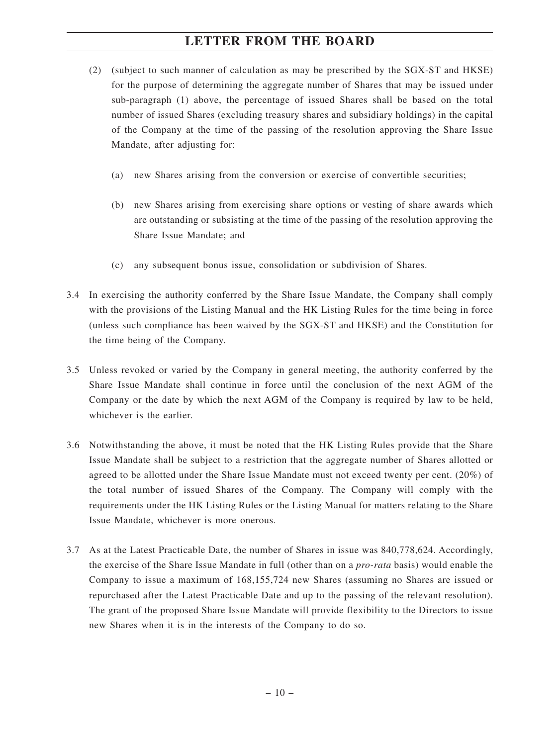(2) (subject to such manner of calculation as may be prescribed by the SGX-ST and HKSE) for the purpose of determining the aggregate number of Shares that may be issued under sub-paragraph (1) above, the percentage of issued Shares shall be based on the total number of issued Shares (excluding treasury shares and subsidiary holdings) in the capital of the Company at the time of the passing of the resolution approving the Share Issue Mandate, after adjusting for:

   (a) new Shares arising from the conversion or exercise of convertible securities;

   (b) new Shares arising from exercising share options or vesting of share awards which are outstanding or subsisting at the time of the passing of the resolution approving the Share Issue Mandate; and

   (c) any subsequent bonus issue, consolidation or subdivision of Shares.

3.4 In exercising the authority conferred by the Share Issue Mandate, the Company shall comply with the provisions of the Listing Manual and the HK Listing Rules for the time being in force (unless such compliance has been waived by the SGX-ST and HKSE) and the Constitution for the time being of the Company.

3.5 Unless revoked or varied by the Company in general meeting, the authority conferred by the Share Issue Mandate shall continue in force until the conclusion of the next AGM of the Company or the date by which the next AGM of the Company is required by law to be held, whichever is the earlier.

3.6 Notwithstanding the above, it must be noted that the HK Listing Rules provide that the Share Issue Mandate shall be subject to a restriction that the aggregate number of Shares allotted or agreed to be allotted under the Share Issue Mandate must not exceed twenty per cent. (20%) of the total number of issued Shares of the Company. The Company will comply with the requirements under the HK Listing Rules or the Listing Manual for matters relating to the Share Issue Mandate, whichever is more onerous.

3.7 As at the Latest Practicable Date, the number of Shares in issue was 840,778,624. Accordingly, the exercise of the Share Issue Mandate in full (other than on a *pro-rata* basis) would enable the Company to issue a maximum of 168,155,724 new Shares (assuming no Shares are issued or repurchased after the Latest Practicable Date and up to the passing of the relevant resolution). The grant of the proposed Share Issue Mandate will provide flexibility to the Directors to issue new Shares when it is in the interests of the Company to do so.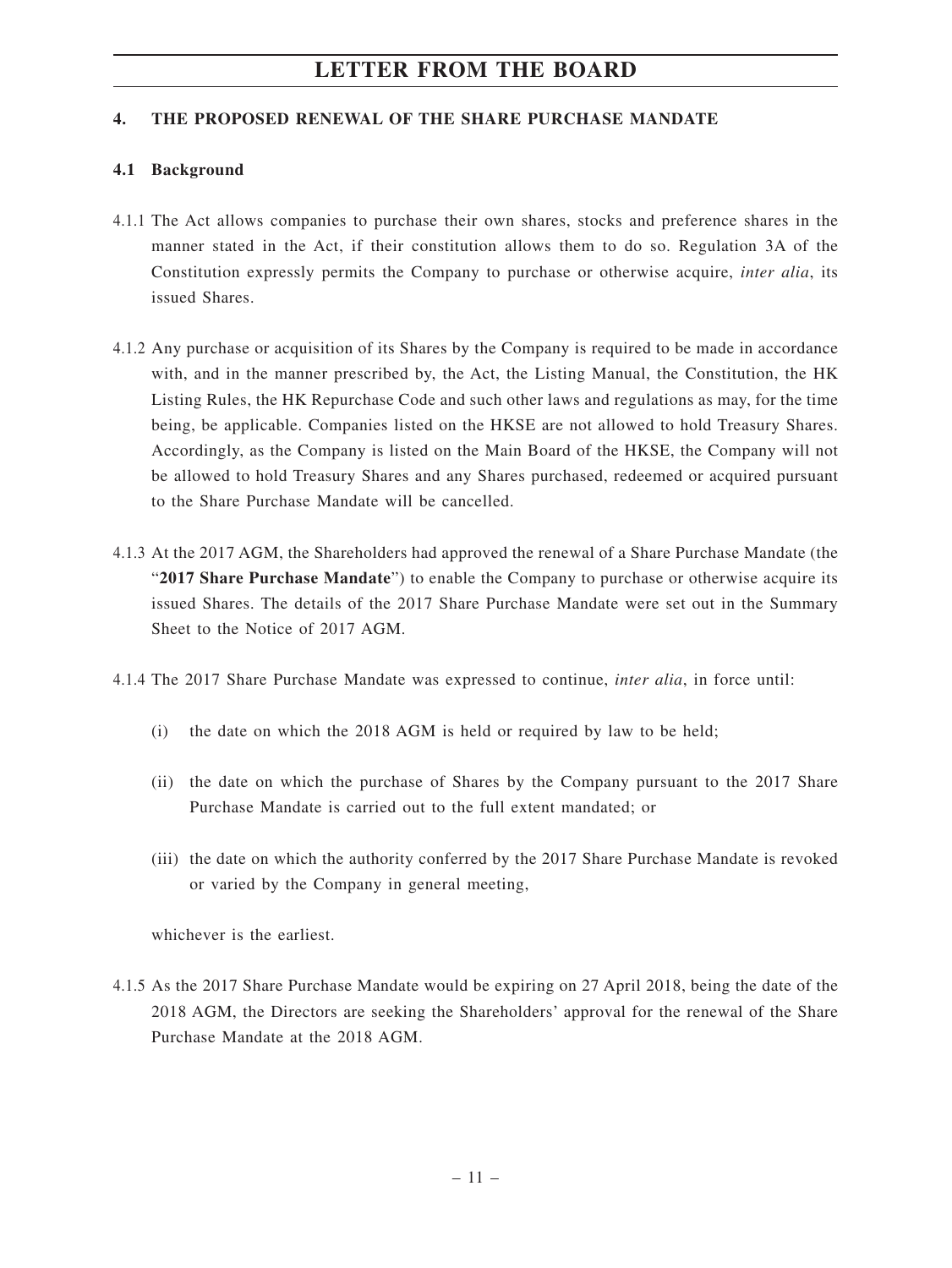## 4. THE PROPOSED RENEWAL OF THE SHARE PURCHASE MANDATE

### 4.1 Background

4.1.1 The Act allows companies to purchase their own shares, stocks and preference shares in the manner stated in the Act, if their constitution allows them to do so. Regulation 3A of the Constitution expressly permits the Company to purchase or otherwise acquire, *inter alia*, its issued Shares.

4.1.2 Any purchase or acquisition of its Shares by the Company is required to be made in accordance with, and in the manner prescribed by, the Act, the Listing Manual, the Constitution, the HK Listing Rules, the HK Repurchase Code and such other laws and regulations as may, for the time being, be applicable. Companies listed on the HKSE are not allowed to hold Treasury Shares. Accordingly, as the Company is listed on the Main Board of the HKSE, the Company will not be allowed to hold Treasury Shares and any Shares purchased, redeemed or acquired pursuant to the Share Purchase Mandate will be cancelled.

4.1.3 At the 2017 AGM, the Shareholders had approved the renewal of a Share Purchase Mandate (the "**2017 Share Purchase Mandate**") to enable the Company to purchase or otherwise acquire its issued Shares. The details of the 2017 Share Purchase Mandate were set out in the Summary Sheet to the Notice of 2017 AGM.

4.1.4 The 2017 Share Purchase Mandate was expressed to continue, *inter alia*, in force until:

(i) the date on which the 2018 AGM is held or required by law to be held;

(ii) the date on which the purchase of Shares by the Company pursuant to the 2017 Share Purchase Mandate is carried out to the full extent mandated; or

(iii) the date on which the authority conferred by the 2017 Share Purchase Mandate is revoked or varied by the Company in general meeting,

whichever is the earliest.

4.1.5 As the 2017 Share Purchase Mandate would be expiring on 27 April 2018, being the date of the 2018 AGM, the Directors are seeking the Shareholders' approval for the renewal of the Share Purchase Mandate at the 2018 AGM.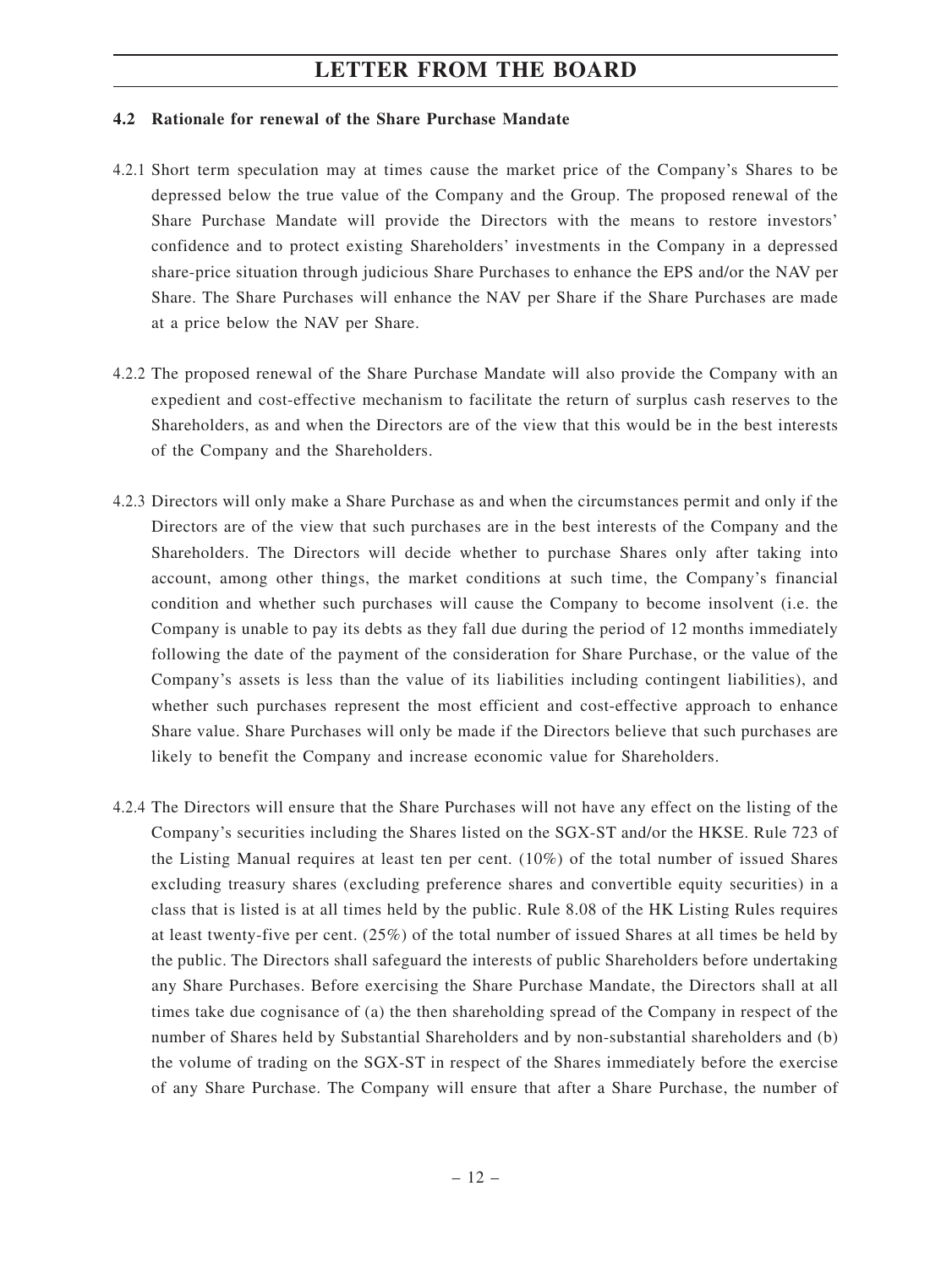#### 4.2 Rationale for renewal of the Share Purchase Mandate

4.2.1 Short term speculation may at times cause the market price of the Company's Shares to be depressed below the true value of the Company and the Group. The proposed renewal of the Share Purchase Mandate will provide the Directors with the means to restore investors' confidence and to protect existing Shareholders' investments in the Company in a depressed share-price situation through judicious Share Purchases to enhance the EPS and/or the NAV per Share. The Share Purchases will enhance the NAV per Share if the Share Purchases are made at a price below the NAV per Share.

4.2.2 The proposed renewal of the Share Purchase Mandate will also provide the Company with an expedient and cost-effective mechanism to facilitate the return of surplus cash reserves to the Shareholders, as and when the Directors are of the view that this would be in the best interests of the Company and the Shareholders.

4.2.3 Directors will only make a Share Purchase as and when the circumstances permit and only if the Directors are of the view that such purchases are in the best interests of the Company and the Shareholders. The Directors will decide whether to purchase Shares only after taking into account, among other things, the market conditions at such time, the Company's financial condition and whether such purchases will cause the Company to become insolvent (i.e. the Company is unable to pay its debts as they fall due during the period of 12 months immediately following the date of the payment of the consideration for Share Purchase, or the value of the Company's assets is less than the value of its liabilities including contingent liabilities), and whether such purchases represent the most efficient and cost-effective approach to enhance Share value. Share Purchases will only be made if the Directors believe that such purchases are likely to benefit the Company and increase economic value for Shareholders.

4.2.4 The Directors will ensure that the Share Purchases will not have any effect on the listing of the Company's securities including the Shares listed on the SGX-ST and/or the HKSE. Rule 723 of the Listing Manual requires at least ten per cent. (10%) of the total number of issued Shares excluding treasury shares (excluding preference shares and convertible equity securities) in a class that is listed is at all times held by the public. Rule 8.08 of the HK Listing Rules requires at least twenty-five per cent. (25%) of the total number of issued Shares at all times be held by the public. The Directors shall safeguard the interests of public Shareholders before undertaking any Share Purchases. Before exercising the Share Purchase Mandate, the Directors shall at all times take due cognisance of (a) the then shareholding spread of the Company in respect of the number of Shares held by Substantial Shareholders and by non-substantial shareholders and (b) the volume of trading on the SGX-ST in respect of the Shares immediately before the exercise of any Share Purchase. The Company will ensure that after a Share Purchase, the number of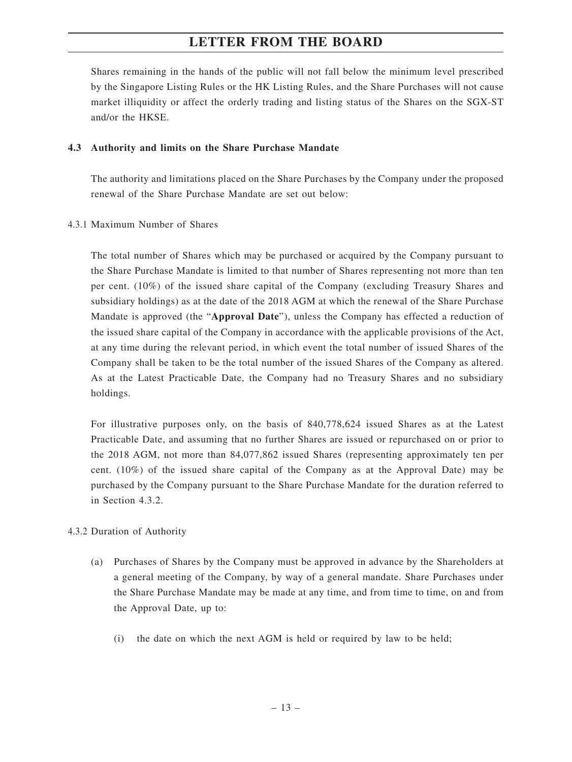Shares remaining in the hands of the public will not fall below the minimum level prescribed by the Singapore Listing Rules or the HK Listing Rules, and the Share Purchases will not cause market illiquidity or affect the orderly trading and listing status of the Shares on the SGX-ST and/or the HKSE.

### 4.3 Authority and limits on the Share Purchase Mandate

The authority and limitations placed on the Share Purchases by the Company under the proposed renewal of the Share Purchase Mandate are set out below:

4.3.1 Maximum Number of Shares

The total number of Shares which may be purchased or acquired by the Company pursuant to the Share Purchase Mandate is limited to that number of Shares representing not more than ten per cent. (10%) of the issued share capital of the Company (excluding Treasury Shares and subsidiary holdings) as at the date of the 2018 AGM at which the renewal of the Share Purchase Mandate is approved (the "**Approval Date**"), unless the Company has effected a reduction of the issued share capital of the Company in accordance with the applicable provisions of the Act, at any time during the relevant period, in which event the total number of issued Shares of the Company shall be taken to be the total number of the issued Shares of the Company as altered. As at the Latest Practicable Date, the Company had no Treasury Shares and no subsidiary holdings.

For illustrative purposes only, on the basis of 840,778,624 issued Shares as at the Latest Practicable Date, and assuming that no further Shares are issued or repurchased on or prior to the 2018 AGM, not more than 84,077,862 issued Shares (representing approximately ten per cent. (10%) of the issued share capital of the Company as at the Approval Date) may be purchased by the Company pursuant to the Share Purchase Mandate for the duration referred to in Section 4.3.2.

4.3.2 Duration of Authority

(a) Purchases of Shares by the Company must be approved in advance by the Shareholders at a general meeting of the Company, by way of a general mandate. Share Purchases under the Share Purchase Mandate may be made at any time, and from time to time, on and from the Approval Date, up to:

   (i) the date on which the next AGM is held or required by law to be held;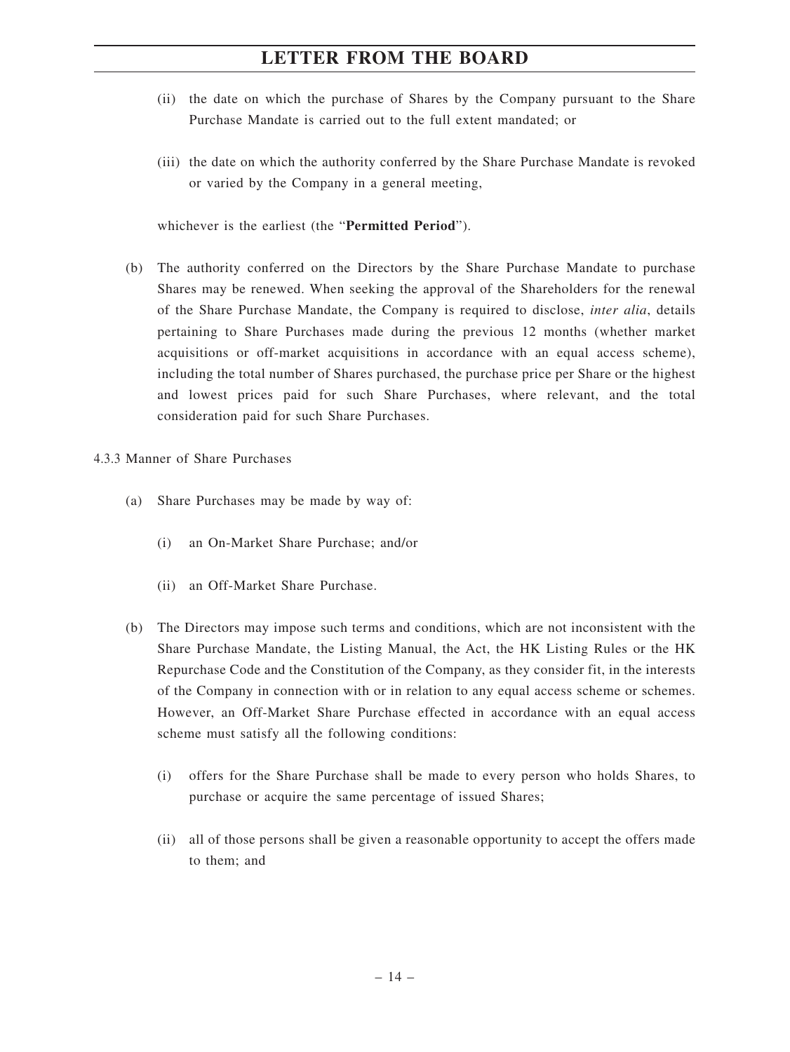(ii) the date on which the purchase of Shares by the Company pursuant to the Share Purchase Mandate is carried out to the full extent mandated; or

(iii) the date on which the authority conferred by the Share Purchase Mandate is revoked or varied by the Company in a general meeting,

whichever is the earliest (the "**Permitted Period**").

(b) The authority conferred on the Directors by the Share Purchase Mandate to purchase Shares may be renewed. When seeking the approval of the Shareholders for the renewal of the Share Purchase Mandate, the Company is required to disclose, *inter alia*, details pertaining to Share Purchases made during the previous 12 months (whether market acquisitions or off-market acquisitions in accordance with an equal access scheme), including the total number of Shares purchased, the purchase price per Share or the highest and lowest prices paid for such Share Purchases, where relevant, and the total consideration paid for such Share Purchases.

4.3.3 Manner of Share Purchases

(a) Share Purchases may be made by way of:

(i) an On-Market Share Purchase; and/or

(ii) an Off-Market Share Purchase.

(b) The Directors may impose such terms and conditions, which are not inconsistent with the Share Purchase Mandate, the Listing Manual, the Act, the HK Listing Rules or the HK Repurchase Code and the Constitution of the Company, as they consider fit, in the interests of the Company in connection with or in relation to any equal access scheme or schemes. However, an Off-Market Share Purchase effected in accordance with an equal access scheme must satisfy all the following conditions:

(i) offers for the Share Purchase shall be made to every person who holds Shares, to purchase or acquire the same percentage of issued Shares;

(ii) all of those persons shall be given a reasonable opportunity to accept the offers made to them; and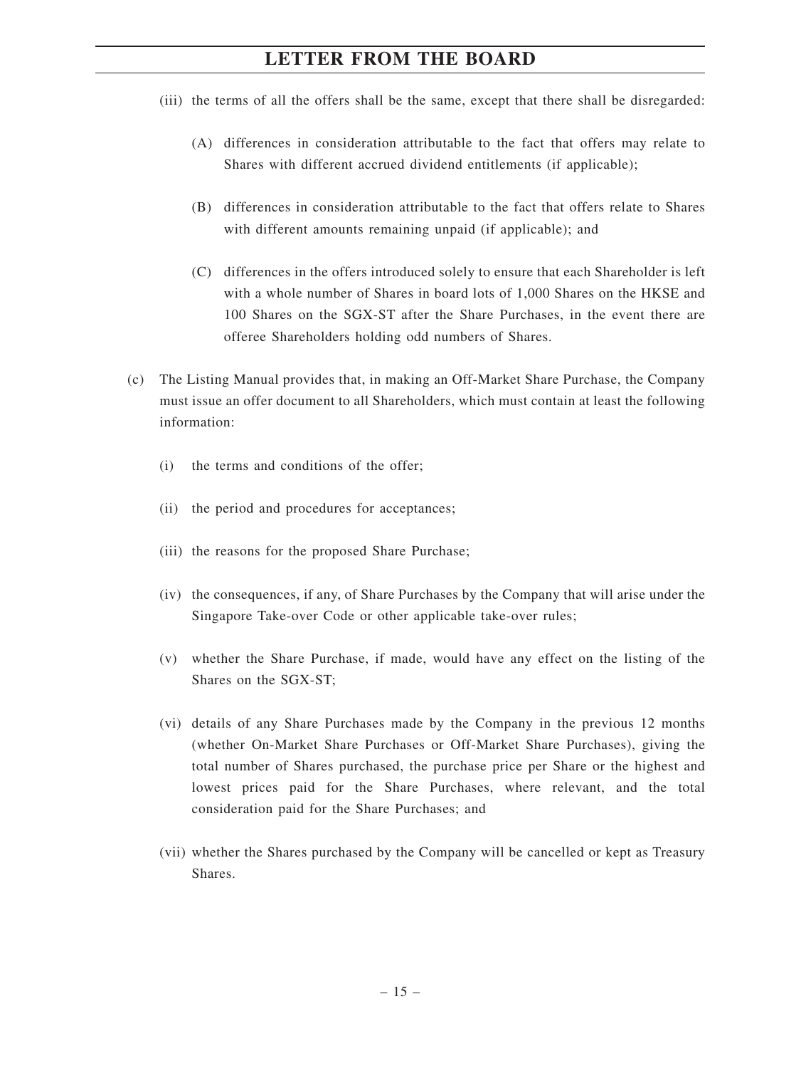(iii) the terms of all the offers shall be the same, except that there shall be disregarded:

(A) differences in consideration attributable to the fact that offers may relate to Shares with different accrued dividend entitlements (if applicable);

(B) differences in consideration attributable to the fact that offers relate to Shares with different amounts remaining unpaid (if applicable); and

(C) differences in the offers introduced solely to ensure that each Shareholder is left with a whole number of Shares in board lots of 1,000 Shares on the HKSE and 100 Shares on the SGX-ST after the Share Purchases, in the event there are offeree Shareholders holding odd numbers of Shares.

(c) The Listing Manual provides that, in making an Off-Market Share Purchase, the Company must issue an offer document to all Shareholders, which must contain at least the following information:

(i) the terms and conditions of the offer;

(ii) the period and procedures for acceptances;

(iii) the reasons for the proposed Share Purchase;

(iv) the consequences, if any, of Share Purchases by the Company that will arise under the Singapore Take-over Code or other applicable take-over rules;

(v) whether the Share Purchase, if made, would have any effect on the listing of the Shares on the SGX-ST;

(vi) details of any Share Purchases made by the Company in the previous 12 months (whether On-Market Share Purchases or Off-Market Share Purchases), giving the total number of Shares purchased, the purchase price per Share or the highest and lowest prices paid for the Share Purchases, where relevant, and the total consideration paid for the Share Purchases; and

(vii) whether the Shares purchased by the Company will be cancelled or kept as Treasury Shares.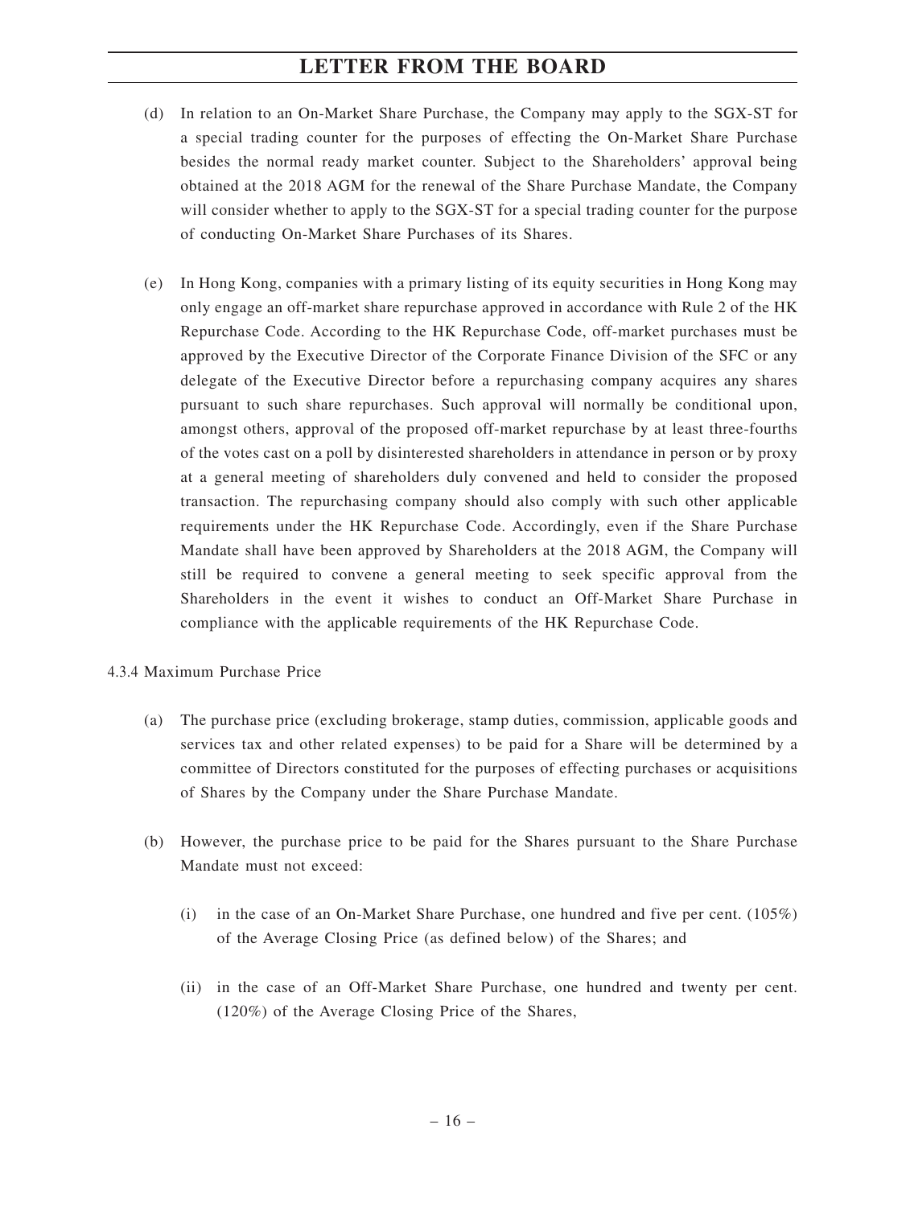(d) In relation to an On-Market Share Purchase, the Company may apply to the SGX-ST for a special trading counter for the purposes of effecting the On-Market Share Purchase besides the normal ready market counter. Subject to the Shareholders' approval being obtained at the 2018 AGM for the renewal of the Share Purchase Mandate, the Company will consider whether to apply to the SGX-ST for a special trading counter for the purpose of conducting On-Market Share Purchases of its Shares.

(e) In Hong Kong, companies with a primary listing of its equity securities in Hong Kong may only engage an off-market share repurchase approved in accordance with Rule 2 of the HK Repurchase Code. According to the HK Repurchase Code, off-market purchases must be approved by the Executive Director of the Corporate Finance Division of the SFC or any delegate of the Executive Director before a repurchasing company acquires any shares pursuant to such share repurchases. Such approval will normally be conditional upon, amongst others, approval of the proposed off-market repurchase by at least three-fourths of the votes cast on a poll by disinterested shareholders in attendance in person or by proxy at a general meeting of shareholders duly convened and held to consider the proposed transaction. The repurchasing company should also comply with such other applicable requirements under the HK Repurchase Code. Accordingly, even if the Share Purchase Mandate shall have been approved by Shareholders at the 2018 AGM, the Company will still be required to convene a general meeting to seek specific approval from the Shareholders in the event it wishes to conduct an Off-Market Share Purchase in compliance with the applicable requirements of the HK Repurchase Code.

4.3.4 Maximum Purchase Price

(a) The purchase price (excluding brokerage, stamp duties, commission, applicable goods and services tax and other related expenses) to be paid for a Share will be determined by a committee of Directors constituted for the purposes of effecting purchases or acquisitions of Shares by the Company under the Share Purchase Mandate.

(b) However, the purchase price to be paid for the Shares pursuant to the Share Purchase Mandate must not exceed:

   (i) in the case of an On-Market Share Purchase, one hundred and five per cent. (105%) of the Average Closing Price (as defined below) of the Shares; and

   (ii) in the case of an Off-Market Share Purchase, one hundred and twenty per cent. (120%) of the Average Closing Price of the Shares,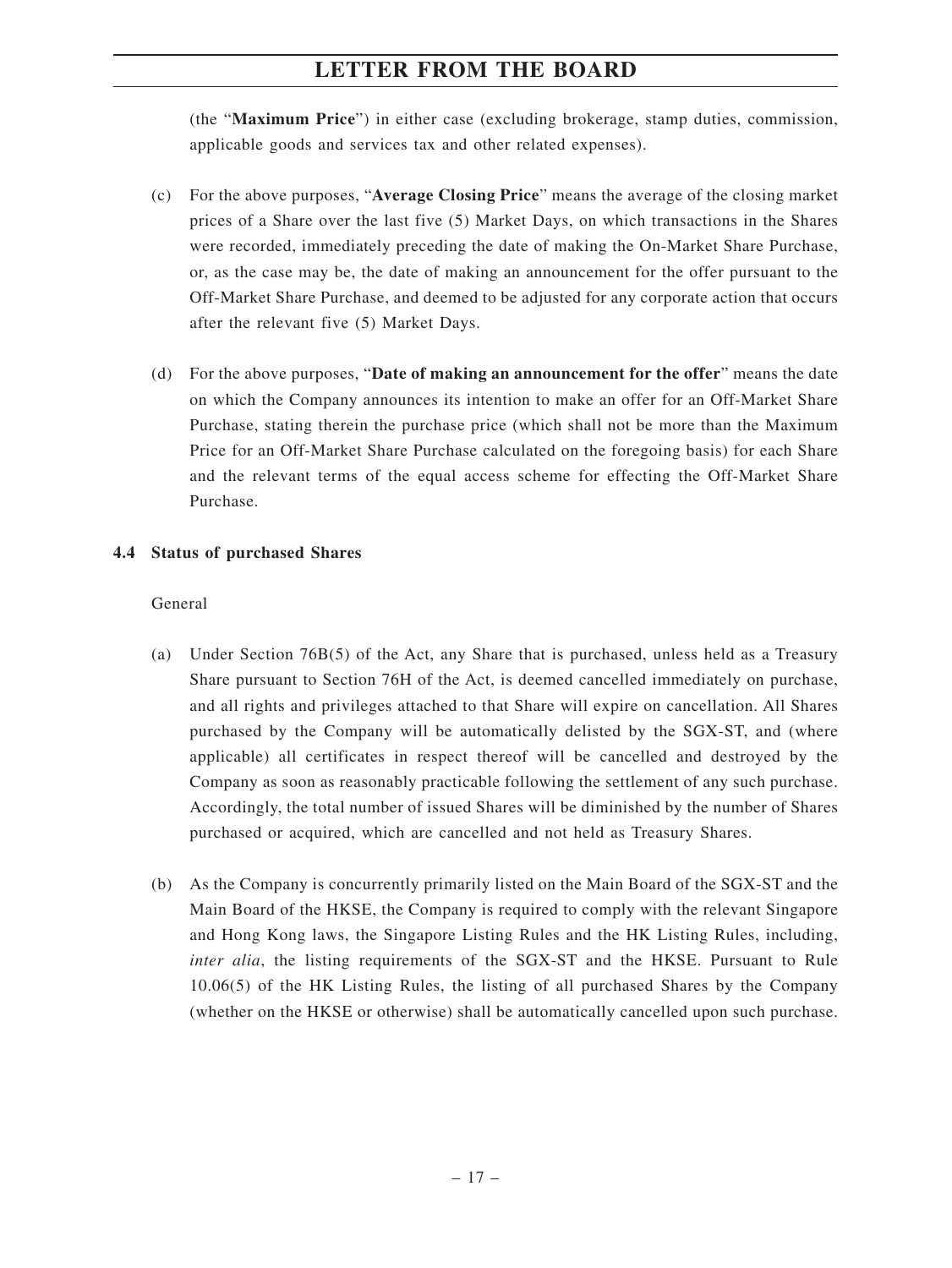(the "**Maximum Price**") in either case (excluding brokerage, stamp duties, commission, applicable goods and services tax and other related expenses).

(c) For the above purposes, "**Average Closing Price**" means the average of the closing market prices of a Share over the last five (5) Market Days, on which transactions in the Shares were recorded, immediately preceding the date of making the On-Market Share Purchase, or, as the case may be, the date of making an announcement for the offer pursuant to the Off-Market Share Purchase, and deemed to be adjusted for any corporate action that occurs after the relevant five (5) Market Days.

(d) For the above purposes, "**Date of making an announcement for the offer**" means the date on which the Company announces its intention to make an offer for an Off-Market Share Purchase, stating therein the purchase price (which shall not be more than the Maximum Price for an Off-Market Share Purchase calculated on the foregoing basis) for each Share and the relevant terms of the equal access scheme for effecting the Off-Market Share Purchase.

### 4.4 Status of purchased Shares

General

(a) Under Section 76B(5) of the Act, any Share that is purchased, unless held as a Treasury Share pursuant to Section 76H of the Act, is deemed cancelled immediately on purchase, and all rights and privileges attached to that Share will expire on cancellation. All Shares purchased by the Company will be automatically delisted by the SGX-ST, and (where applicable) all certificates in respect thereof will be cancelled and destroyed by the Company as soon as reasonably practicable following the settlement of any such purchase. Accordingly, the total number of issued Shares will be diminished by the number of Shares purchased or acquired, which are cancelled and not held as Treasury Shares.

(b) As the Company is concurrently primarily listed on the Main Board of the SGX-ST and the Main Board of the HKSE, the Company is required to comply with the relevant Singapore and Hong Kong laws, the Singapore Listing Rules and the HK Listing Rules, including, *inter alia*, the listing requirements of the SGX-ST and the HKSE. Pursuant to Rule 10.06(5) of the HK Listing Rules, the listing of all purchased Shares by the Company (whether on the HKSE or otherwise) shall be automatically cancelled upon such purchase.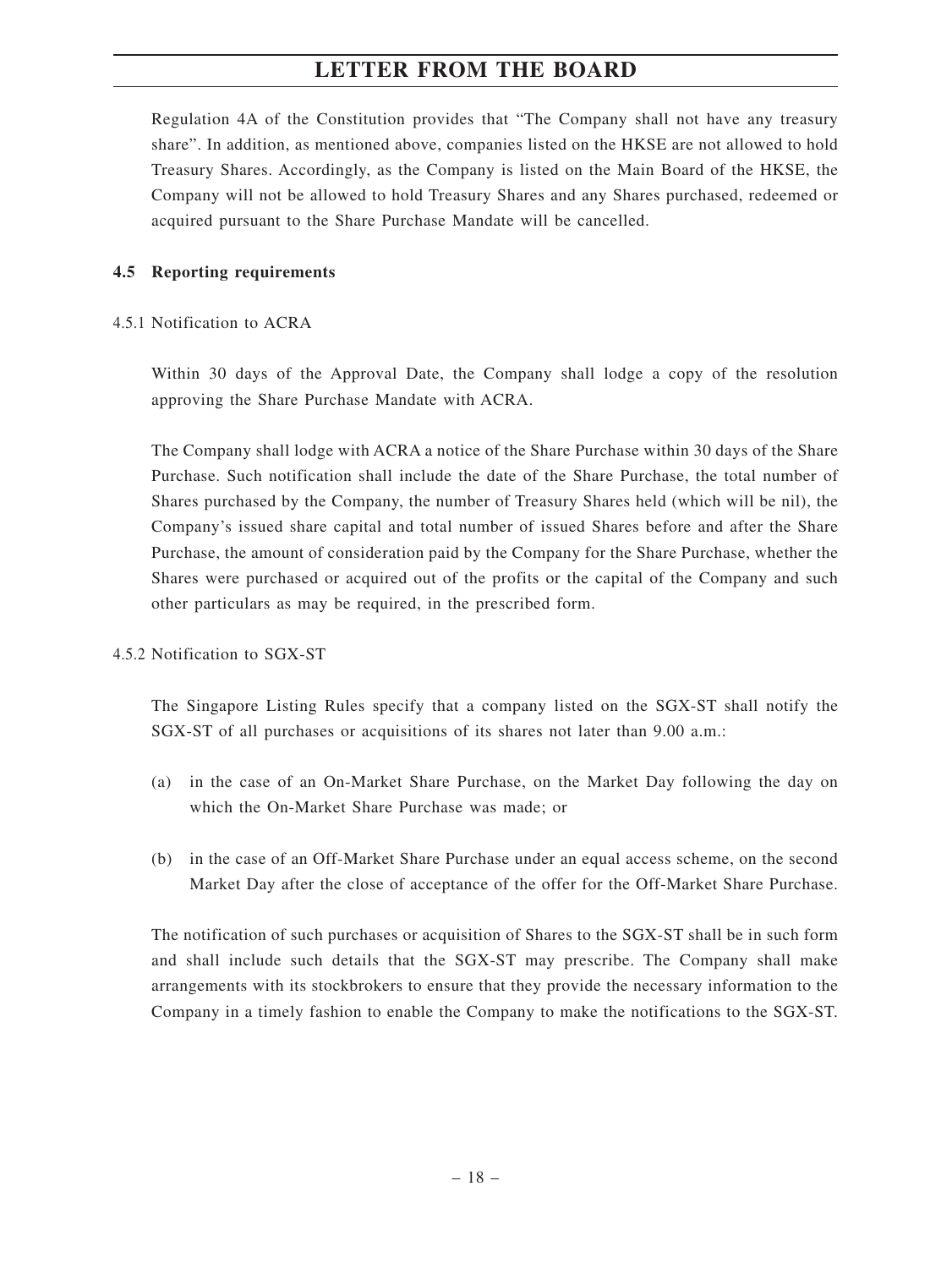Regulation 4A of the Constitution provides that "The Company shall not have any treasury share". In addition, as mentioned above, companies listed on the HKSE are not allowed to hold Treasury Shares. Accordingly, as the Company is listed on the Main Board of the HKSE, the Company will not be allowed to hold Treasury Shares and any Shares purchased, redeemed or acquired pursuant to the Share Purchase Mandate will be cancelled.

### 4.5 Reporting requirements

4.5.1 Notification to ACRA

Within 30 days of the Approval Date, the Company shall lodge a copy of the resolution approving the Share Purchase Mandate with ACRA.

The Company shall lodge with ACRA a notice of the Share Purchase within 30 days of the Share Purchase. Such notification shall include the date of the Share Purchase, the total number of Shares purchased by the Company, the number of Treasury Shares held (which will be nil), the Company's issued share capital and total number of issued Shares before and after the Share Purchase, the amount of consideration paid by the Company for the Share Purchase, whether the Shares were purchased or acquired out of the profits or the capital of the Company and such other particulars as may be required, in the prescribed form.

4.5.2 Notification to SGX-ST

The Singapore Listing Rules specify that a company listed on the SGX-ST shall notify the SGX-ST of all purchases or acquisitions of its shares not later than 9.00 a.m.:

(a) in the case of an On-Market Share Purchase, on the Market Day following the day on which the On-Market Share Purchase was made; or

(b) in the case of an Off-Market Share Purchase under an equal access scheme, on the second Market Day after the close of acceptance of the offer for the Off-Market Share Purchase.

The notification of such purchases or acquisition of Shares to the SGX-ST shall be in such form and shall include such details that the SGX-ST may prescribe. The Company shall make arrangements with its stockbrokers to ensure that they provide the necessary information to the Company in a timely fashion to enable the Company to make the notifications to the SGX-ST.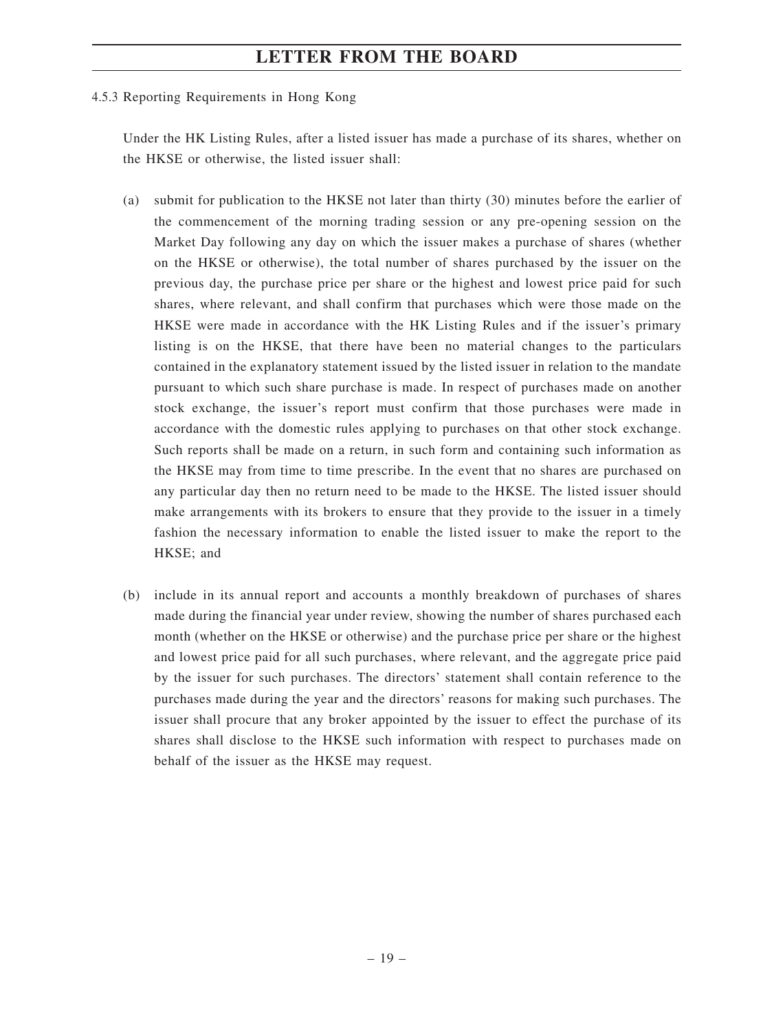4.5.3 Reporting Requirements in Hong Kong

Under the HK Listing Rules, after a listed issuer has made a purchase of its shares, whether on the HKSE or otherwise, the listed issuer shall:

(a) submit for publication to the HKSE not later than thirty (30) minutes before the earlier of the commencement of the morning trading session or any pre-opening session on the Market Day following any day on which the issuer makes a purchase of shares (whether on the HKSE or otherwise), the total number of shares purchased by the issuer on the previous day, the purchase price per share or the highest and lowest price paid for such shares, where relevant, and shall confirm that purchases which were those made on the HKSE were made in accordance with the HK Listing Rules and if the issuer's primary listing is on the HKSE, that there have been no material changes to the particulars contained in the explanatory statement issued by the listed issuer in relation to the mandate pursuant to which such share purchase is made. In respect of purchases made on another stock exchange, the issuer's report must confirm that those purchases were made in accordance with the domestic rules applying to purchases on that other stock exchange. Such reports shall be made on a return, in such form and containing such information as the HKSE may from time to time prescribe. In the event that no shares are purchased on any particular day then no return need to be made to the HKSE. The listed issuer should make arrangements with its brokers to ensure that they provide to the issuer in a timely fashion the necessary information to enable the listed issuer to make the report to the HKSE; and

(b) include in its annual report and accounts a monthly breakdown of purchases of shares made during the financial year under review, showing the number of shares purchased each month (whether on the HKSE or otherwise) and the purchase price per share or the highest and lowest price paid for all such purchases, where relevant, and the aggregate price paid by the issuer for such purchases. The directors' statement shall contain reference to the purchases made during the year and the directors' reasons for making such purchases. The issuer shall procure that any broker appointed by the issuer to effect the purchase of its shares shall disclose to the HKSE such information with respect to purchases made on behalf of the issuer as the HKSE may request.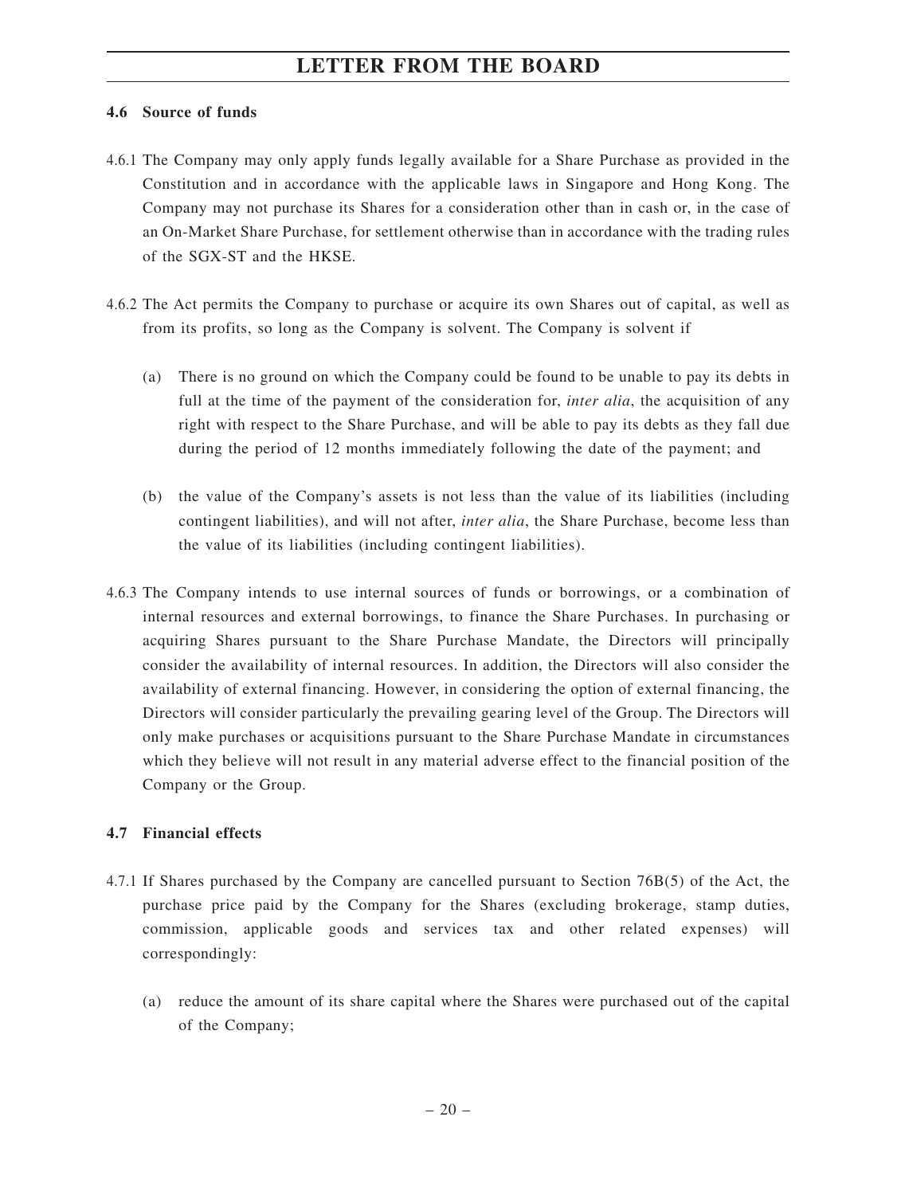### 4.6 Source of funds

4.6.1 The Company may only apply funds legally available for a Share Purchase as provided in the Constitution and in accordance with the applicable laws in Singapore and Hong Kong. The Company may not purchase its Shares for a consideration other than in cash or, in the case of an On-Market Share Purchase, for settlement otherwise than in accordance with the trading rules of the SGX-ST and the HKSE.

4.6.2 The Act permits the Company to purchase or acquire its own Shares out of capital, as well as from its profits, so long as the Company is solvent. The Company is solvent if

(a) There is no ground on which the Company could be found to be unable to pay its debts in full at the time of the payment of the consideration for, *inter alia*, the acquisition of any right with respect to the Share Purchase, and will be able to pay its debts as they fall due during the period of 12 months immediately following the date of the payment; and

(b) the value of the Company's assets is not less than the value of its liabilities (including contingent liabilities), and will not after, *inter alia*, the Share Purchase, become less than the value of its liabilities (including contingent liabilities).

4.6.3 The Company intends to use internal sources of funds or borrowings, or a combination of internal resources and external borrowings, to finance the Share Purchases. In purchasing or acquiring Shares pursuant to the Share Purchase Mandate, the Directors will principally consider the availability of internal resources. In addition, the Directors will also consider the availability of external financing. However, in considering the option of external financing, the Directors will consider particularly the prevailing gearing level of the Group. The Directors will only make purchases or acquisitions pursuant to the Share Purchase Mandate in circumstances which they believe will not result in any material adverse effect to the financial position of the Company or the Group.

### 4.7 Financial effects

4.7.1 If Shares purchased by the Company are cancelled pursuant to Section 76B(5) of the Act, the purchase price paid by the Company for the Shares (excluding brokerage, stamp duties, commission, applicable goods and services tax and other related expenses) will correspondingly:

(a) reduce the amount of its share capital where the Shares were purchased out of the capital of the Company;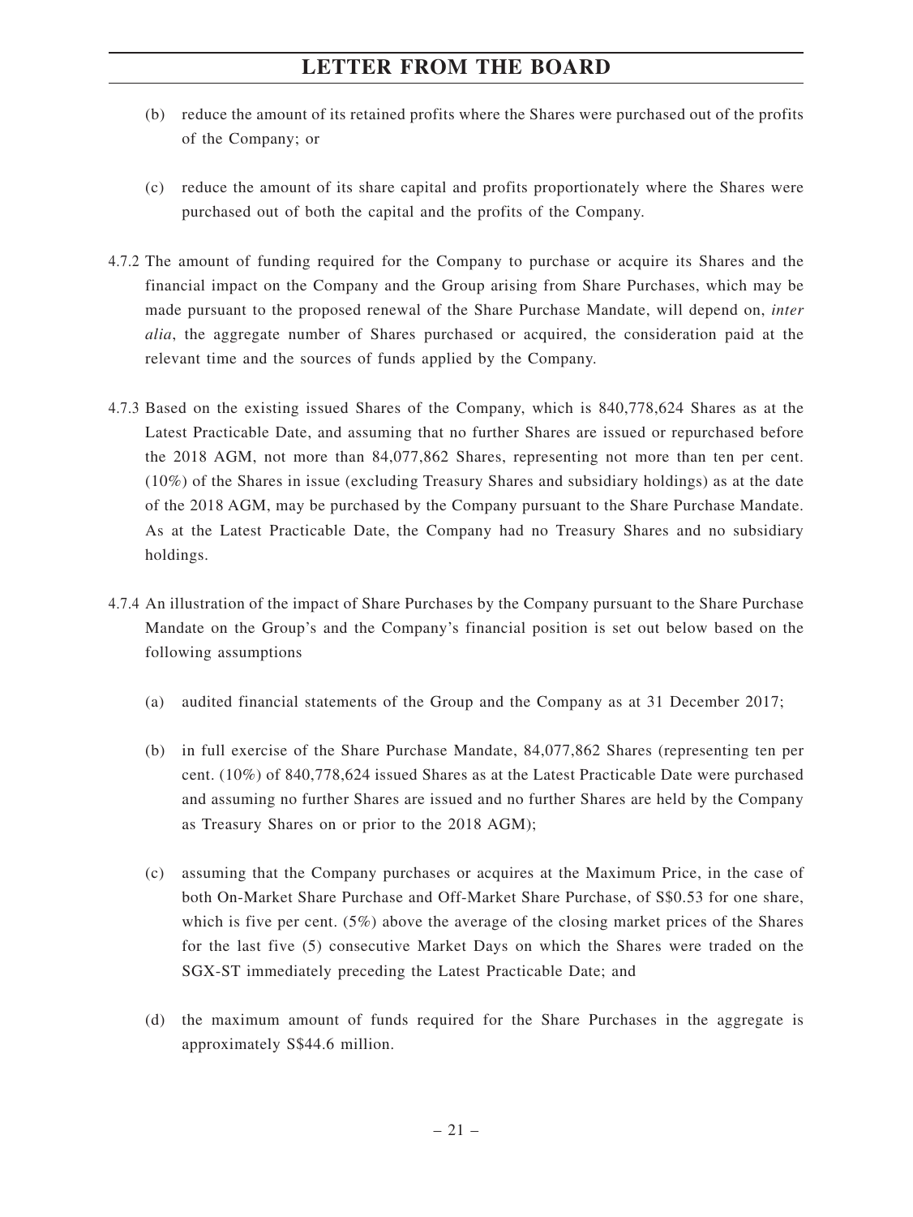(b) reduce the amount of its retained profits where the Shares were purchased out of the profits of the Company; or

(c) reduce the amount of its share capital and profits proportionately where the Shares were purchased out of both the capital and the profits of the Company.

4.7.2 The amount of funding required for the Company to purchase or acquire its Shares and the financial impact on the Company and the Group arising from Share Purchases, which may be made pursuant to the proposed renewal of the Share Purchase Mandate, will depend on, *inter alia*, the aggregate number of Shares purchased or acquired, the consideration paid at the relevant time and the sources of funds applied by the Company.

4.7.3 Based on the existing issued Shares of the Company, which is 840,778,624 Shares as at the Latest Practicable Date, and assuming that no further Shares are issued or repurchased before the 2018 AGM, not more than 84,077,862 Shares, representing not more than ten per cent. (10%) of the Shares in issue (excluding Treasury Shares and subsidiary holdings) as at the date of the 2018 AGM, may be purchased by the Company pursuant to the Share Purchase Mandate. As at the Latest Practicable Date, the Company had no Treasury Shares and no subsidiary holdings.

4.7.4 An illustration of the impact of Share Purchases by the Company pursuant to the Share Purchase Mandate on the Group's and the Company's financial position is set out below based on the following assumptions

(a) audited financial statements of the Group and the Company as at 31 December 2017;

(b) in full exercise of the Share Purchase Mandate, 84,077,862 Shares (representing ten per cent. (10%) of 840,778,624 issued Shares as at the Latest Practicable Date were purchased and assuming no further Shares are issued and no further Shares are held by the Company as Treasury Shares on or prior to the 2018 AGM);

(c) assuming that the Company purchases or acquires at the Maximum Price, in the case of both On-Market Share Purchase and Off-Market Share Purchase, of S$0.53 for one share, which is five per cent. (5%) above the average of the closing market prices of the Shares for the last five (5) consecutive Market Days on which the Shares were traded on the SGX-ST immediately preceding the Latest Practicable Date; and

(d) the maximum amount of funds required for the Share Purchases in the aggregate is approximately S$44.6 million.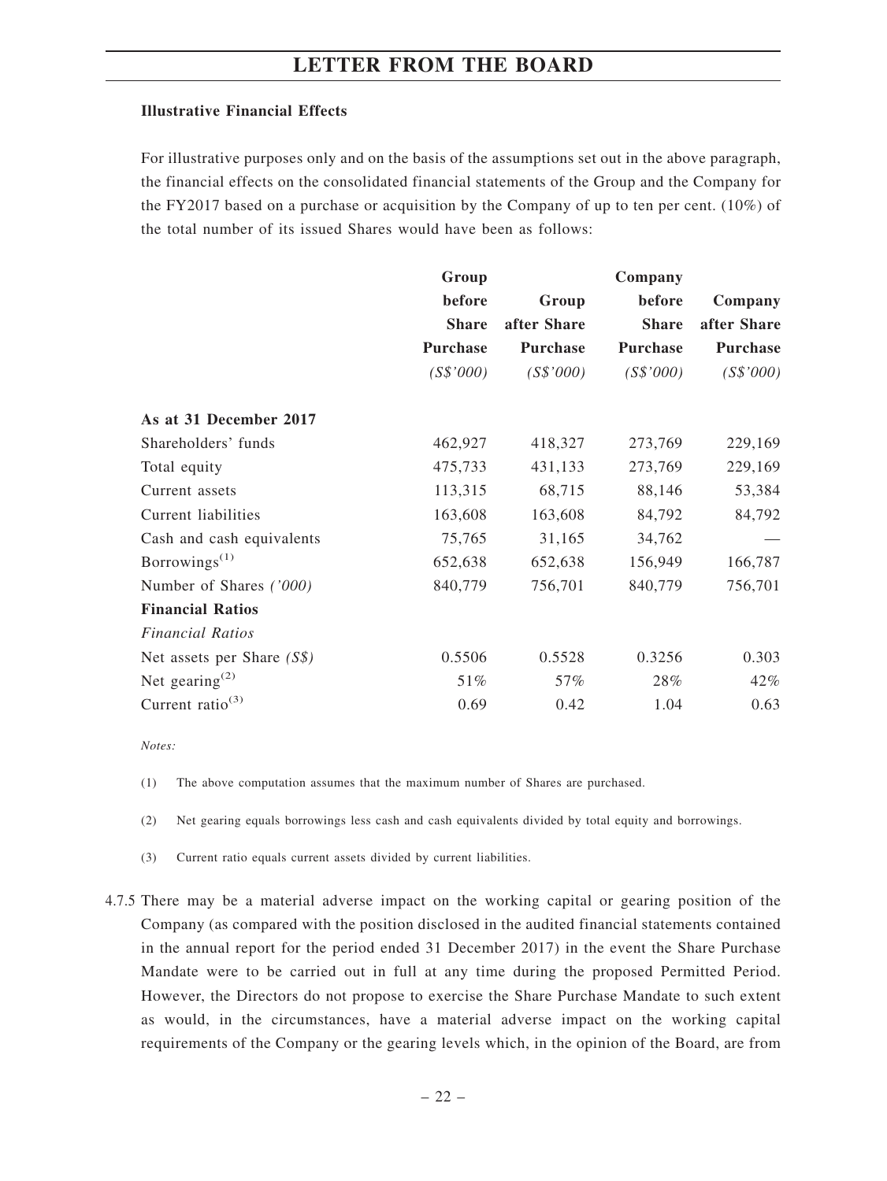**Illustrative Financial Effects**

For illustrative purposes only and on the basis of the assumptions set out in the above paragraph, the financial effects on the consolidated financial statements of the Group and the Company for the FY2017 based on a purchase or acquisition by the Company of up to ten per cent. (10%) of the total number of its issued Shares would have been as follows:

| | Group before Share Purchase | Group after Share Purchase | Company before Share Purchase | Company after Share Purchase |
|---|---|---|---|---|
| | *(S$'000)* | *(S$'000)* | *(S$'000)* | *(S$'000)* |
| **As at 31 December 2017** | | | | |
| Shareholders' funds | 462,927 | 418,327 | 273,769 | 229,169 |
| Total equity | 475,733 | 431,133 | 273,769 | 229,169 |
| Current assets | 113,315 | 68,715 | 88,146 | 53,384 |
| Current liabilities | 163,608 | 163,608 | 84,792 | 84,792 |
| Cash and cash equivalents | 75,765 | 31,165 | 34,762 | — |
| Borrowings[(1)] | 652,638 | 652,638 | 156,949 | 166,787 |
| Number of Shares *('000)* | 840,779 | 756,701 | 840,779 | 756,701 |
| **Financial Ratios** | | | | |
| *Financial Ratios* | | | | |
| Net assets per Share *(S$)* | 0.5506 | 0.5528 | 0.3256 | 0.303 |
| Net gearing[(2)] | 51% | 57% | 28% | 42% |
| Current ratio[(3)] | 0.69 | 0.42 | 1.04 | 0.63 |

*Notes:*

(1) The above computation assumes that the maximum number of Shares are purchased.

(2) Net gearing equals borrowings less cash and cash equivalents divided by total equity and borrowings.

(3) Current ratio equals current assets divided by current liabilities.

4.7.5 There may be a material adverse impact on the working capital or gearing position of the Company (as compared with the position disclosed in the audited financial statements contained in the annual report for the period ended 31 December 2017) in the event the Share Purchase Mandate were to be carried out in full at any time during the proposed Permitted Period. However, the Directors do not propose to exercise the Share Purchase Mandate to such extent as would, in the circumstances, have a material adverse impact on the working capital requirements of the Company or the gearing levels which, in the opinion of the Board, are from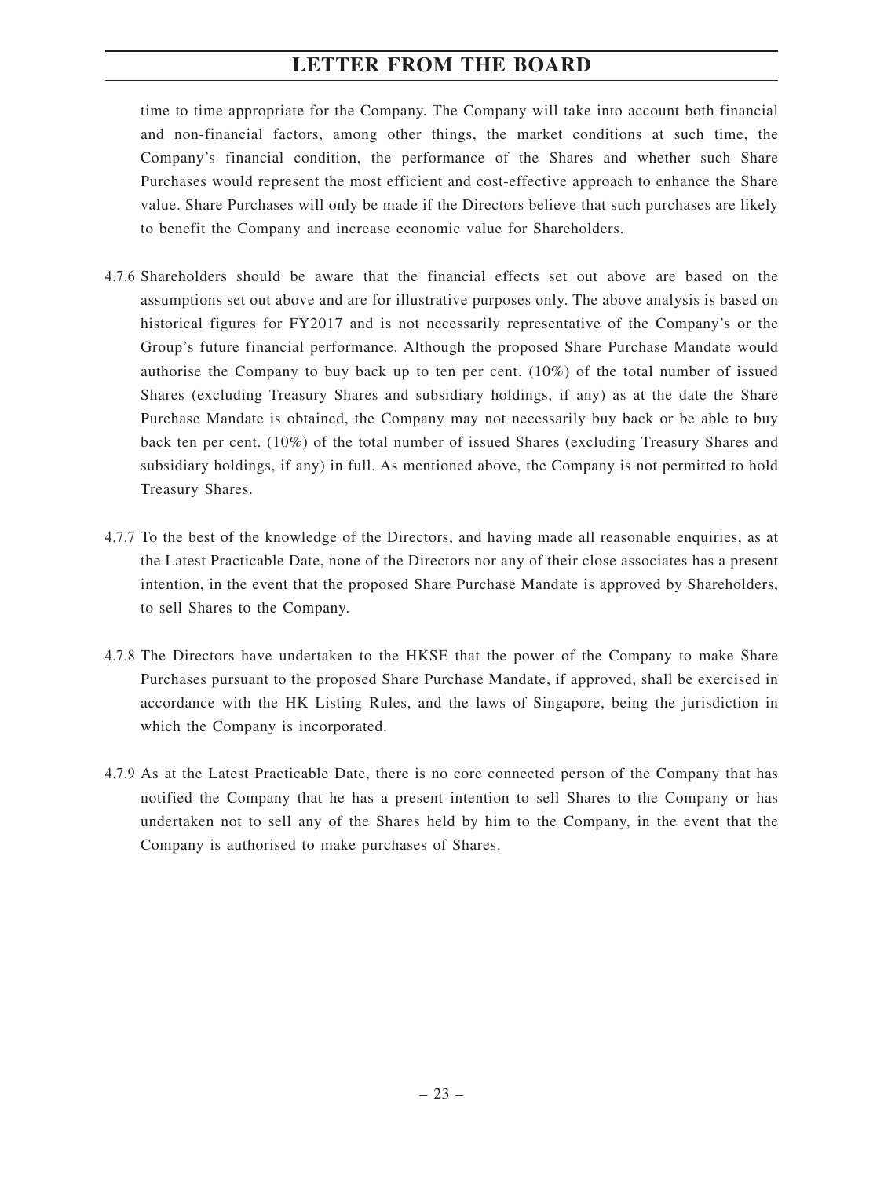time to time appropriate for the Company. The Company will take into account both financial and non-financial factors, among other things, the market conditions at such time, the Company's financial condition, the performance of the Shares and whether such Share Purchases would represent the most efficient and cost-effective approach to enhance the Share value. Share Purchases will only be made if the Directors believe that such purchases are likely to benefit the Company and increase economic value for Shareholders.

4.7.6 Shareholders should be aware that the financial effects set out above are based on the assumptions set out above and are for illustrative purposes only. The above analysis is based on historical figures for FY2017 and is not necessarily representative of the Company's or the Group's future financial performance. Although the proposed Share Purchase Mandate would authorise the Company to buy back up to ten per cent. (10%) of the total number of issued Shares (excluding Treasury Shares and subsidiary holdings, if any) as at the date the Share Purchase Mandate is obtained, the Company may not necessarily buy back or be able to buy back ten per cent. (10%) of the total number of issued Shares (excluding Treasury Shares and subsidiary holdings, if any) in full. As mentioned above, the Company is not permitted to hold Treasury Shares.

4.7.7 To the best of the knowledge of the Directors, and having made all reasonable enquiries, as at the Latest Practicable Date, none of the Directors nor any of their close associates has a present intention, in the event that the proposed Share Purchase Mandate is approved by Shareholders, to sell Shares to the Company.

4.7.8 The Directors have undertaken to the HKSE that the power of the Company to make Share Purchases pursuant to the proposed Share Purchase Mandate, if approved, shall be exercised in accordance with the HK Listing Rules, and the laws of Singapore, being the jurisdiction in which the Company is incorporated.

4.7.9 As at the Latest Practicable Date, there is no core connected person of the Company that has notified the Company that he has a present intention to sell Shares to the Company or has undertaken not to sell any of the Shares held by him to the Company, in the event that the Company is authorised to make purchases of Shares.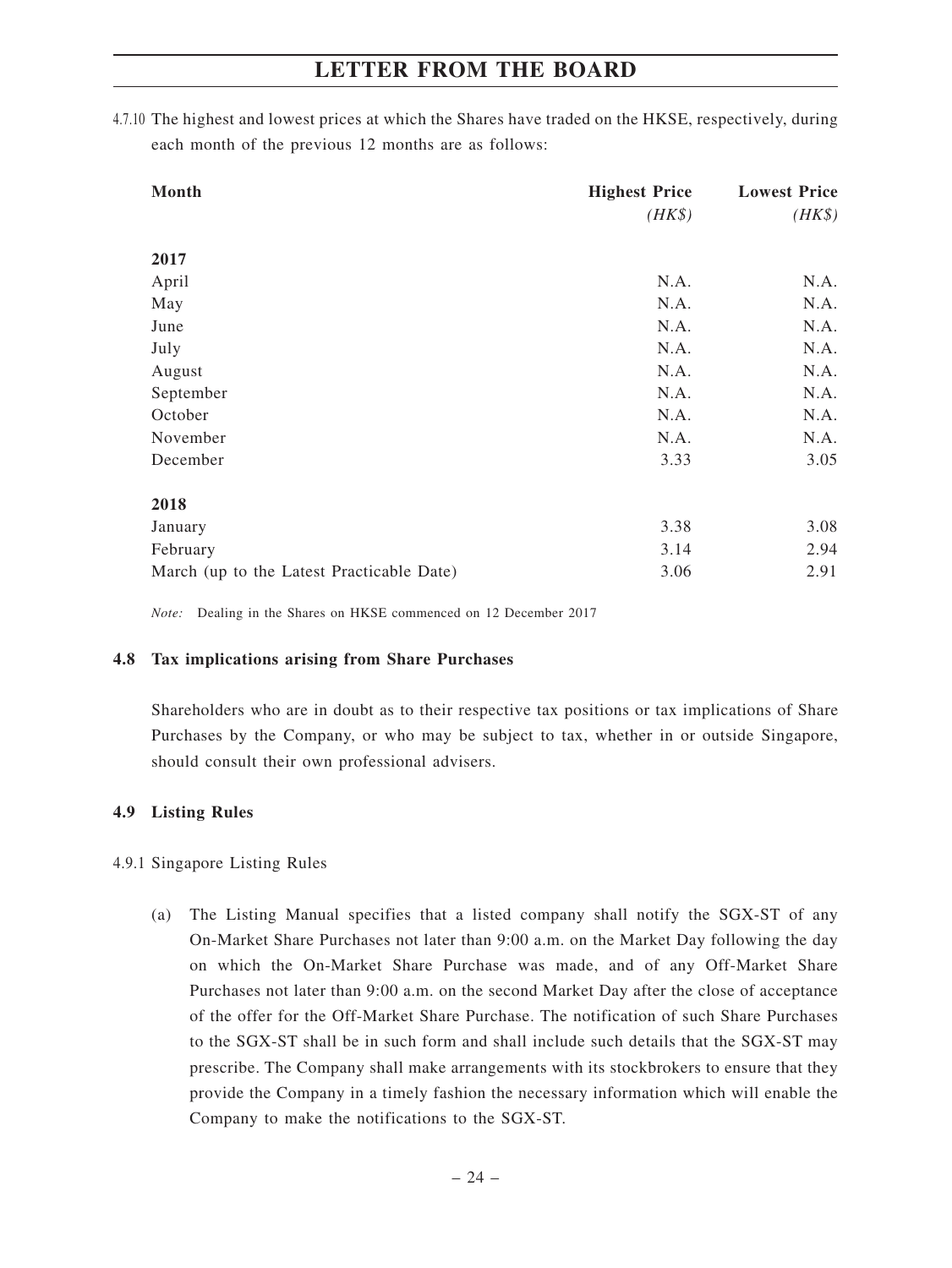4.7.10 The highest and lowest prices at which the Shares have traded on the HKSE, respectively, during each month of the previous 12 months are as follows:

| Month | Highest Price *(HK$)* | Lowest Price *(HK$)* |
|---|---|---|
| **2017** | | |
| April | N.A. | N.A. |
| May | N.A. | N.A. |
| June | N.A. | N.A. |
| July | N.A. | N.A. |
| August | N.A. | N.A. |
| September | N.A. | N.A. |
| October | N.A. | N.A. |
| November | N.A. | N.A. |
| December | 3.33 | 3.05 |
| **2018** | | |
| January | 3.38 | 3.08 |
| February | 3.14 | 2.94 |
| March (up to the Latest Practicable Date) | 3.06 | 2.91 |

*Note:* Dealing in the Shares on HKSE commenced on 12 December 2017

### 4.8 Tax implications arising from Share Purchases

Shareholders who are in doubt as to their respective tax positions or tax implications of Share Purchases by the Company, or who may be subject to tax, whether in or outside Singapore, should consult their own professional advisers.

### 4.9 Listing Rules

4.9.1 Singapore Listing Rules

(a) The Listing Manual specifies that a listed company shall notify the SGX-ST of any On-Market Share Purchases not later than 9:00 a.m. on the Market Day following the day on which the On-Market Share Purchase was made, and of any Off-Market Share Purchases not later than 9:00 a.m. on the second Market Day after the close of acceptance of the offer for the Off-Market Share Purchase. The notification of such Share Purchases to the SGX-ST shall be in such form and shall include such details that the SGX-ST may prescribe. The Company shall make arrangements with its stockbrokers to ensure that they provide the Company in a timely fashion the necessary information which will enable the Company to make the notifications to the SGX-ST.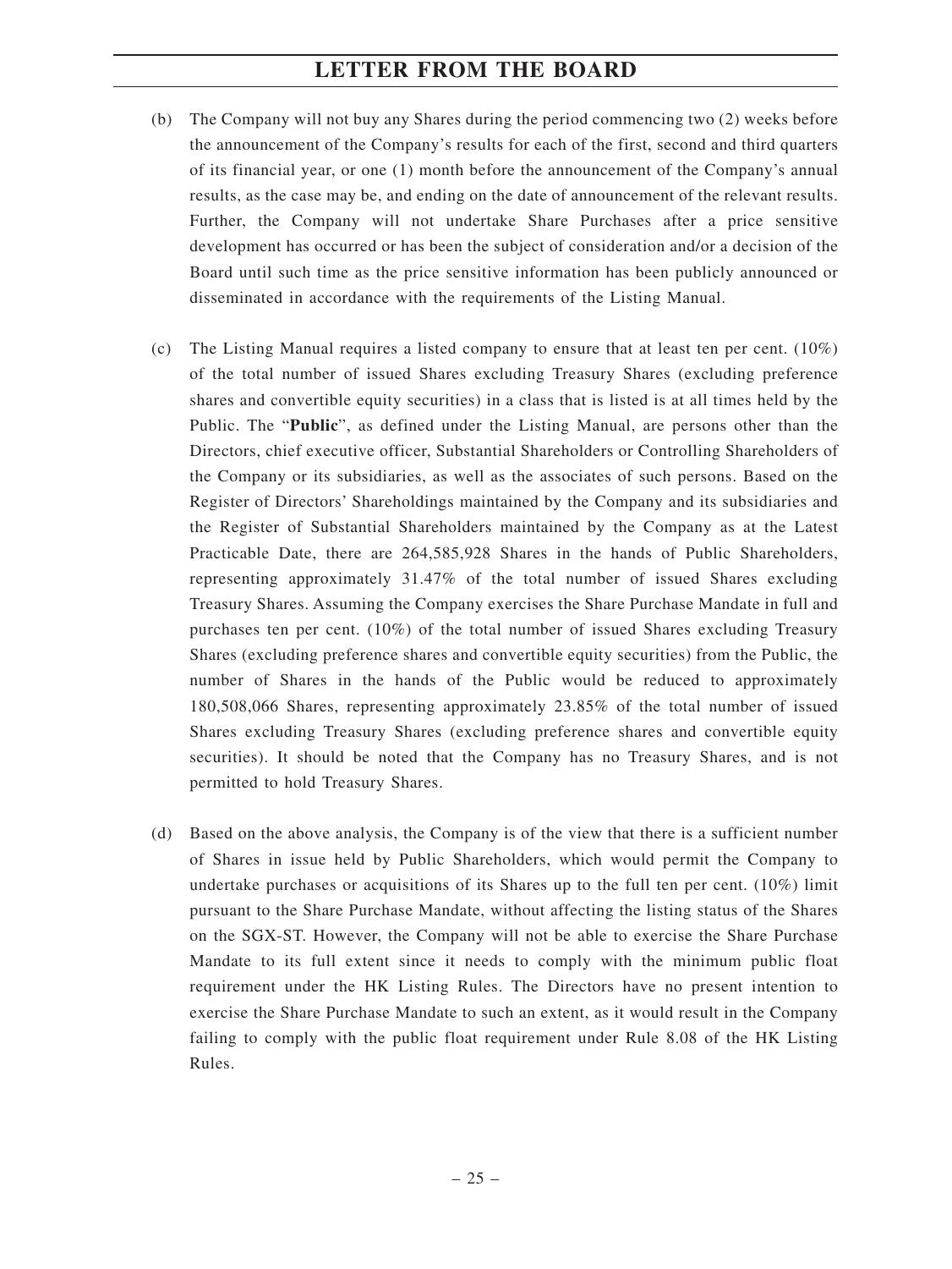(b) The Company will not buy any Shares during the period commencing two (2) weeks before the announcement of the Company's results for each of the first, second and third quarters of its financial year, or one (1) month before the announcement of the Company's annual results, as the case may be, and ending on the date of announcement of the relevant results. Further, the Company will not undertake Share Purchases after a price sensitive development has occurred or has been the subject of consideration and/or a decision of the Board until such time as the price sensitive information has been publicly announced or disseminated in accordance with the requirements of the Listing Manual.

(c) The Listing Manual requires a listed company to ensure that at least ten per cent. (10%) of the total number of issued Shares excluding Treasury Shares (excluding preference shares and convertible equity securities) in a class that is listed is at all times held by the Public. The "**Public**", as defined under the Listing Manual, are persons other than the Directors, chief executive officer, Substantial Shareholders or Controlling Shareholders of the Company or its subsidiaries, as well as the associates of such persons. Based on the Register of Directors' Shareholdings maintained by the Company and its subsidiaries and the Register of Substantial Shareholders maintained by the Company as at the Latest Practicable Date, there are 264,585,928 Shares in the hands of Public Shareholders, representing approximately 31.47% of the total number of issued Shares excluding Treasury Shares. Assuming the Company exercises the Share Purchase Mandate in full and purchases ten per cent. (10%) of the total number of issued Shares excluding Treasury Shares (excluding preference shares and convertible equity securities) from the Public, the number of Shares in the hands of the Public would be reduced to approximately 180,508,066 Shares, representing approximately 23.85% of the total number of issued Shares excluding Treasury Shares (excluding preference shares and convertible equity securities). It should be noted that the Company has no Treasury Shares, and is not permitted to hold Treasury Shares.

(d) Based on the above analysis, the Company is of the view that there is a sufficient number of Shares in issue held by Public Shareholders, which would permit the Company to undertake purchases or acquisitions of its Shares up to the full ten per cent. (10%) limit pursuant to the Share Purchase Mandate, without affecting the listing status of the Shares on the SGX-ST. However, the Company will not be able to exercise the Share Purchase Mandate to its full extent since it needs to comply with the minimum public float requirement under the HK Listing Rules. The Directors have no present intention to exercise the Share Purchase Mandate to such an extent, as it would result in the Company failing to comply with the public float requirement under Rule 8.08 of the HK Listing Rules.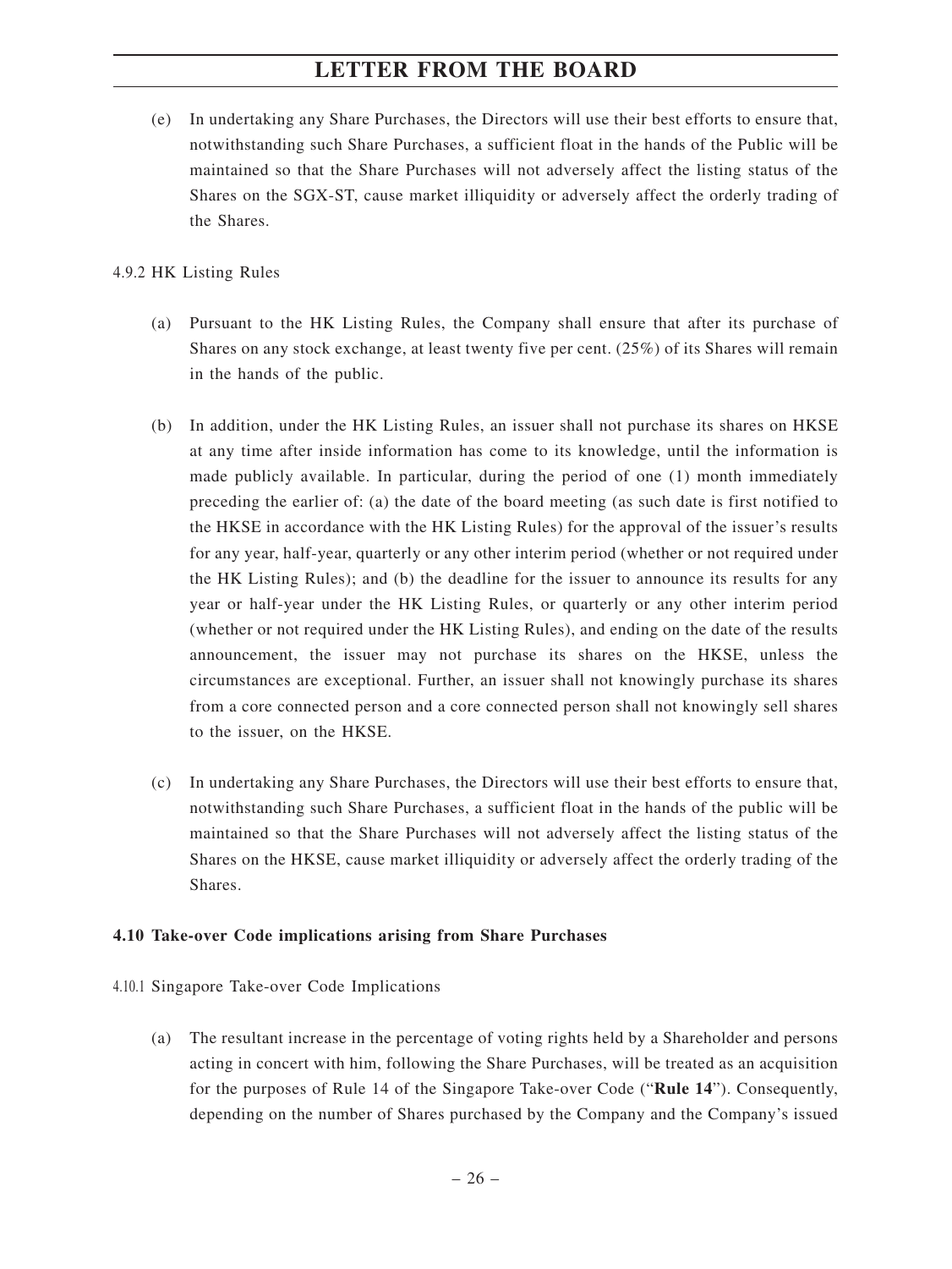(e) In undertaking any Share Purchases, the Directors will use their best efforts to ensure that, notwithstanding such Share Purchases, a sufficient float in the hands of the Public will be maintained so that the Share Purchases will not adversely affect the listing status of the Shares on the SGX-ST, cause market illiquidity or adversely affect the orderly trading of the Shares.

4.9.2 HK Listing Rules

(a) Pursuant to the HK Listing Rules, the Company shall ensure that after its purchase of Shares on any stock exchange, at least twenty five per cent. (25%) of its Shares will remain in the hands of the public.

(b) In addition, under the HK Listing Rules, an issuer shall not purchase its shares on HKSE at any time after inside information has come to its knowledge, until the information is made publicly available. In particular, during the period of one (1) month immediately preceding the earlier of: (a) the date of the board meeting (as such date is first notified to the HKSE in accordance with the HK Listing Rules) for the approval of the issuer's results for any year, half-year, quarterly or any other interim period (whether or not required under the HK Listing Rules); and (b) the deadline for the issuer to announce its results for any year or half-year under the HK Listing Rules, or quarterly or any other interim period (whether or not required under the HK Listing Rules), and ending on the date of the results announcement, the issuer may not purchase its shares on the HKSE, unless the circumstances are exceptional. Further, an issuer shall not knowingly purchase its shares from a core connected person and a core connected person shall not knowingly sell shares to the issuer, on the HKSE.

(c) In undertaking any Share Purchases, the Directors will use their best efforts to ensure that, notwithstanding such Share Purchases, a sufficient float in the hands of the public will be maintained so that the Share Purchases will not adversely affect the listing status of the Shares on the HKSE, cause market illiquidity or adversely affect the orderly trading of the Shares.

**4.10 Take-over Code implications arising from Share Purchases**

4.10.1 Singapore Take-over Code Implications

(a) The resultant increase in the percentage of voting rights held by a Shareholder and persons acting in concert with him, following the Share Purchases, will be treated as an acquisition for the purposes of Rule 14 of the Singapore Take-over Code ("**Rule 14**"). Consequently, depending on the number of Shares purchased by the Company and the Company's issued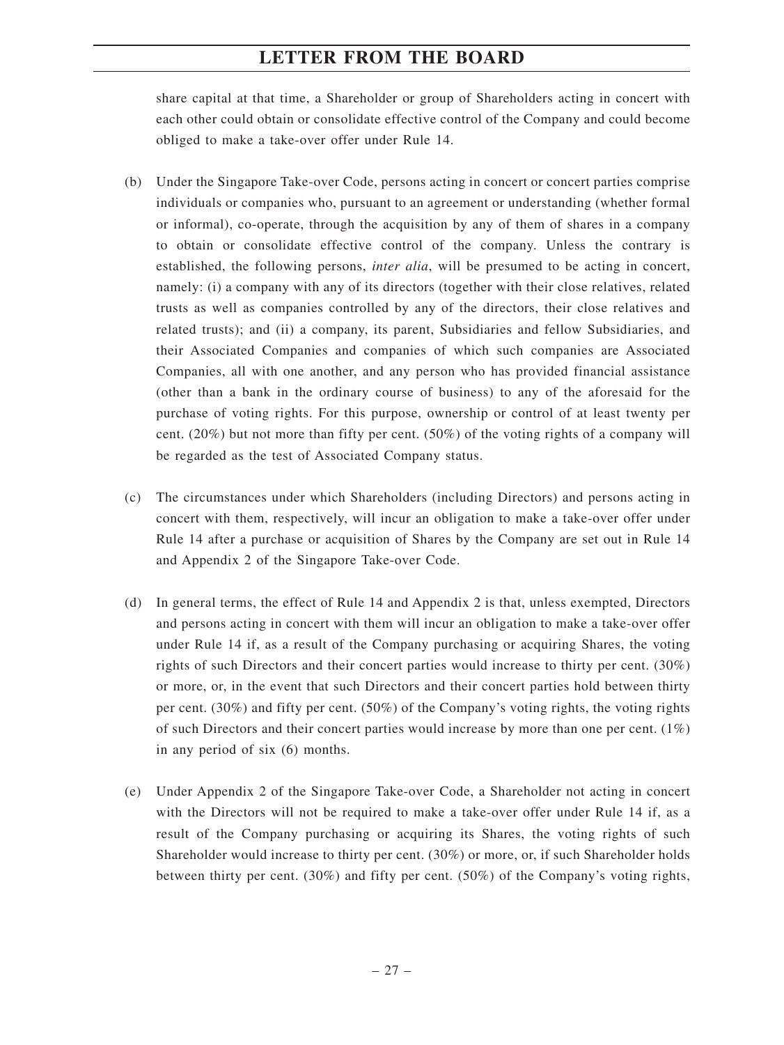share capital at that time, a Shareholder or group of Shareholders acting in concert with each other could obtain or consolidate effective control of the Company and could become obliged to make a take-over offer under Rule 14.

(b) Under the Singapore Take-over Code, persons acting in concert or concert parties comprise individuals or companies who, pursuant to an agreement or understanding (whether formal or informal), co-operate, through the acquisition by any of them of shares in a company to obtain or consolidate effective control of the company. Unless the contrary is established, the following persons, *inter alia*, will be presumed to be acting in concert, namely: (i) a company with any of its directors (together with their close relatives, related trusts as well as companies controlled by any of the directors, their close relatives and related trusts); and (ii) a company, its parent, Subsidiaries and fellow Subsidiaries, and their Associated Companies and companies of which such companies are Associated Companies, all with one another, and any person who has provided financial assistance (other than a bank in the ordinary course of business) to any of the aforesaid for the purchase of voting rights. For this purpose, ownership or control of at least twenty per cent. (20%) but not more than fifty per cent. (50%) of the voting rights of a company will be regarded as the test of Associated Company status.

(c) The circumstances under which Shareholders (including Directors) and persons acting in concert with them, respectively, will incur an obligation to make a take-over offer under Rule 14 after a purchase or acquisition of Shares by the Company are set out in Rule 14 and Appendix 2 of the Singapore Take-over Code.

(d) In general terms, the effect of Rule 14 and Appendix 2 is that, unless exempted, Directors and persons acting in concert with them will incur an obligation to make a take-over offer under Rule 14 if, as a result of the Company purchasing or acquiring Shares, the voting rights of such Directors and their concert parties would increase to thirty per cent. (30%) or more, or, in the event that such Directors and their concert parties hold between thirty per cent. (30%) and fifty per cent. (50%) of the Company's voting rights, the voting rights of such Directors and their concert parties would increase by more than one per cent. (1%) in any period of six (6) months.

(e) Under Appendix 2 of the Singapore Take-over Code, a Shareholder not acting in concert with the Directors will not be required to make a take-over offer under Rule 14 if, as a result of the Company purchasing or acquiring its Shares, the voting rights of such Shareholder would increase to thirty per cent. (30%) or more, or, if such Shareholder holds between thirty per cent. (30%) and fifty per cent. (50%) of the Company's voting rights,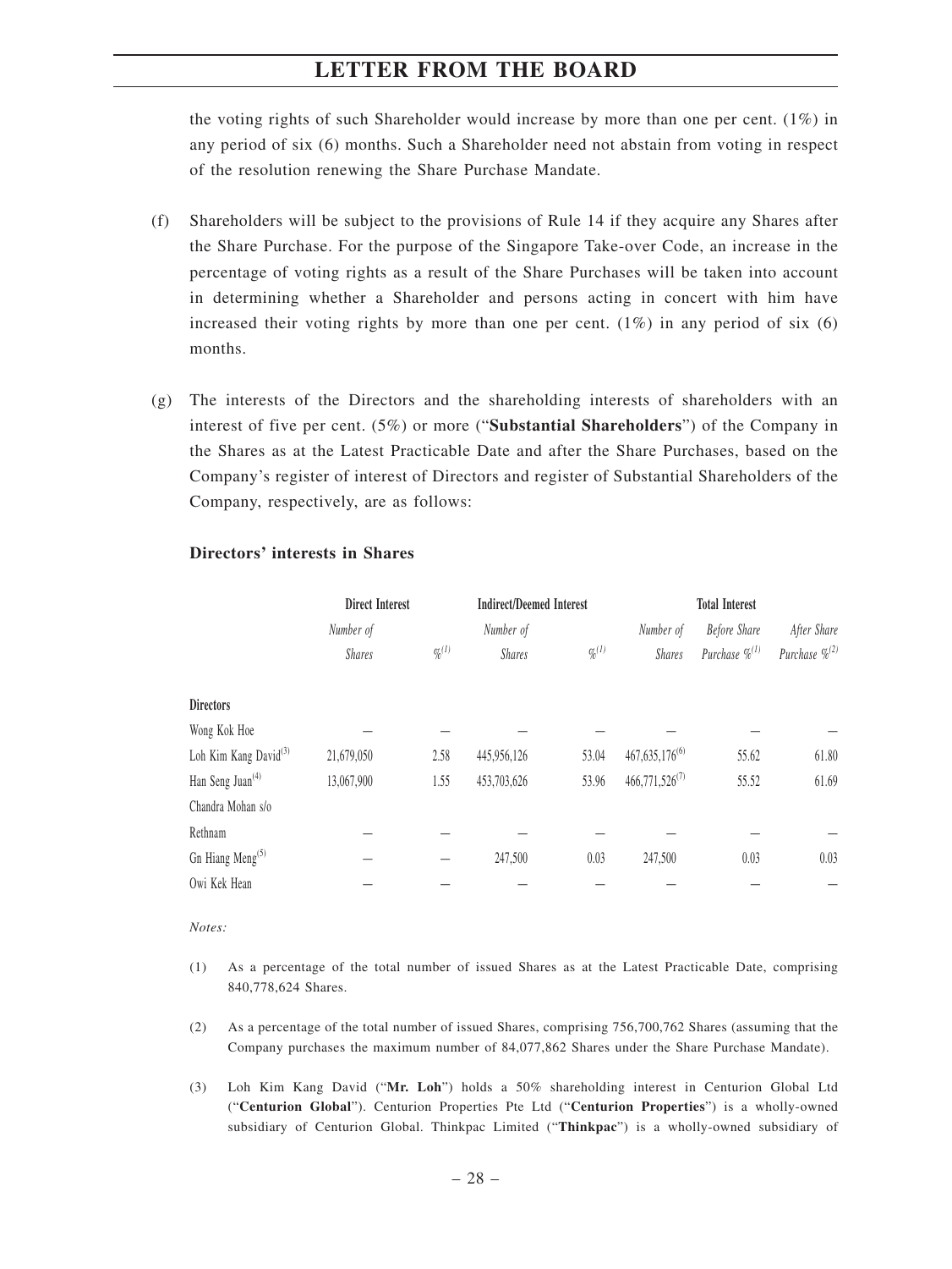the voting rights of such Shareholder would increase by more than one per cent. (1%) in any period of six (6) months. Such a Shareholder need not abstain from voting in respect of the resolution renewing the Share Purchase Mandate.

(f) Shareholders will be subject to the provisions of Rule 14 if they acquire any Shares after the Share Purchase. For the purpose of the Singapore Take-over Code, an increase in the percentage of voting rights as a result of the Share Purchases will be taken into account in determining whether a Shareholder and persons acting in concert with him have increased their voting rights by more than one per cent. (1%) in any period of six (6) months.

(g) The interests of the Directors and the shareholding interests of shareholders with an interest of five per cent. (5%) or more ("**Substantial Shareholders**") of the Company in the Shares as at the Latest Practicable Date and after the Share Purchases, based on the Company's register of interest of Directors and register of Substantial Shareholders of the Company, respectively, are as follows:

**Directors' interests in Shares**

| | Direct Interest | | Indirect/Deemed Interest | | Total Interest | | |
|---|---|---|---|---|---|---|---|
| | *Number of Shares* | *%[(1)]* | *Number of Shares* | *%[(1)]* | *Number of Shares* | *Before Share Purchase %[(1)]* | *After Share Purchase %[(2)]* |
| **Directors** | | | | | | | |
| Wong Kok Hoe | — | — | — | — | — | — | — |
| Loh Kim Kang David[(3)] | 21,679,050 | 2.58 | 445,956,126 | 53.04 | 467,635,176[(6)] | 55.62 | 61.80 |
| Han Seng Juan[(4)] | 13,067,900 | 1.55 | 453,703,626 | 53.96 | 466,771,526[(7)] | 55.52 | 61.69 |
| Chandra Mohan s/o Rethnam | — | — | — | — | — | — | — |
| Gn Hiang Meng[(5)] | — | — | 247,500 | 0.03 | 247,500 | 0.03 | 0.03 |
| Owi Kek Hean | — | — | — | — | — | — | — |

*Notes:*

(1) As a percentage of the total number of issued Shares as at the Latest Practicable Date, comprising 840,778,624 Shares.

(2) As a percentage of the total number of issued Shares, comprising 756,700,762 Shares (assuming that the Company purchases the maximum number of 84,077,862 Shares under the Share Purchase Mandate).

(3) Loh Kim Kang David ("**Mr. Loh**") holds a 50% shareholding interest in Centurion Global Ltd ("**Centurion Global**"). Centurion Properties Pte Ltd ("**Centurion Properties**") is a wholly-owned subsidiary of Centurion Global. Thinkpac Limited ("**Thinkpac**") is a wholly-owned subsidiary of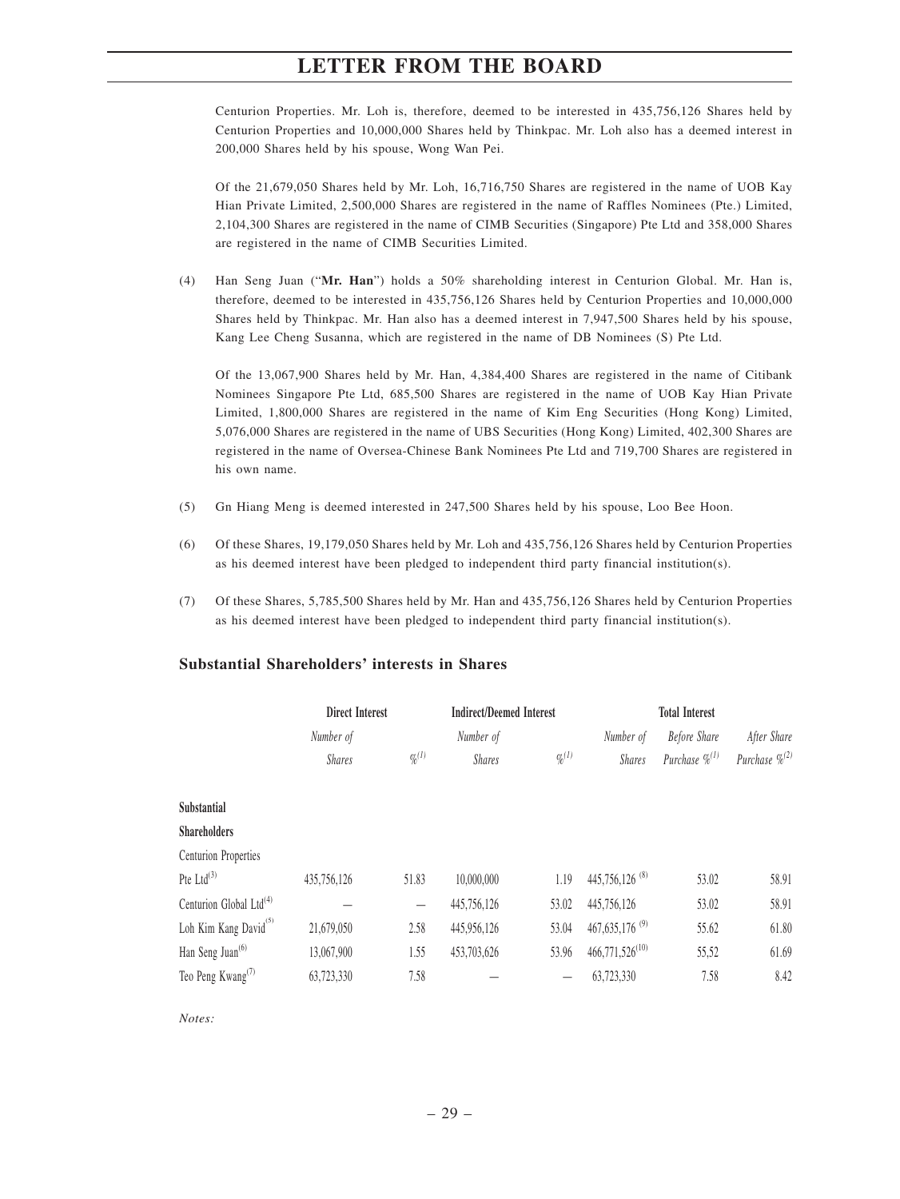Centurion Properties. Mr. Loh is, therefore, deemed to be interested in 435,756,126 Shares held by Centurion Properties and 10,000,000 Shares held by Thinkpac. Mr. Loh also has a deemed interest in 200,000 Shares held by his spouse, Wong Wan Pei.

Of the 21,679,050 Shares held by Mr. Loh, 16,716,750 Shares are registered in the name of UOB Kay Hian Private Limited, 2,500,000 Shares are registered in the name of Raffles Nominees (Pte.) Limited, 2,104,300 Shares are registered in the name of CIMB Securities (Singapore) Pte Ltd and 358,000 Shares are registered in the name of CIMB Securities Limited.

(4) Han Seng Juan ("**Mr. Han**") holds a 50% shareholding interest in Centurion Global. Mr. Han is, therefore, deemed to be interested in 435,756,126 Shares held by Centurion Properties and 10,000,000 Shares held by Thinkpac. Mr. Han also has a deemed interest in 7,947,500 Shares held by his spouse, Kang Lee Cheng Susanna, which are registered in the name of DB Nominees (S) Pte Ltd.

Of the 13,067,900 Shares held by Mr. Han, 4,384,400 Shares are registered in the name of Citibank Nominees Singapore Pte Ltd, 685,500 Shares are registered in the name of UOB Kay Hian Private Limited, 1,800,000 Shares are registered in the name of Kim Eng Securities (Hong Kong) Limited, 5,076,000 Shares are registered in the name of UBS Securities (Hong Kong) Limited, 402,300 Shares are registered in the name of Oversea-Chinese Bank Nominees Pte Ltd and 719,700 Shares are registered in his own name.

(5) Gn Hiang Meng is deemed interested in 247,500 Shares held by his spouse, Loo Bee Hoon.

(6) Of these Shares, 19,179,050 Shares held by Mr. Loh and 435,756,126 Shares held by Centurion Properties as his deemed interest have been pledged to independent third party financial institution(s).

(7) Of these Shares, 5,785,500 Shares held by Mr. Han and 435,756,126 Shares held by Centurion Properties as his deemed interest have been pledged to independent third party financial institution(s).

## Substantial Shareholders' interests in Shares

| | Direct Interest | | Indirect/Deemed Interest | | Total Interest | | |
|---|---|---|---|---|---|---|---|
| | *Number of Shares* | *%[(1)]* | *Number of Shares* | *%[(1)]* | *Number of Shares* | *Before Share Purchase %[(1)]* | *After Share Purchase %[(2)]* |
| **Substantial Shareholders** | | | | | | | |
| Centurion Properties Pte Ltd[(3)] | 435,756,126 | 51.83 | 10,000,000 | 1.19 | 445,756,126 [(8)] | 53.02 | 58.91 |
| Centurion Global Ltd[(4)] | — | — | 445,756,126 | 53.02 | 445,756,126 | 53.02 | 58.91 |
| Loh Kim Kang David[(5)] | 21,679,050 | 2.58 | 445,956,126 | 53.04 | 467,635,176 [(9)] | 55.62 | 61.80 |
| Han Seng Juan[(6)] | 13,067,900 | 1.55 | 453,703,626 | 53.96 | 466,771,526[(10)] | 55,52 | 61.69 |
| Teo Peng Kwang[(7)] | 63,723,330 | 7.58 | — | — | 63,723,330 | 7.58 | 8.42 |

*Notes:*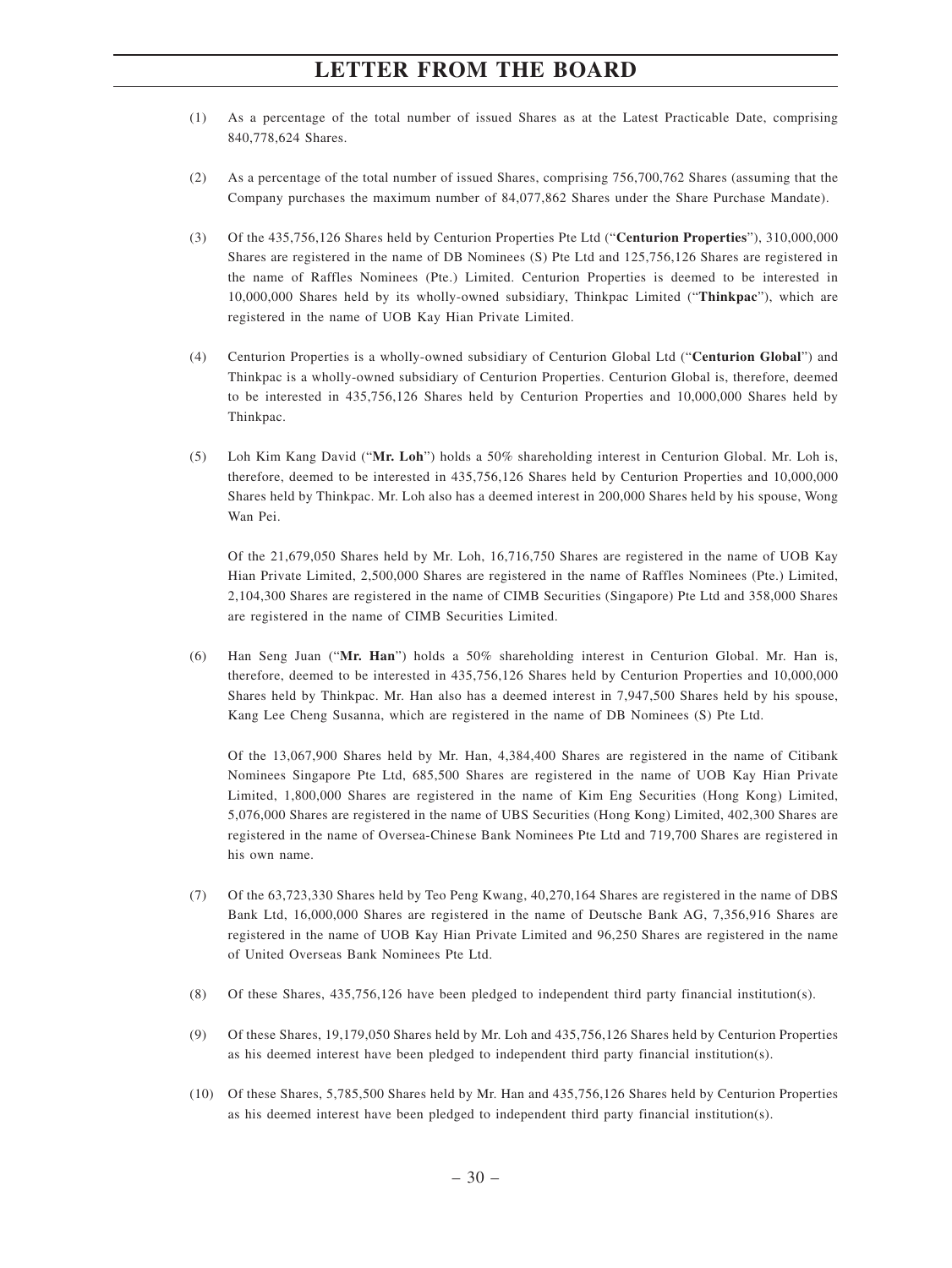(1) As a percentage of the total number of issued Shares as at the Latest Practicable Date, comprising 840,778,624 Shares.

(2) As a percentage of the total number of issued Shares, comprising 756,700,762 Shares (assuming that the Company purchases the maximum number of 84,077,862 Shares under the Share Purchase Mandate).

(3) Of the 435,756,126 Shares held by Centurion Properties Pte Ltd ("**Centurion Properties**"), 310,000,000 Shares are registered in the name of DB Nominees (S) Pte Ltd and 125,756,126 Shares are registered in the name of Raffles Nominees (Pte.) Limited. Centurion Properties is deemed to be interested in 10,000,000 Shares held by its wholly-owned subsidiary, Thinkpac Limited ("**Thinkpac**"), which are registered in the name of UOB Kay Hian Private Limited.

(4) Centurion Properties is a wholly-owned subsidiary of Centurion Global Ltd ("**Centurion Global**") and Thinkpac is a wholly-owned subsidiary of Centurion Properties. Centurion Global is, therefore, deemed to be interested in 435,756,126 Shares held by Centurion Properties and 10,000,000 Shares held by Thinkpac.

(5) Loh Kim Kang David ("**Mr. Loh**") holds a 50% shareholding interest in Centurion Global. Mr. Loh is, therefore, deemed to be interested in 435,756,126 Shares held by Centurion Properties and 10,000,000 Shares held by Thinkpac. Mr. Loh also has a deemed interest in 200,000 Shares held by his spouse, Wong Wan Pei.

    Of the 21,679,050 Shares held by Mr. Loh, 16,716,750 Shares are registered in the name of UOB Kay Hian Private Limited, 2,500,000 Shares are registered in the name of Raffles Nominees (Pte.) Limited, 2,104,300 Shares are registered in the name of CIMB Securities (Singapore) Pte Ltd and 358,000 Shares are registered in the name of CIMB Securities Limited.

(6) Han Seng Juan ("**Mr. Han**") holds a 50% shareholding interest in Centurion Global. Mr. Han is, therefore, deemed to be interested in 435,756,126 Shares held by Centurion Properties and 10,000,000 Shares held by Thinkpac. Mr. Han also has a deemed interest in 7,947,500 Shares held by his spouse, Kang Lee Cheng Susanna, which are registered in the name of DB Nominees (S) Pte Ltd.

    Of the 13,067,900 Shares held by Mr. Han, 4,384,400 Shares are registered in the name of Citibank Nominees Singapore Pte Ltd, 685,500 Shares are registered in the name of UOB Kay Hian Private Limited, 1,800,000 Shares are registered in the name of Kim Eng Securities (Hong Kong) Limited, 5,076,000 Shares are registered in the name of UBS Securities (Hong Kong) Limited, 402,300 Shares are registered in the name of Oversea-Chinese Bank Nominees Pte Ltd and 719,700 Shares are registered in his own name.

(7) Of the 63,723,330 Shares held by Teo Peng Kwang, 40,270,164 Shares are registered in the name of DBS Bank Ltd, 16,000,000 Shares are registered in the name of Deutsche Bank AG, 7,356,916 Shares are registered in the name of UOB Kay Hian Private Limited and 96,250 Shares are registered in the name of United Overseas Bank Nominees Pte Ltd.

(8) Of these Shares, 435,756,126 have been pledged to independent third party financial institution(s).

(9) Of these Shares, 19,179,050 Shares held by Mr. Loh and 435,756,126 Shares held by Centurion Properties as his deemed interest have been pledged to independent third party financial institution(s).

(10) Of these Shares, 5,785,500 Shares held by Mr. Han and 435,756,126 Shares held by Centurion Properties as his deemed interest have been pledged to independent third party financial institution(s).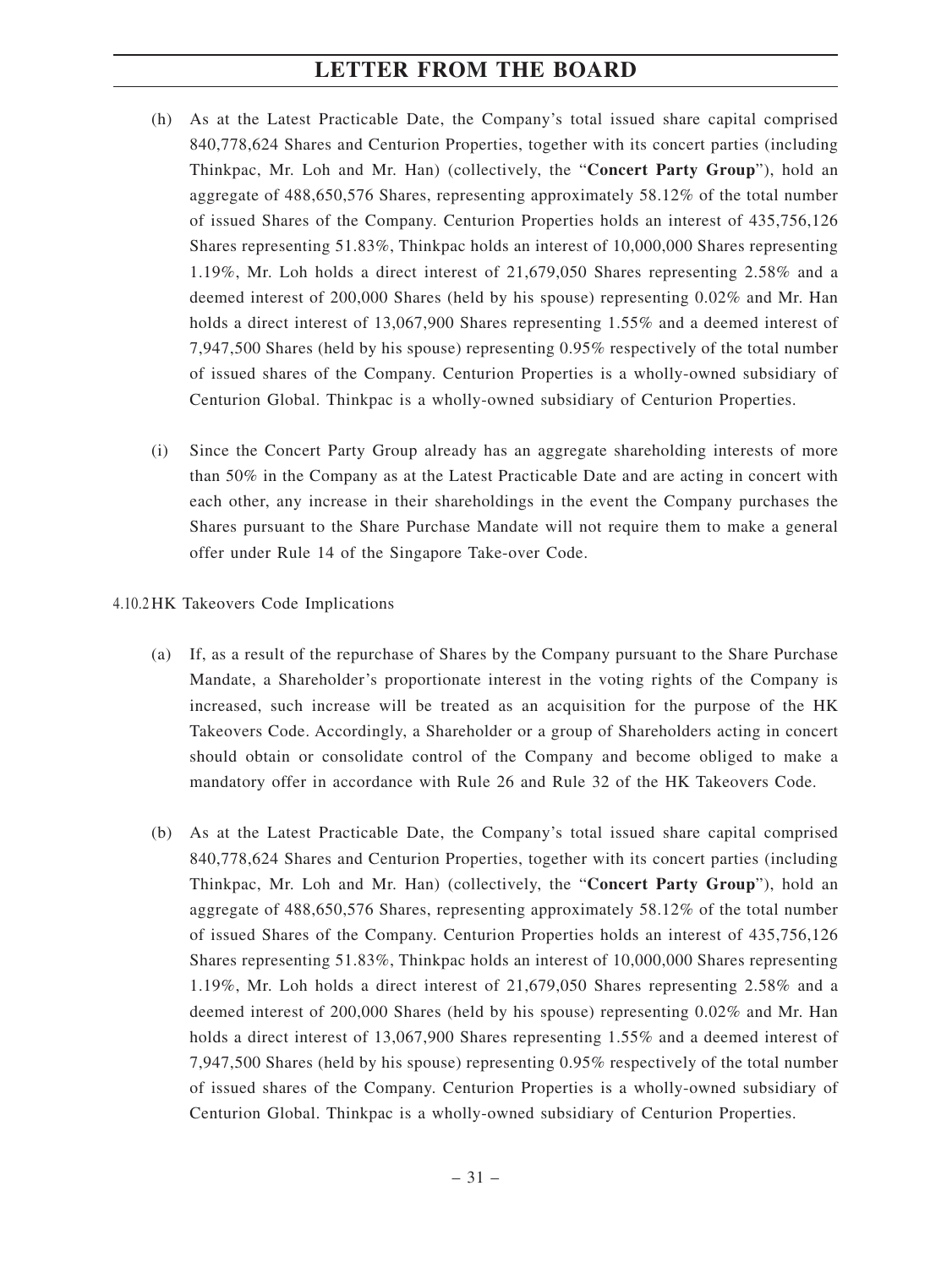(h) As at the Latest Practicable Date, the Company's total issued share capital comprised 840,778,624 Shares and Centurion Properties, together with its concert parties (including Thinkpac, Mr. Loh and Mr. Han) (collectively, the "**Concert Party Group**"), hold an aggregate of 488,650,576 Shares, representing approximately 58.12% of the total number of issued Shares of the Company. Centurion Properties holds an interest of 435,756,126 Shares representing 51.83%, Thinkpac holds an interest of 10,000,000 Shares representing 1.19%, Mr. Loh holds a direct interest of 21,679,050 Shares representing 2.58% and a deemed interest of 200,000 Shares (held by his spouse) representing 0.02% and Mr. Han holds a direct interest of 13,067,900 Shares representing 1.55% and a deemed interest of 7,947,500 Shares (held by his spouse) representing 0.95% respectively of the total number of issued shares of the Company. Centurion Properties is a wholly-owned subsidiary of Centurion Global. Thinkpac is a wholly-owned subsidiary of Centurion Properties.

(i) Since the Concert Party Group already has an aggregate shareholding interests of more than 50% in the Company as at the Latest Practicable Date and are acting in concert with each other, any increase in their shareholdings in the event the Company purchases the Shares pursuant to the Share Purchase Mandate will not require them to make a general offer under Rule 14 of the Singapore Take-over Code.

4.10.2 HK Takeovers Code Implications

(a) If, as a result of the repurchase of Shares by the Company pursuant to the Share Purchase Mandate, a Shareholder's proportionate interest in the voting rights of the Company is increased, such increase will be treated as an acquisition for the purpose of the HK Takeovers Code. Accordingly, a Shareholder or a group of Shareholders acting in concert should obtain or consolidate control of the Company and become obliged to make a mandatory offer in accordance with Rule 26 and Rule 32 of the HK Takeovers Code.

(b) As at the Latest Practicable Date, the Company's total issued share capital comprised 840,778,624 Shares and Centurion Properties, together with its concert parties (including Thinkpac, Mr. Loh and Mr. Han) (collectively, the "**Concert Party Group**"), hold an aggregate of 488,650,576 Shares, representing approximately 58.12% of the total number of issued Shares of the Company. Centurion Properties holds an interest of 435,756,126 Shares representing 51.83%, Thinkpac holds an interest of 10,000,000 Shares representing 1.19%, Mr. Loh holds a direct interest of 21,679,050 Shares representing 2.58% and a deemed interest of 200,000 Shares (held by his spouse) representing 0.02% and Mr. Han holds a direct interest of 13,067,900 Shares representing 1.55% and a deemed interest of 7,947,500 Shares (held by his spouse) representing 0.95% respectively of the total number of issued shares of the Company. Centurion Properties is a wholly-owned subsidiary of Centurion Global. Thinkpac is a wholly-owned subsidiary of Centurion Properties.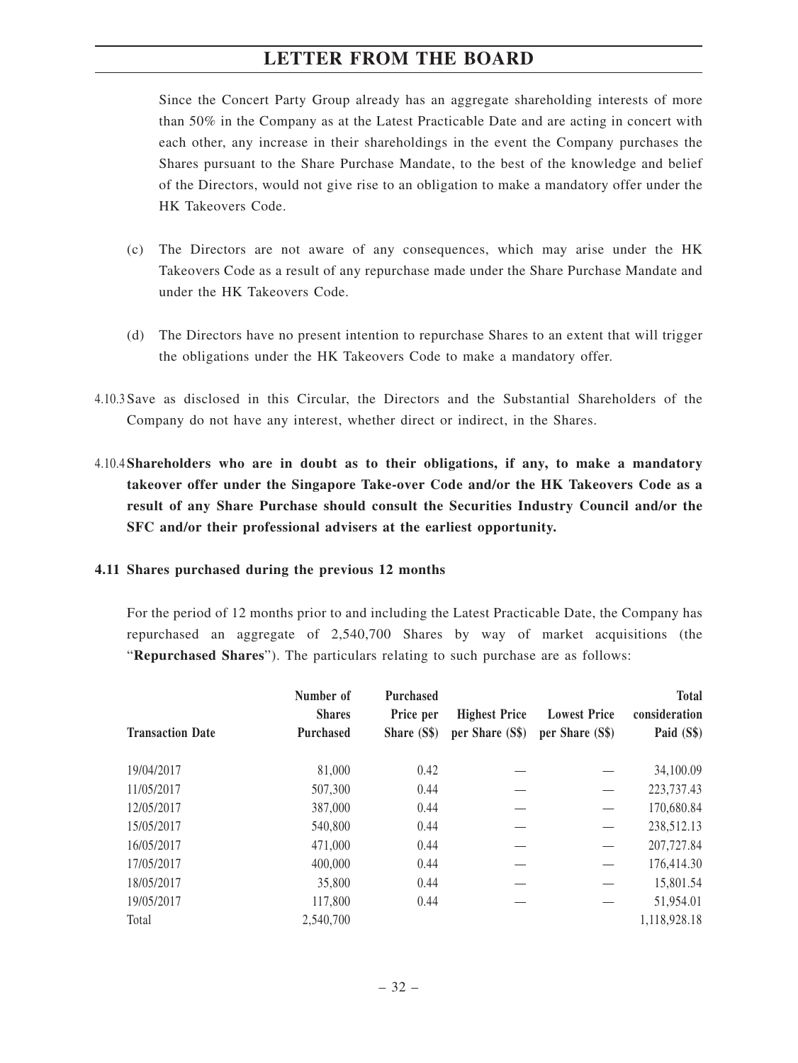Since the Concert Party Group already has an aggregate shareholding interests of more than 50% in the Company as at the Latest Practicable Date and are acting in concert with each other, any increase in their shareholdings in the event the Company purchases the Shares pursuant to the Share Purchase Mandate, to the best of the knowledge and belief of the Directors, would not give rise to an obligation to make a mandatory offer under the HK Takeovers Code.

(c) The Directors are not aware of any consequences, which may arise under the HK Takeovers Code as a result of any repurchase made under the Share Purchase Mandate and under the HK Takeovers Code.

(d) The Directors have no present intention to repurchase Shares to an extent that will trigger the obligations under the HK Takeovers Code to make a mandatory offer.

4.10.3 Save as disclosed in this Circular, the Directors and the Substantial Shareholders of the Company do not have any interest, whether direct or indirect, in the Shares.

4.10.4 **Shareholders who are in doubt as to their obligations, if any, to make a mandatory takeover offer under the Singapore Take-over Code and/or the HK Takeovers Code as a result of any Share Purchase should consult the Securities Industry Council and/or the SFC and/or their professional advisers at the earliest opportunity.**

**4.11 Shares purchased during the previous 12 months**

For the period of 12 months prior to and including the Latest Practicable Date, the Company has repurchased an aggregate of 2,540,700 Shares by way of market acquisitions (the "**Repurchased Shares**"). The particulars relating to such purchase are as follows:

| Transaction Date | Number of Shares Purchased | Purchased Price per Share (S$) | Highest Price per Share (S$) | Lowest Price per Share (S$) | Total consideration Paid (S$) |
|---|---|---|---|---|---|
| 19/04/2017 | 81,000 | 0.42 | — | — | 34,100.09 |
| 11/05/2017 | 507,300 | 0.44 | — | — | 223,737.43 |
| 12/05/2017 | 387,000 | 0.44 | — | — | 170,680.84 |
| 15/05/2017 | 540,800 | 0.44 | — | — | 238,512.13 |
| 16/05/2017 | 471,000 | 0.44 | — | — | 207,727.84 |
| 17/05/2017 | 400,000 | 0.44 | — | — | 176,414.30 |
| 18/05/2017 | 35,800 | 0.44 | — | — | 15,801.54 |
| 19/05/2017 | 117,800 | 0.44 | — | — | 51,954.01 |
| Total | 2,540,700 | | | | 1,118,928.18 |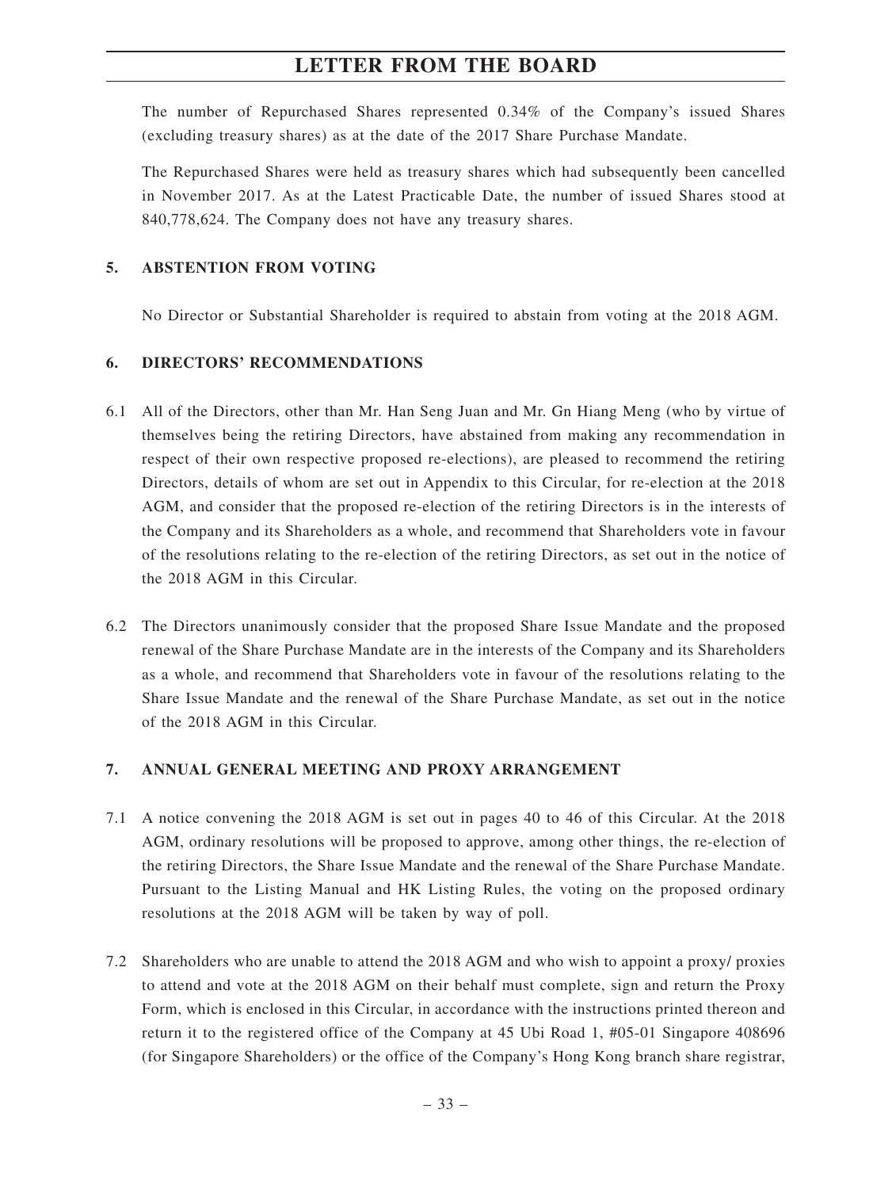The number of Repurchased Shares represented 0.34% of the Company's issued Shares (excluding treasury shares) as at the date of the 2017 Share Purchase Mandate.

The Repurchased Shares were held as treasury shares which had subsequently been cancelled in November 2017. As at the Latest Practicable Date, the number of issued Shares stood at 840,778,624. The Company does not have any treasury shares.

## 5. ABSTENTION FROM VOTING

No Director or Substantial Shareholder is required to abstain from voting at the 2018 AGM.

## 6. DIRECTORS' RECOMMENDATIONS

6.1 All of the Directors, other than Mr. Han Seng Juan and Mr. Gn Hiang Meng (who by virtue of themselves being the retiring Directors, have abstained from making any recommendation in respect of their own respective proposed re-elections), are pleased to recommend the retiring Directors, details of whom are set out in Appendix to this Circular, for re-election at the 2018 AGM, and consider that the proposed re-election of the retiring Directors is in the interests of the Company and its Shareholders as a whole, and recommend that Shareholders vote in favour of the resolutions relating to the re-election of the retiring Directors, as set out in the notice of the 2018 AGM in this Circular.

6.2 The Directors unanimously consider that the proposed Share Issue Mandate and the proposed renewal of the Share Purchase Mandate are in the interests of the Company and its Shareholders as a whole, and recommend that Shareholders vote in favour of the resolutions relating to the Share Issue Mandate and the renewal of the Share Purchase Mandate, as set out in the notice of the 2018 AGM in this Circular.

## 7. ANNUAL GENERAL MEETING AND PROXY ARRANGEMENT

7.1 A notice convening the 2018 AGM is set out in pages 40 to 46 of this Circular. At the 2018 AGM, ordinary resolutions will be proposed to approve, among other things, the re-election of the retiring Directors, the Share Issue Mandate and the renewal of the Share Purchase Mandate. Pursuant to the Listing Manual and HK Listing Rules, the voting on the proposed ordinary resolutions at the 2018 AGM will be taken by way of poll.

7.2 Shareholders who are unable to attend the 2018 AGM and who wish to appoint a proxy/ proxies to attend and vote at the 2018 AGM on their behalf must complete, sign and return the Proxy Form, which is enclosed in this Circular, in accordance with the instructions printed thereon and return it to the registered office of the Company at 45 Ubi Road 1, #05-01 Singapore 408696 (for Singapore Shareholders) or the office of the Company's Hong Kong branch share registrar,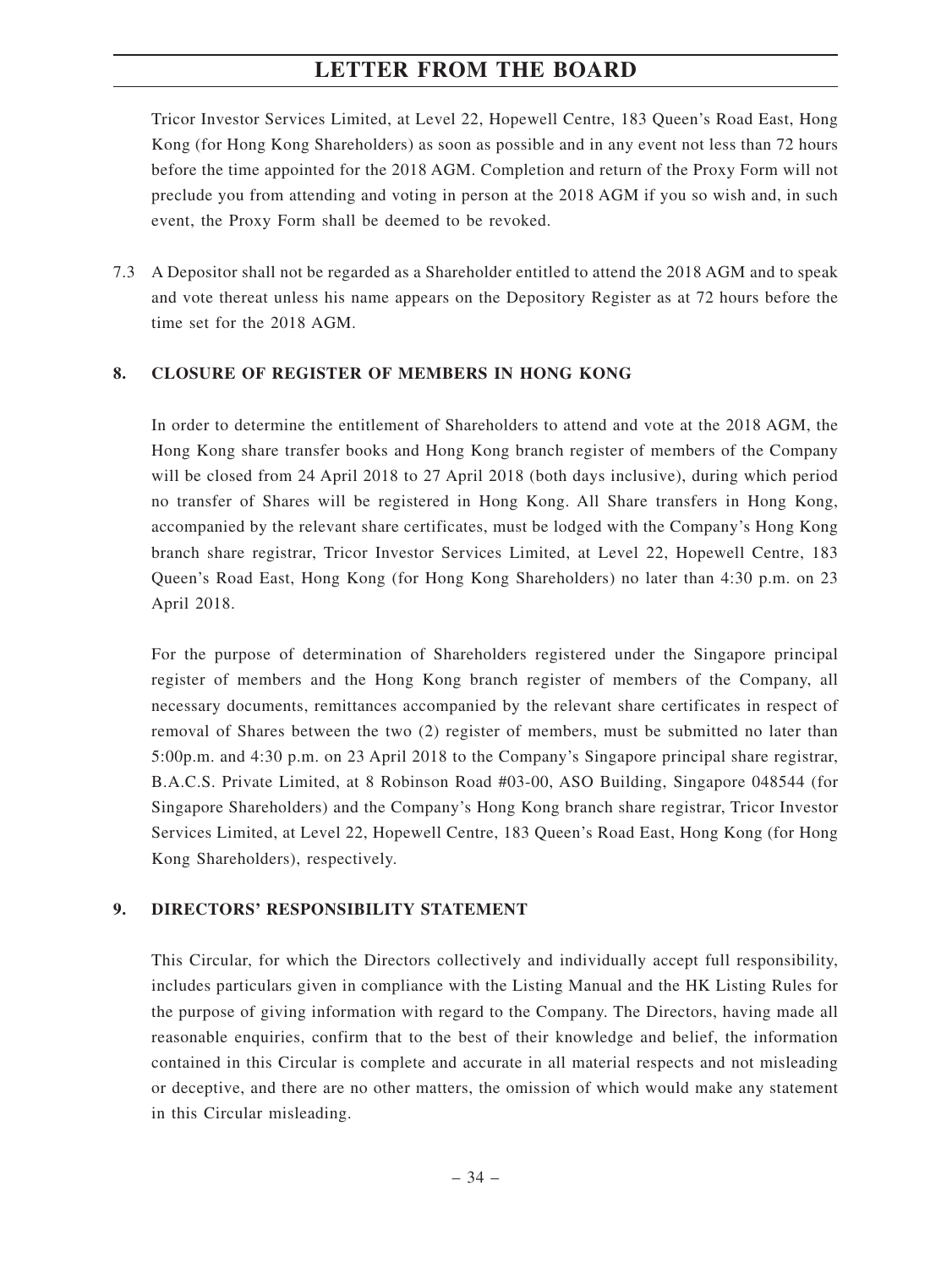Tricor Investor Services Limited, at Level 22, Hopewell Centre, 183 Queen's Road East, Hong Kong (for Hong Kong Shareholders) as soon as possible and in any event not less than 72 hours before the time appointed for the 2018 AGM. Completion and return of the Proxy Form will not preclude you from attending and voting in person at the 2018 AGM if you so wish and, in such event, the Proxy Form shall be deemed to be revoked.

7.3 A Depositor shall not be regarded as a Shareholder entitled to attend the 2018 AGM and to speak and vote thereat unless his name appears on the Depository Register as at 72 hours before the time set for the 2018 AGM.

## 8. CLOSURE OF REGISTER OF MEMBERS IN HONG KONG

In order to determine the entitlement of Shareholders to attend and vote at the 2018 AGM, the Hong Kong share transfer books and Hong Kong branch register of members of the Company will be closed from 24 April 2018 to 27 April 2018 (both days inclusive), during which period no transfer of Shares will be registered in Hong Kong. All Share transfers in Hong Kong, accompanied by the relevant share certificates, must be lodged with the Company's Hong Kong branch share registrar, Tricor Investor Services Limited, at Level 22, Hopewell Centre, 183 Queen's Road East, Hong Kong (for Hong Kong Shareholders) no later than 4:30 p.m. on 23 April 2018.

For the purpose of determination of Shareholders registered under the Singapore principal register of members and the Hong Kong branch register of members of the Company, all necessary documents, remittances accompanied by the relevant share certificates in respect of removal of Shares between the two (2) register of members, must be submitted no later than 5:00p.m. and 4:30 p.m. on 23 April 2018 to the Company's Singapore principal share registrar, B.A.C.S. Private Limited, at 8 Robinson Road #03-00, ASO Building, Singapore 048544 (for Singapore Shareholders) and the Company's Hong Kong branch share registrar, Tricor Investor Services Limited, at Level 22, Hopewell Centre, 183 Queen's Road East, Hong Kong (for Hong Kong Shareholders), respectively.

## 9. DIRECTORS' RESPONSIBILITY STATEMENT

This Circular, for which the Directors collectively and individually accept full responsibility, includes particulars given in compliance with the Listing Manual and the HK Listing Rules for the purpose of giving information with regard to the Company. The Directors, having made all reasonable enquiries, confirm that to the best of their knowledge and belief, the information contained in this Circular is complete and accurate in all material respects and not misleading or deceptive, and there are no other matters, the omission of which would make any statement in this Circular misleading.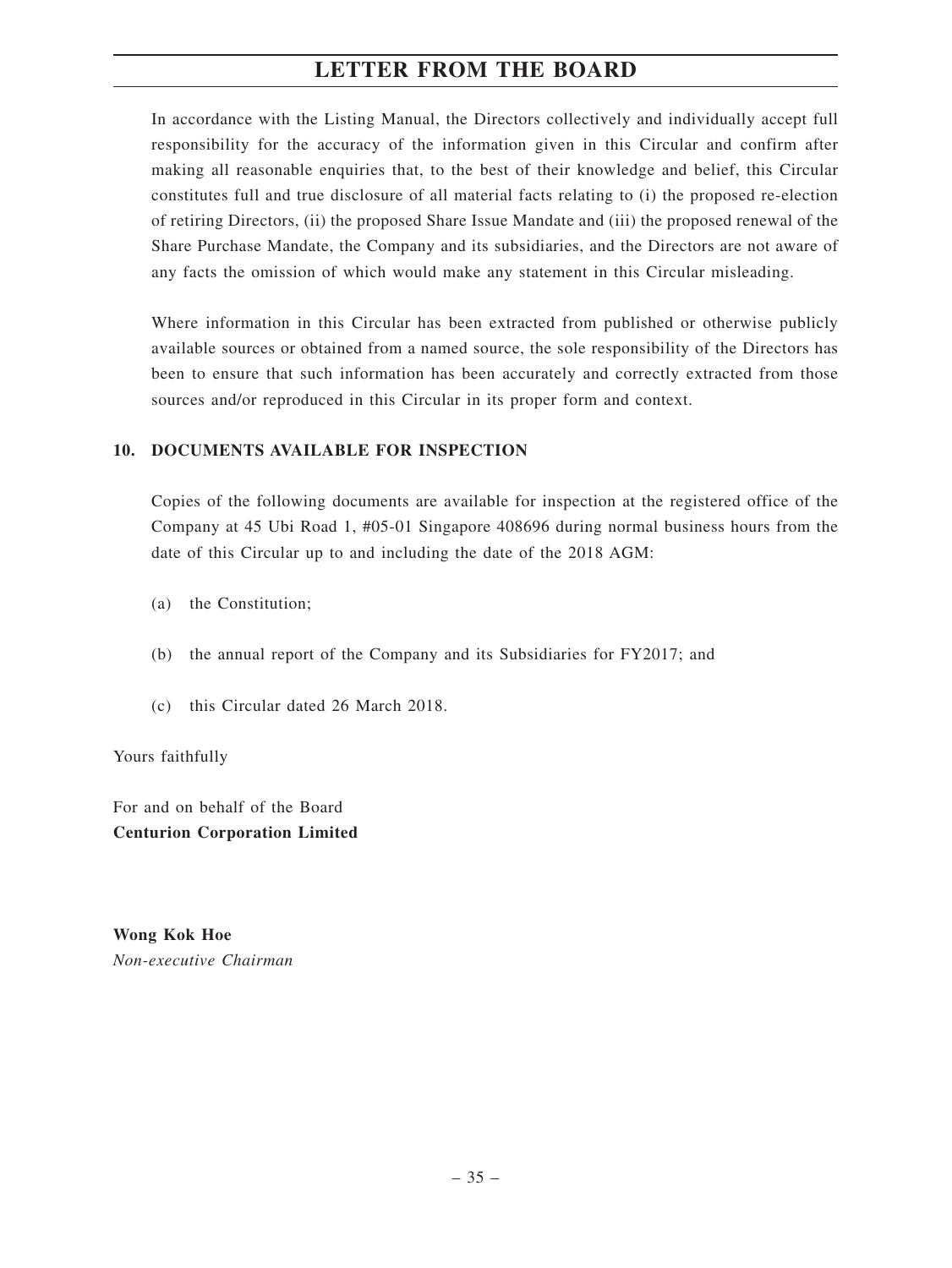In accordance with the Listing Manual, the Directors collectively and individually accept full responsibility for the accuracy of the information given in this Circular and confirm after making all reasonable enquiries that, to the best of their knowledge and belief, this Circular constitutes full and true disclosure of all material facts relating to (i) the proposed re-election of retiring Directors, (ii) the proposed Share Issue Mandate and (iii) the proposed renewal of the Share Purchase Mandate, the Company and its subsidiaries, and the Directors are not aware of any facts the omission of which would make any statement in this Circular misleading.

Where information in this Circular has been extracted from published or otherwise publicly available sources or obtained from a named source, the sole responsibility of the Directors has been to ensure that such information has been accurately and correctly extracted from those sources and/or reproduced in this Circular in its proper form and context.

## 10. DOCUMENTS AVAILABLE FOR INSPECTION

Copies of the following documents are available for inspection at the registered office of the Company at 45 Ubi Road 1, #05-01 Singapore 408696 during normal business hours from the date of this Circular up to and including the date of the 2018 AGM:

(a) the Constitution;

(b) the annual report of the Company and its Subsidiaries for FY2017; and

(c) this Circular dated 26 March 2018.

Yours faithfully

For and on behalf of the Board
**Centurion Corporation Limited**

**Wong Kok Hoe**
*Non-executive Chairman*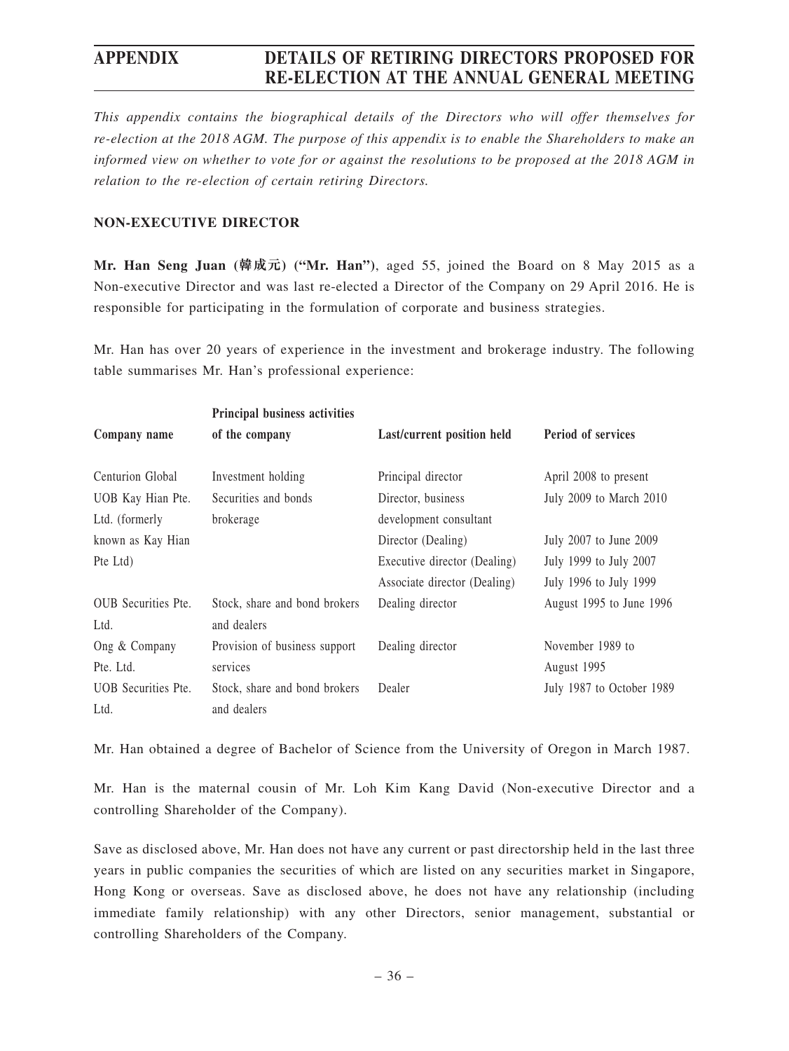# APPENDIX DETAILS OF RETIRING DIRECTORS PROPOSED FOR RE-ELECTION AT THE ANNUAL GENERAL MEETING

*This appendix contains the biographical details of the Directors who will offer themselves for re-election at the 2018 AGM. The purpose of this appendix is to enable the Shareholders to make an informed view on whether to vote for or against the resolutions to be proposed at the 2018 AGM in relation to the re-election of certain retiring Directors.*

## NON-EXECUTIVE DIRECTOR

**Mr. Han Seng Juan (韓成元) ("Mr. Han")**, aged 55, joined the Board on 8 May 2015 as a Non-executive Director and was last re-elected a Director of the Company on 29 April 2016. He is responsible for participating in the formulation of corporate and business strategies.

Mr. Han has over 20 years of experience in the investment and brokerage industry. The following table summarises Mr. Han's professional experience:

| Company name | Principal business activities of the company | Last/current position held | Period of services |
|---|---|---|---|
| Centurion Global | Investment holding | Principal director | April 2008 to present |
| UOB Kay Hian Pte. Ltd. (formerly known as Kay Hian Pte Ltd) | Securities and bonds brokerage | Director, business development consultant | July 2009 to March 2010 |
| | | Director (Dealing) | July 2007 to June 2009 |
| | | Executive director (Dealing) | July 1999 to July 2007 |
| | | Associate director (Dealing) | July 1996 to July 1999 |
| OUB Securities Pte. Ltd. | Stock, share and bond brokers and dealers | Dealing director | August 1995 to June 1996 |
| Ong & Company Pte. Ltd. | Provision of business support services | Dealing director | November 1989 to August 1995 |
| UOB Securities Pte. Ltd. | Stock, share and bond brokers and dealers | Dealer | July 1987 to October 1989 |

Mr. Han obtained a degree of Bachelor of Science from the University of Oregon in March 1987.

Mr. Han is the maternal cousin of Mr. Loh Kim Kang David (Non-executive Director and a controlling Shareholder of the Company).

Save as disclosed above, Mr. Han does not have any current or past directorship held in the last three years in public companies the securities of which are listed on any securities market in Singapore, Hong Kong or overseas. Save as disclosed above, he does not have any relationship (including immediate family relationship) with any other Directors, senior management, substantial or controlling Shareholders of the Company.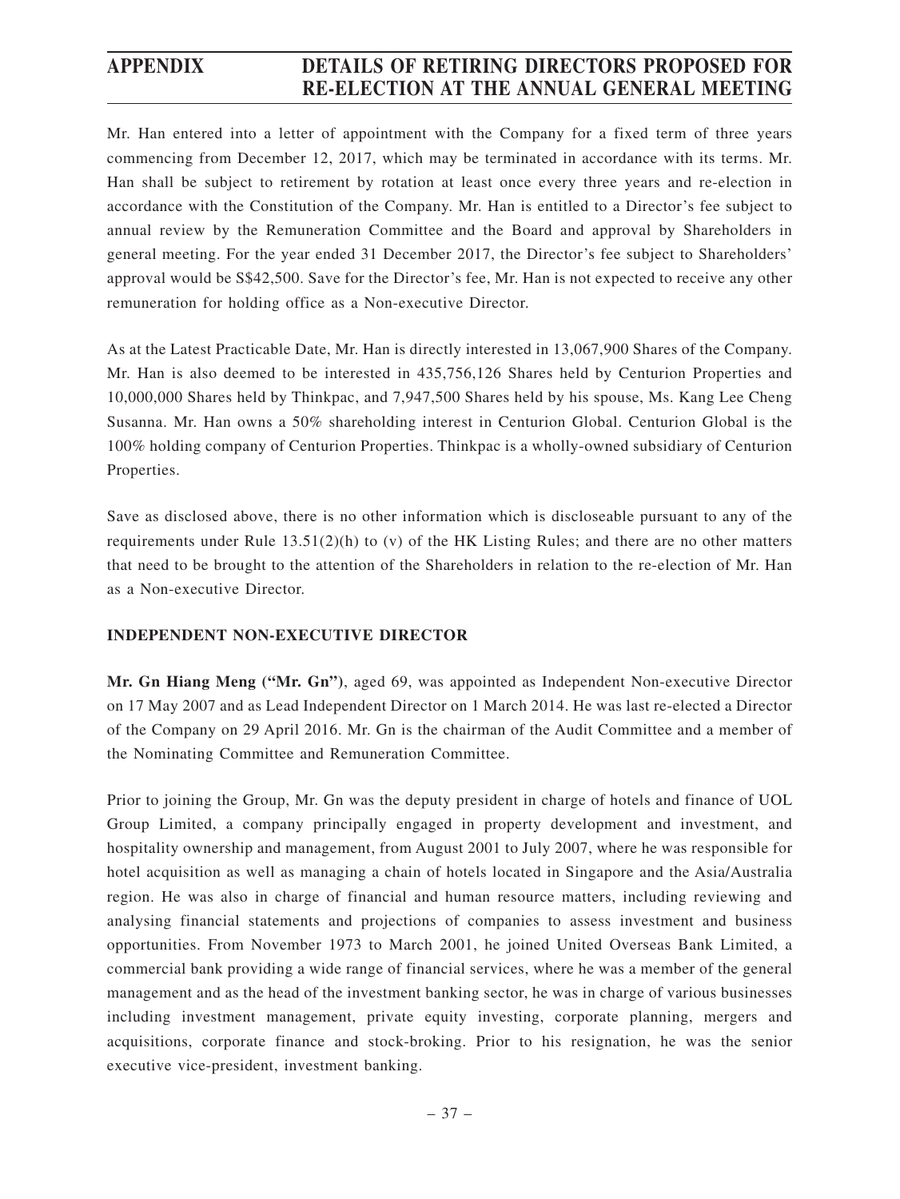Mr. Han entered into a letter of appointment with the Company for a fixed term of three years commencing from December 12, 2017, which may be terminated in accordance with its terms. Mr. Han shall be subject to retirement by rotation at least once every three years and re-election in accordance with the Constitution of the Company. Mr. Han is entitled to a Director's fee subject to annual review by the Remuneration Committee and the Board and approval by Shareholders in general meeting. For the year ended 31 December 2017, the Director's fee subject to Shareholders' approval would be S$42,500. Save for the Director's fee, Mr. Han is not expected to receive any other remuneration for holding office as a Non-executive Director.

As at the Latest Practicable Date, Mr. Han is directly interested in 13,067,900 Shares of the Company. Mr. Han is also deemed to be interested in 435,756,126 Shares held by Centurion Properties and 10,000,000 Shares held by Thinkpac, and 7,947,500 Shares held by his spouse, Ms. Kang Lee Cheng Susanna. Mr. Han owns a 50% shareholding interest in Centurion Global. Centurion Global is the 100% holding company of Centurion Properties. Thinkpac is a wholly-owned subsidiary of Centurion Properties.

Save as disclosed above, there is no other information which is discloseable pursuant to any of the requirements under Rule 13.51(2)(h) to (v) of the HK Listing Rules; and there are no other matters that need to be brought to the attention of the Shareholders in relation to the re-election of Mr. Han as a Non-executive Director.

## INDEPENDENT NON-EXECUTIVE DIRECTOR

**Mr. Gn Hiang Meng ("Mr. Gn")**, aged 69, was appointed as Independent Non-executive Director on 17 May 2007 and as Lead Independent Director on 1 March 2014. He was last re-elected a Director of the Company on 29 April 2016. Mr. Gn is the chairman of the Audit Committee and a member of the Nominating Committee and Remuneration Committee.

Prior to joining the Group, Mr. Gn was the deputy president in charge of hotels and finance of UOL Group Limited, a company principally engaged in property development and investment, and hospitality ownership and management, from August 2001 to July 2007, where he was responsible for hotel acquisition as well as managing a chain of hotels located in Singapore and the Asia/Australia region. He was also in charge of financial and human resource matters, including reviewing and analysing financial statements and projections of companies to assess investment and business opportunities. From November 1973 to March 2001, he joined United Overseas Bank Limited, a commercial bank providing a wide range of financial services, where he was a member of the general management and as the head of the investment banking sector, he was in charge of various businesses including investment management, private equity investing, corporate planning, mergers and acquisitions, corporate finance and stock-broking. Prior to his resignation, he was the senior executive vice-president, investment banking.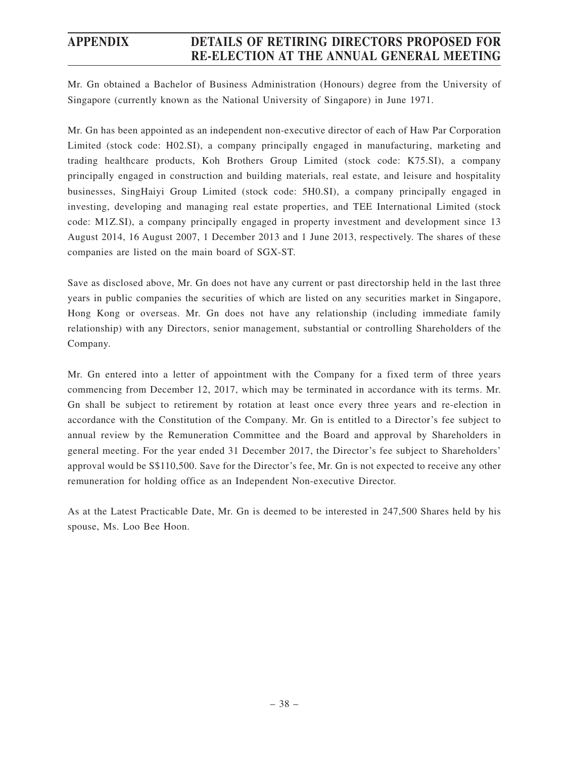Mr. Gn obtained a Bachelor of Business Administration (Honours) degree from the University of Singapore (currently known as the National University of Singapore) in June 1971.

Mr. Gn has been appointed as an independent non-executive director of each of Haw Par Corporation Limited (stock code: H02.SI), a company principally engaged in manufacturing, marketing and trading healthcare products, Koh Brothers Group Limited (stock code: K75.SI), a company principally engaged in construction and building materials, real estate, and leisure and hospitality businesses, SingHaiyi Group Limited (stock code: 5H0.SI), a company principally engaged in investing, developing and managing real estate properties, and TEE International Limited (stock code: M1Z.SI), a company principally engaged in property investment and development since 13 August 2014, 16 August 2007, 1 December 2013 and 1 June 2013, respectively. The shares of these companies are listed on the main board of SGX-ST.

Save as disclosed above, Mr. Gn does not have any current or past directorship held in the last three years in public companies the securities of which are listed on any securities market in Singapore, Hong Kong or overseas. Mr. Gn does not have any relationship (including immediate family relationship) with any Directors, senior management, substantial or controlling Shareholders of the Company.

Mr. Gn entered into a letter of appointment with the Company for a fixed term of three years commencing from December 12, 2017, which may be terminated in accordance with its terms. Mr. Gn shall be subject to retirement by rotation at least once every three years and re-election in accordance with the Constitution of the Company. Mr. Gn is entitled to a Director's fee subject to annual review by the Remuneration Committee and the Board and approval by Shareholders in general meeting. For the year ended 31 December 2017, the Director's fee subject to Shareholders' approval would be S$110,500. Save for the Director's fee, Mr. Gn is not expected to receive any other remuneration for holding office as an Independent Non-executive Director.

As at the Latest Practicable Date, Mr. Gn is deemed to be interested in 247,500 Shares held by his spouse, Ms. Loo Bee Hoon.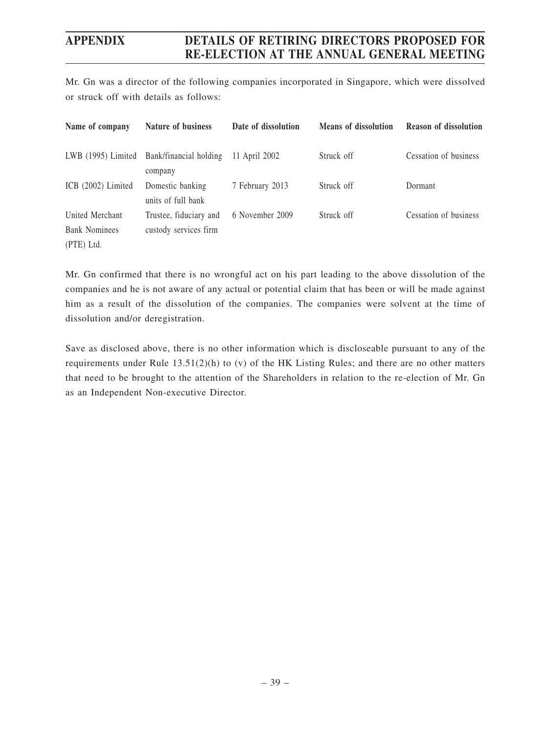Mr. Gn was a director of the following companies incorporated in Singapore, which were dissolved or struck off with details as follows:

| Name of company | Nature of business | Date of dissolution | Means of dissolution | Reason of dissolution |
|---|---|---|---|---|
| LWB (1995) Limited | Bank/financial holding company | 11 April 2002 | Struck off | Cessation of business |
| ICB (2002) Limited | Domestic banking units of full bank | 7 February 2013 | Struck off | Dormant |
| United Merchant Bank Nominees (PTE) Ltd. | Trustee, fiduciary and custody services firm | 6 November 2009 | Struck off | Cessation of business |

Mr. Gn confirmed that there is no wrongful act on his part leading to the above dissolution of the companies and he is not aware of any actual or potential claim that has been or will be made against him as a result of the dissolution of the companies. The companies were solvent at the time of dissolution and/or deregistration.

Save as disclosed above, there is no other information which is discloseable pursuant to any of the requirements under Rule 13.51(2)(h) to (v) of the HK Listing Rules; and there are no other matters that need to be brought to the attention of the Shareholders in relation to the re-election of Mr. Gn as an Independent Non-executive Director.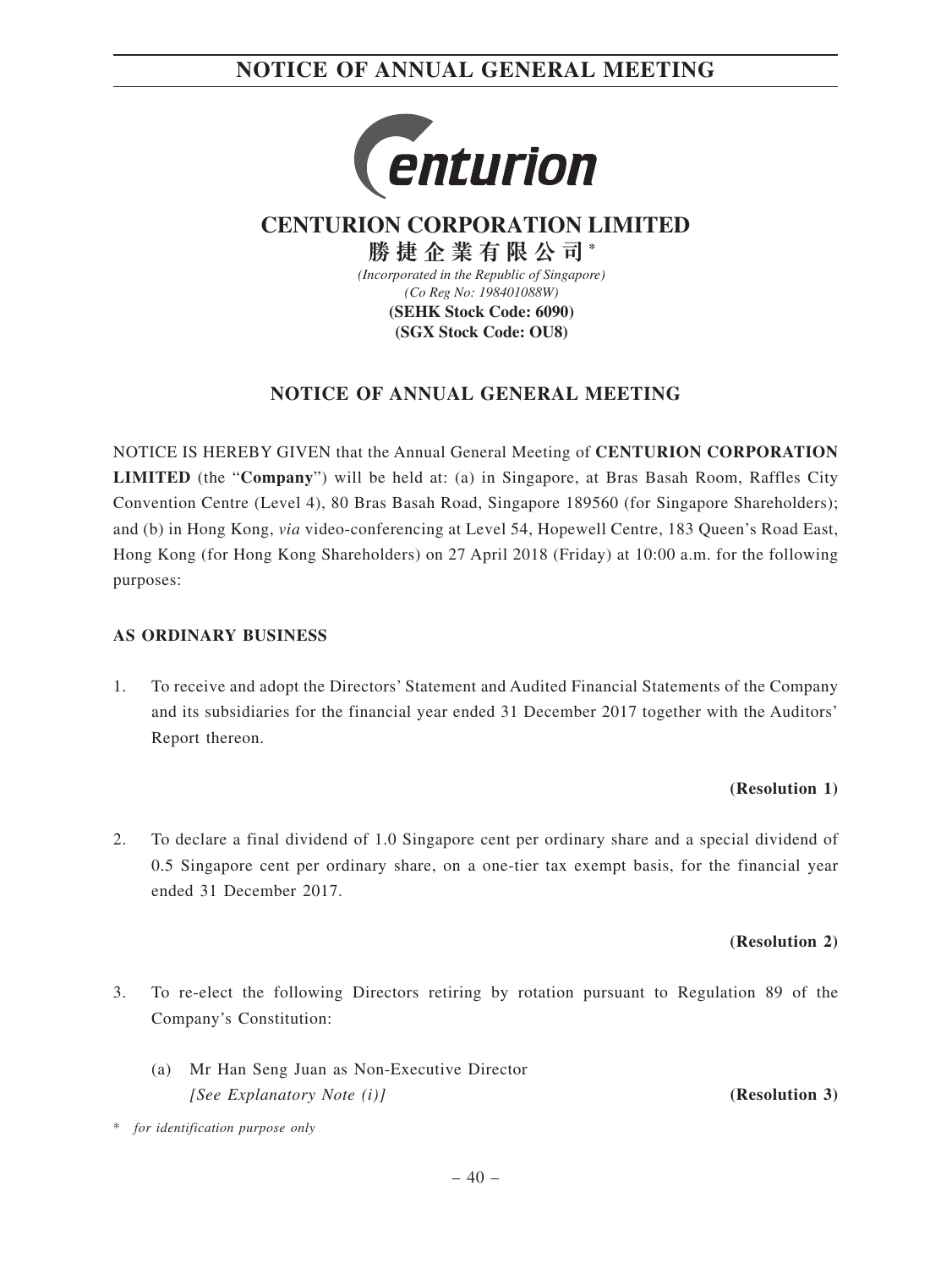# CENTURION CORPORATION LIMITED

**勝捷企業有限公司** *

*(Incorporated in the Republic of Singapore)*
*(Co Reg No: 198401088W)*
**(SEHK Stock Code: 6090)**
**(SGX Stock Code: OU8)**

## NOTICE OF ANNUAL GENERAL MEETING

NOTICE IS HEREBY GIVEN that the Annual General Meeting of **CENTURION CORPORATION LIMITED** (the "**Company**") will be held at: (a) in Singapore, at Bras Basah Room, Raffles City Convention Centre (Level 4), 80 Bras Basah Road, Singapore 189560 (for Singapore Shareholders); and (b) in Hong Kong, *via* video-conferencing at Level 54, Hopewell Centre, 183 Queen's Road East, Hong Kong (for Hong Kong Shareholders) on 27 April 2018 (Friday) at 10:00 a.m. for the following purposes:

**AS ORDINARY BUSINESS**

1. To receive and adopt the Directors' Statement and Audited Financial Statements of the Company and its subsidiaries for the financial year ended 31 December 2017 together with the Auditors' Report thereon.

   **(Resolution 1)**

2. To declare a final dividend of 1.0 Singapore cent per ordinary share and a special dividend of 0.5 Singapore cent per ordinary share, on a one-tier tax exempt basis, for the financial year ended 31 December 2017.

   **(Resolution 2)**

3. To re-elect the following Directors retiring by rotation pursuant to Regulation 89 of the Company's Constitution:

   (a) Mr Han Seng Juan as Non-Executive Director
   *[See Explanatory Note (i)]* **(Resolution 3)**

\* *for identification purpose only*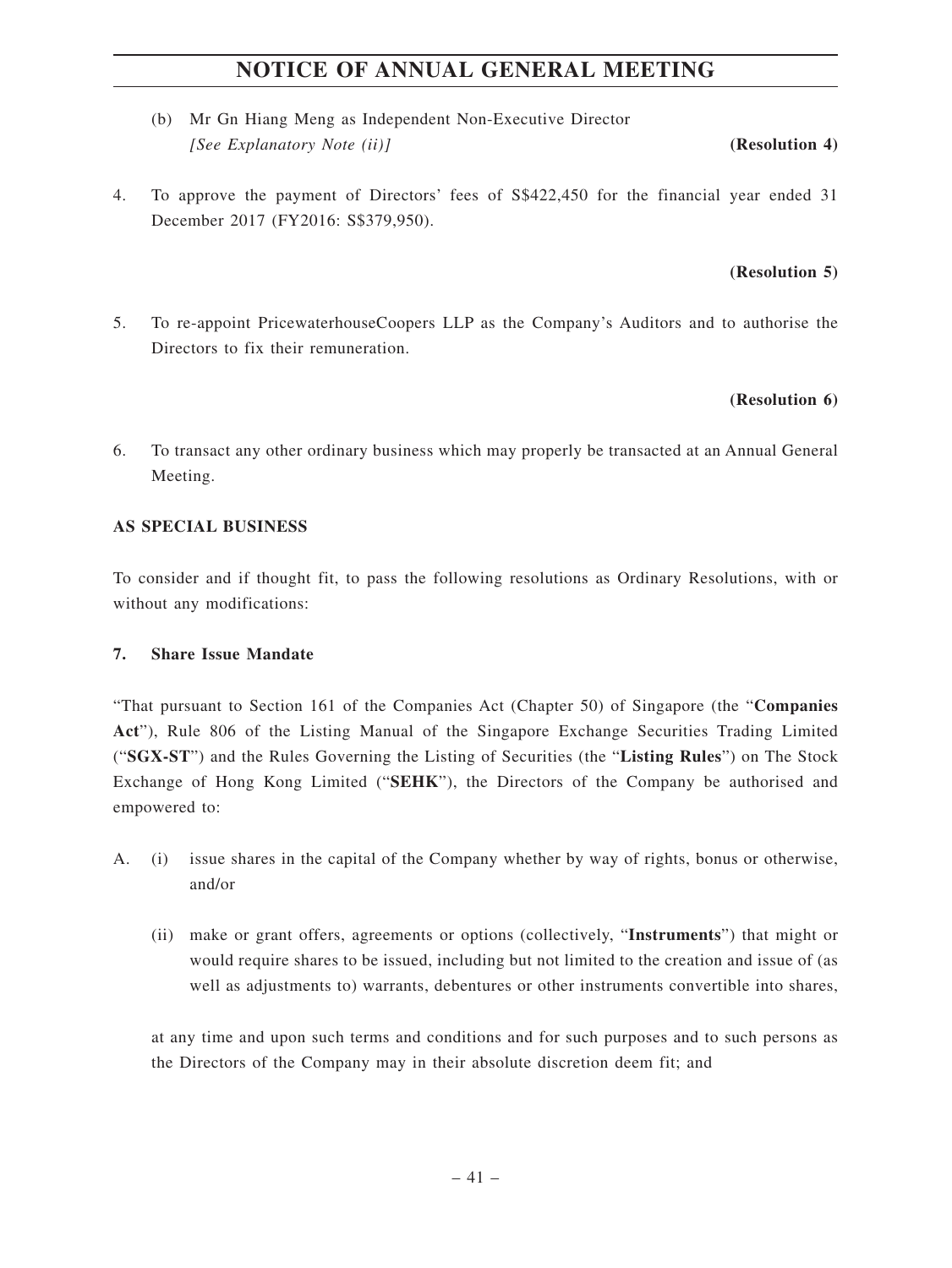(b) Mr Gn Hiang Meng as Independent Non-Executive Director
*[See Explanatory Note (ii)]* **(Resolution 4)**

4. To approve the payment of Directors' fees of S$422,450 for the financial year ended 31 December 2017 (FY2016: S$379,950).

**(Resolution 5)**

5. To re-appoint PricewaterhouseCoopers LLP as the Company's Auditors and to authorise the Directors to fix their remuneration.

**(Resolution 6)**

6. To transact any other ordinary business which may properly be transacted at an Annual General Meeting.

**AS SPECIAL BUSINESS**

To consider and if thought fit, to pass the following resolutions as Ordinary Resolutions, with or without any modifications:

**7. Share Issue Mandate**

"That pursuant to Section 161 of the Companies Act (Chapter 50) of Singapore (the "**Companies Act**"), Rule 806 of the Listing Manual of the Singapore Exchange Securities Trading Limited ("**SGX-ST**") and the Rules Governing the Listing of Securities (the "**Listing Rules**") on The Stock Exchange of Hong Kong Limited ("**SEHK**"), the Directors of the Company be authorised and empowered to:

A. (i) issue shares in the capital of the Company whether by way of rights, bonus or otherwise, and/or

(ii) make or grant offers, agreements or options (collectively, "**Instruments**") that might or would require shares to be issued, including but not limited to the creation and issue of (as well as adjustments to) warrants, debentures or other instruments convertible into shares,

at any time and upon such terms and conditions and for such purposes and to such persons as the Directors of the Company may in their absolute discretion deem fit; and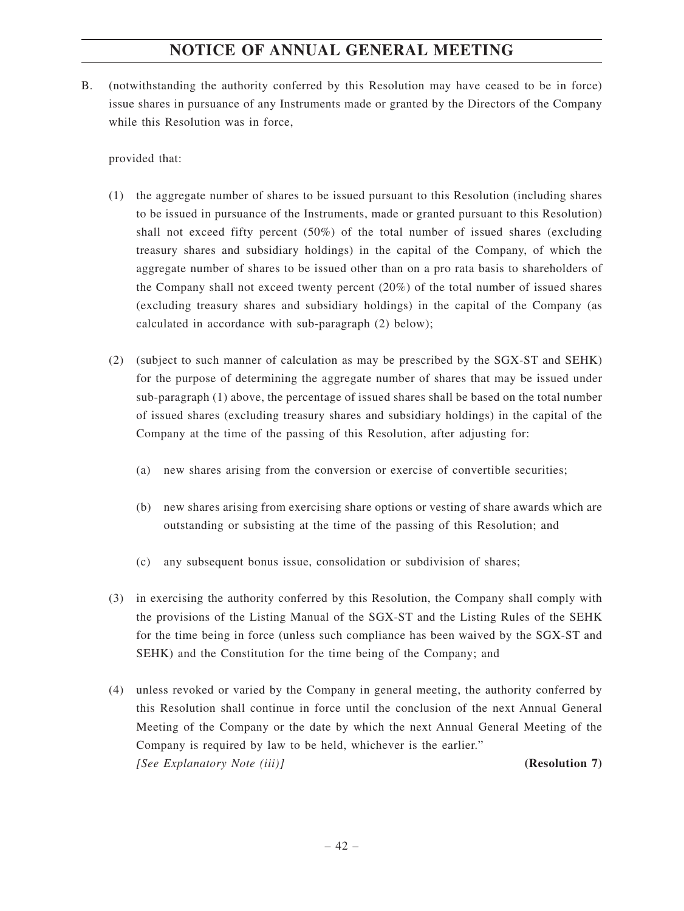B. (notwithstanding the authority conferred by this Resolution may have ceased to be in force) issue shares in pursuance of any Instruments made or granted by the Directors of the Company while this Resolution was in force,

provided that:

(1) the aggregate number of shares to be issued pursuant to this Resolution (including shares to be issued in pursuance of the Instruments, made or granted pursuant to this Resolution) shall not exceed fifty percent (50%) of the total number of issued shares (excluding treasury shares and subsidiary holdings) in the capital of the Company, of which the aggregate number of shares to be issued other than on a pro rata basis to shareholders of the Company shall not exceed twenty percent (20%) of the total number of issued shares (excluding treasury shares and subsidiary holdings) in the capital of the Company (as calculated in accordance with sub-paragraph (2) below);

(2) (subject to such manner of calculation as may be prescribed by the SGX-ST and SEHK) for the purpose of determining the aggregate number of shares that may be issued under sub-paragraph (1) above, the percentage of issued shares shall be based on the total number of issued shares (excluding treasury shares and subsidiary holdings) in the capital of the Company at the time of the passing of this Resolution, after adjusting for:

   (a) new shares arising from the conversion or exercise of convertible securities;

   (b) new shares arising from exercising share options or vesting of share awards which are outstanding or subsisting at the time of the passing of this Resolution; and

   (c) any subsequent bonus issue, consolidation or subdivision of shares;

(3) in exercising the authority conferred by this Resolution, the Company shall comply with the provisions of the Listing Manual of the SGX-ST and the Listing Rules of the SEHK for the time being in force (unless such compliance has been waived by the SGX-ST and SEHK) and the Constitution for the time being of the Company; and

(4) unless revoked or varied by the Company in general meeting, the authority conferred by this Resolution shall continue in force until the conclusion of the next Annual General Meeting of the Company or the date by which the next Annual General Meeting of the Company is required by law to be held, whichever is the earlier."
*[See Explanatory Note (iii)]* **(Resolution 7)**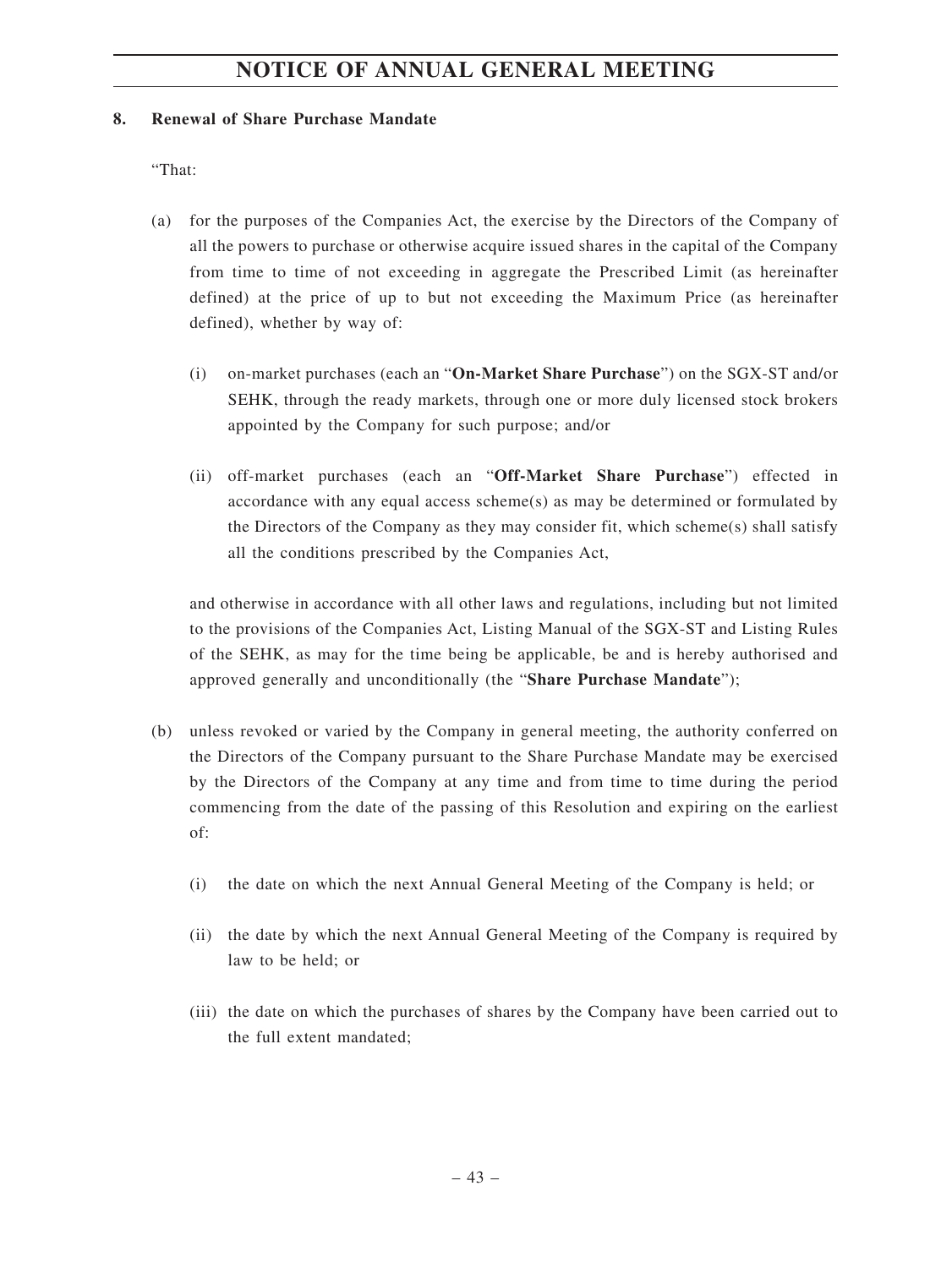**8. Renewal of Share Purchase Mandate**

"That:

(a) for the purposes of the Companies Act, the exercise by the Directors of the Company of all the powers to purchase or otherwise acquire issued shares in the capital of the Company from time to time of not exceeding in aggregate the Prescribed Limit (as hereinafter defined) at the price of up to but not exceeding the Maximum Price (as hereinafter defined), whether by way of:

    (i) on-market purchases (each an "**On-Market Share Purchase**") on the SGX-ST and/or SEHK, through the ready markets, through one or more duly licensed stock brokers appointed by the Company for such purpose; and/or

    (ii) off-market purchases (each an "**Off-Market Share Purchase**") effected in accordance with any equal access scheme(s) as may be determined or formulated by the Directors of the Company as they may consider fit, which scheme(s) shall satisfy all the conditions prescribed by the Companies Act,

    and otherwise in accordance with all other laws and regulations, including but not limited to the provisions of the Companies Act, Listing Manual of the SGX-ST and Listing Rules of the SEHK, as may for the time being be applicable, be and is hereby authorised and approved generally and unconditionally (the "**Share Purchase Mandate**");

(b) unless revoked or varied by the Company in general meeting, the authority conferred on the Directors of the Company pursuant to the Share Purchase Mandate may be exercised by the Directors of the Company at any time and from time to time during the period commencing from the date of the passing of this Resolution and expiring on the earliest of:

    (i) the date on which the next Annual General Meeting of the Company is held; or

    (ii) the date by which the next Annual General Meeting of the Company is required by law to be held; or

    (iii) the date on which the purchases of shares by the Company have been carried out to the full extent mandated;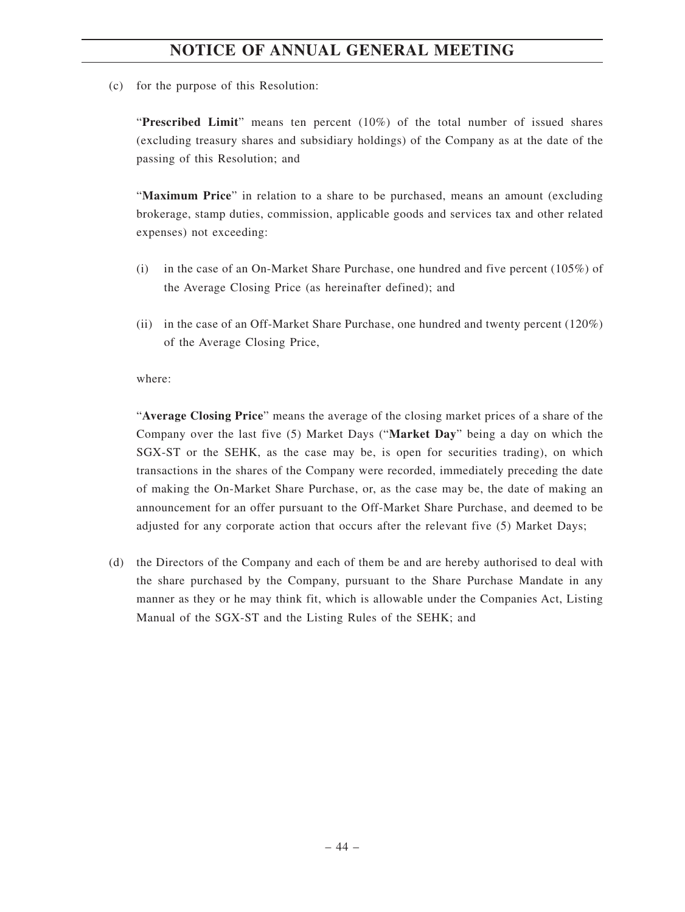(c) for the purpose of this Resolution:

"**Prescribed Limit**" means ten percent (10%) of the total number of issued shares (excluding treasury shares and subsidiary holdings) of the Company as at the date of the passing of this Resolution; and

"**Maximum Price**" in relation to a share to be purchased, means an amount (excluding brokerage, stamp duties, commission, applicable goods and services tax and other related expenses) not exceeding:

(i) in the case of an On-Market Share Purchase, one hundred and five percent (105%) of the Average Closing Price (as hereinafter defined); and

(ii) in the case of an Off-Market Share Purchase, one hundred and twenty percent (120%) of the Average Closing Price,

where:

"**Average Closing Price**" means the average of the closing market prices of a share of the Company over the last five (5) Market Days ("**Market Day**" being a day on which the SGX-ST or the SEHK, as the case may be, is open for securities trading), on which transactions in the shares of the Company were recorded, immediately preceding the date of making the On-Market Share Purchase, or, as the case may be, the date of making an announcement for an offer pursuant to the Off-Market Share Purchase, and deemed to be adjusted for any corporate action that occurs after the relevant five (5) Market Days;

(d) the Directors of the Company and each of them be and are hereby authorised to deal with the share purchased by the Company, pursuant to the Share Purchase Mandate in any manner as they or he may think fit, which is allowable under the Companies Act, Listing Manual of the SGX-ST and the Listing Rules of the SEHK; and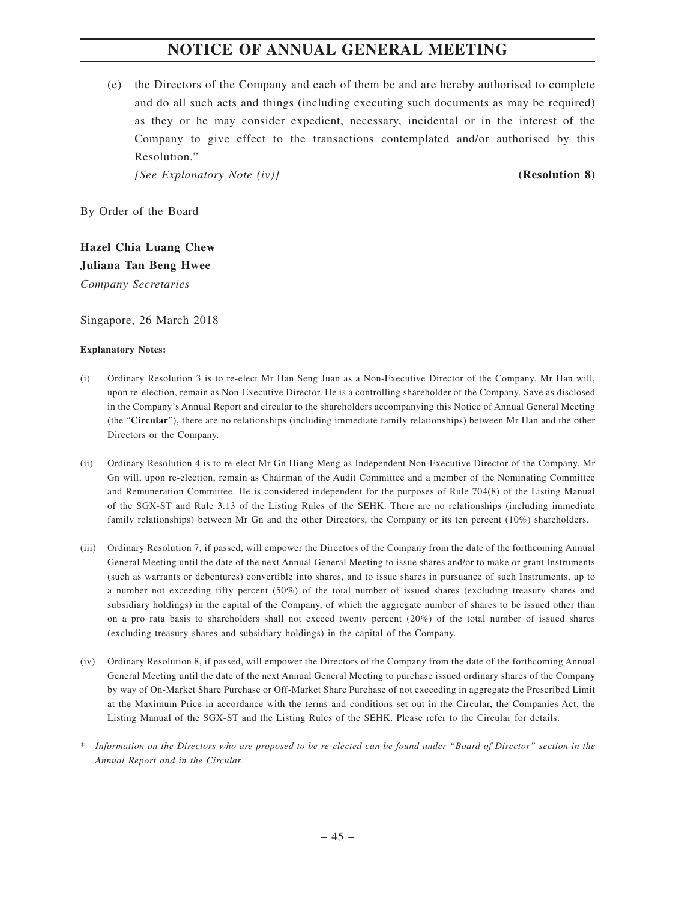# NOTICE OF ANNUAL GENERAL MEETING

(e) the Directors of the Company and each of them be and are hereby authorised to complete and do all such acts and things (including executing such documents as may be required) as they or he may consider expedient, necessary, incidental or in the interest of the Company to give effect to the transactions contemplated and/or authorised by this Resolution."

*[See Explanatory Note (iv)]* **(Resolution 8)**

By Order of the Board

**Hazel Chia Luang Chew**
**Juliana Tan Beng Hwee**
*Company Secretaries*

Singapore, 26 March 2018

**Explanatory Notes:**

(i) Ordinary Resolution 3 is to re-elect Mr Han Seng Juan as a Non-Executive Director of the Company. Mr Han will, upon re-election, remain as Non-Executive Director. He is a controlling shareholder of the Company. Save as disclosed in the Company's Annual Report and circular to the shareholders accompanying this Notice of Annual General Meeting (the "**Circular**"), there are no relationships (including immediate family relationships) between Mr Han and the other Directors or the Company.

(ii) Ordinary Resolution 4 is to re-elect Mr Gn Hiang Meng as Independent Non-Executive Director of the Company. Mr Gn will, upon re-election, remain as Chairman of the Audit Committee and a member of the Nominating Committee and Remuneration Committee. He is considered independent for the purposes of Rule 704(8) of the Listing Manual of the SGX-ST and Rule 3.13 of the Listing Rules of the SEHK. There are no relationships (including immediate family relationships) between Mr Gn and the other Directors, the Company or its ten percent (10%) shareholders.

(iii) Ordinary Resolution 7, if passed, will empower the Directors of the Company from the date of the forthcoming Annual General Meeting until the date of the next Annual General Meeting to issue shares and/or to make or grant Instruments (such as warrants or debentures) convertible into shares, and to issue shares in pursuance of such Instruments, up to a number not exceeding fifty percent (50%) of the total number of issued shares (excluding treasury shares and subsidiary holdings) in the capital of the Company, of which the aggregate number of shares to be issued other than on a pro rata basis to shareholders shall not exceed twenty percent (20%) of the total number of issued shares (excluding treasury shares and subsidiary holdings) in the capital of the Company.

(iv) Ordinary Resolution 8, if passed, will empower the Directors of the Company from the date of the forthcoming Annual General Meeting until the date of the next Annual General Meeting to purchase issued ordinary shares of the Company by way of On-Market Share Purchase or Off-Market Share Purchase of not exceeding in aggregate the Prescribed Limit at the Maximum Price in accordance with the terms and conditions set out in the Circular, the Companies Act, the Listing Manual of the SGX-ST and the Listing Rules of the SEHK. Please refer to the Circular for details.

\* *Information on the Directors who are proposed to be re-elected can be found under "Board of Director" section in the Annual Report and in the Circular.*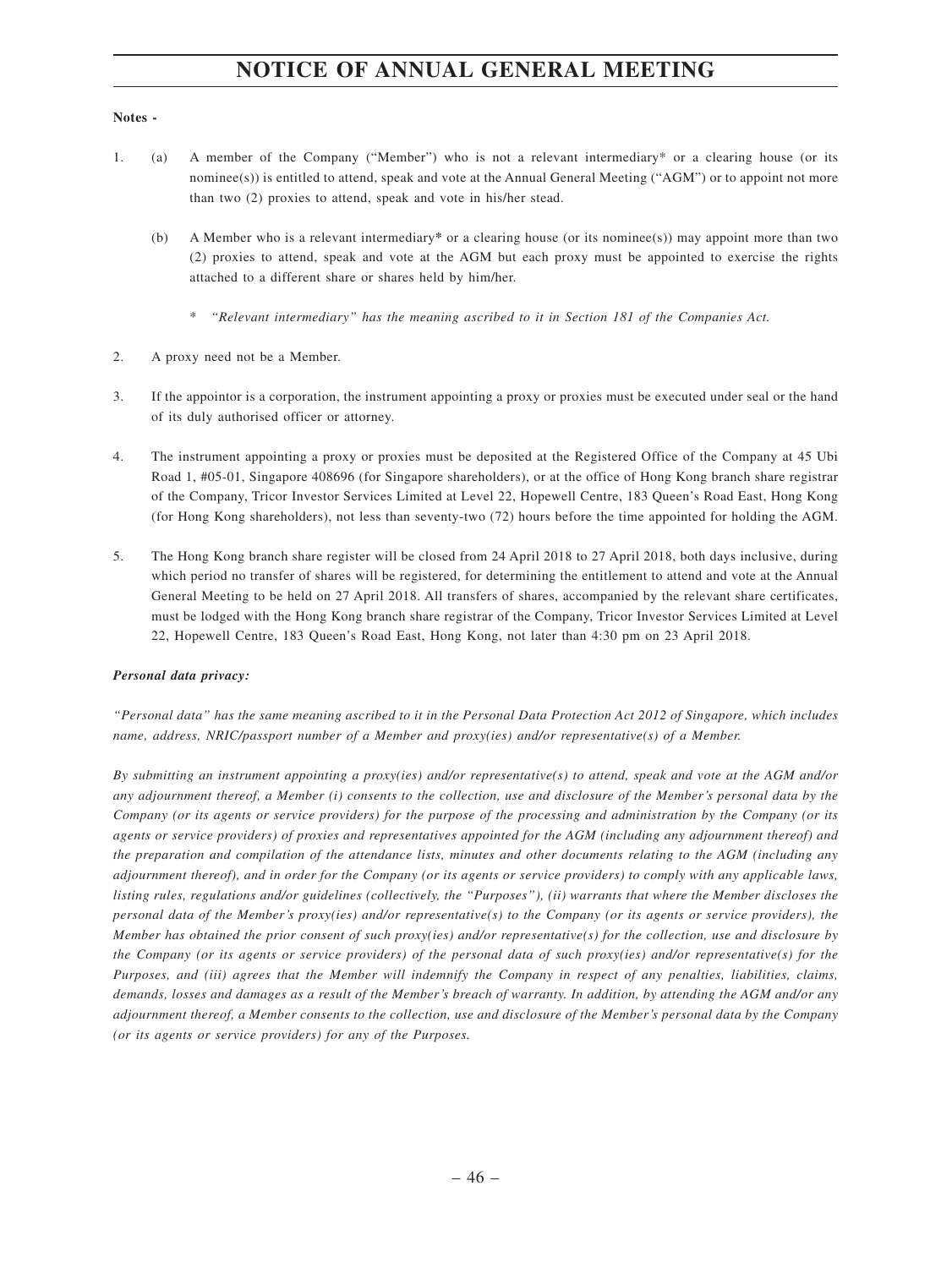# NOTICE OF ANNUAL GENERAL MEETING

**Notes -**

1. (a) A member of the Company ("Member") who is not a relevant intermediary* or a clearing house (or its nominee(s)) is entitled to attend, speak and vote at the Annual General Meeting ("AGM") or to appoint not more than two (2) proxies to attend, speak and vote in his/her stead.

   (b) A Member who is a relevant intermediary* or a clearing house (or its nominee(s)) may appoint more than two (2) proxies to attend, speak and vote at the AGM but each proxy must be appointed to exercise the rights attached to a different share or shares held by him/her.

   \* *"Relevant intermediary" has the meaning ascribed to it in Section 181 of the Companies Act.*

2. A proxy need not be a Member.

3. If the appointor is a corporation, the instrument appointing a proxy or proxies must be executed under seal or the hand of its duly authorised officer or attorney.

4. The instrument appointing a proxy or proxies must be deposited at the Registered Office of the Company at 45 Ubi Road 1, #05-01, Singapore 408696 (for Singapore shareholders), or at the office of Hong Kong branch share registrar of the Company, Tricor Investor Services Limited at Level 22, Hopewell Centre, 183 Queen's Road East, Hong Kong (for Hong Kong shareholders), not less than seventy-two (72) hours before the time appointed for holding the AGM.

5. The Hong Kong branch share register will be closed from 24 April 2018 to 27 April 2018, both days inclusive, during which period no transfer of shares will be registered, for determining the entitlement to attend and vote at the Annual General Meeting to be held on 27 April 2018. All transfers of shares, accompanied by the relevant share certificates, must be lodged with the Hong Kong branch share registrar of the Company, Tricor Investor Services Limited at Level 22, Hopewell Centre, 183 Queen's Road East, Hong Kong, not later than 4:30 pm on 23 April 2018.

***Personal data privacy:***

*"Personal data" has the same meaning ascribed to it in the Personal Data Protection Act 2012 of Singapore, which includes name, address, NRIC/passport number of a Member and proxy(ies) and/or representative(s) of a Member.*

*By submitting an instrument appointing a proxy(ies) and/or representative(s) to attend, speak and vote at the AGM and/or any adjournment thereof, a Member (i) consents to the collection, use and disclosure of the Member's personal data by the Company (or its agents or service providers) for the purpose of the processing and administration by the Company (or its agents or service providers) of proxies and representatives appointed for the AGM (including any adjournment thereof) and the preparation and compilation of the attendance lists, minutes and other documents relating to the AGM (including any adjournment thereof), and in order for the Company (or its agents or service providers) to comply with any applicable laws, listing rules, regulations and/or guidelines (collectively, the "Purposes"), (ii) warrants that where the Member discloses the personal data of the Member's proxy(ies) and/or representative(s) to the Company (or its agents or service providers), the Member has obtained the prior consent of such proxy(ies) and/or representative(s) for the collection, use and disclosure by the Company (or its agents or service providers) of the personal data of such proxy(ies) and/or representative(s) for the Purposes, and (iii) agrees that the Member will indemnify the Company in respect of any penalties, liabilities, claims, demands, losses and damages as a result of the Member's breach of warranty. In addition, by attending the AGM and/or any adjournment thereof, a Member consents to the collection, use and disclosure of the Member's personal data by the Company (or its agents or service providers) for any of the Purposes.*